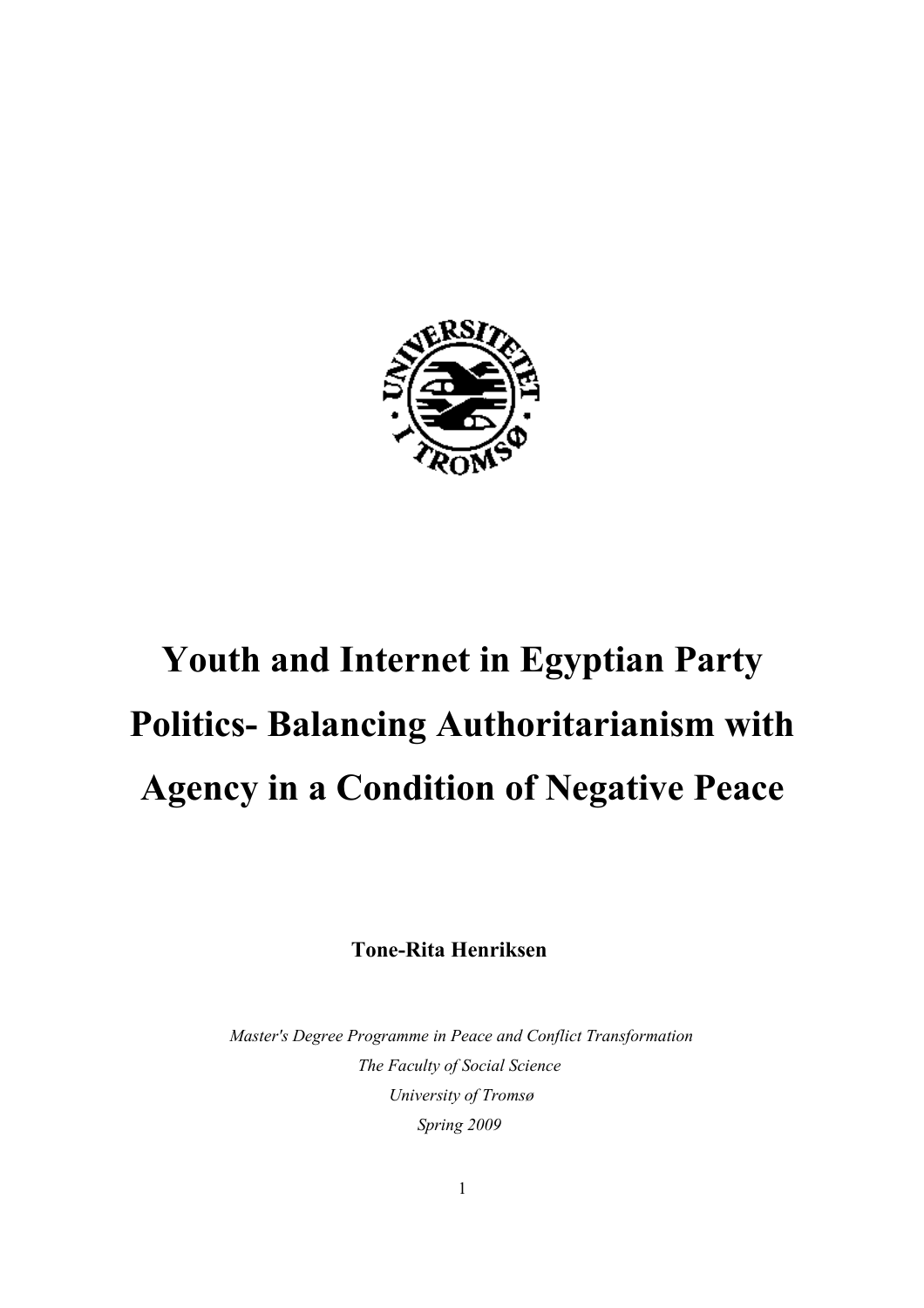# Youth and Internet in Egyptian Party Politics- Balancing Authoritarianism with Agency in a Condition of Negative Peace

**Tone-Rita Henriksen**

*Master's Degree Programme in Peace and Conflict Transformation*

*The Faculty of Social Science*

*University of Tromsø*

*Spring 2009*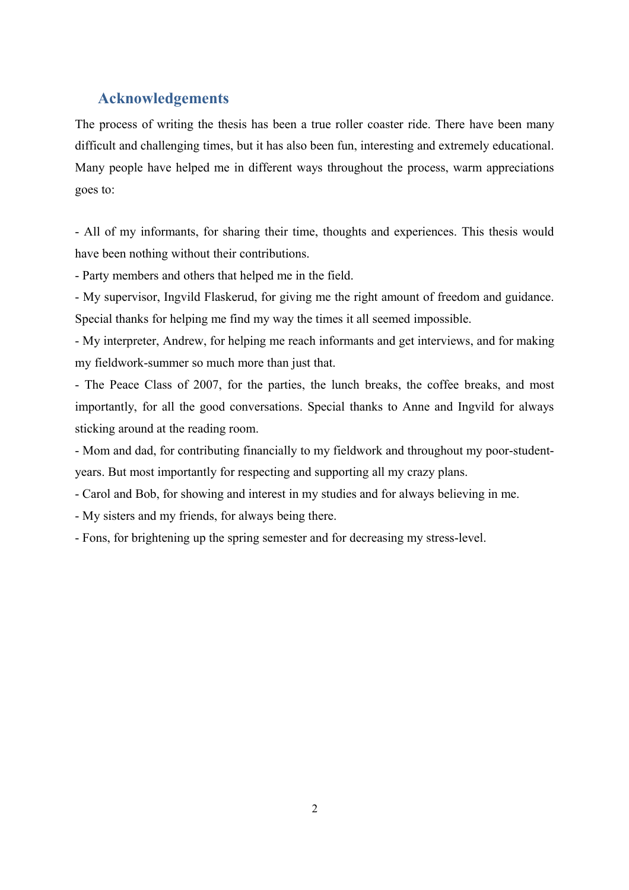## Acknowledgements

The process of writing the thesis has been a true roller coaster ride. There have been many difficult and challenging times, but it has also been fun, interesting and extremely educational. Many people have helped me in different ways throughout the process, warm appreciations goes to:

- All of my informants, for sharing their time, thoughts and experiences. This thesis would have been nothing without their contributions.
- Party members and others that helped me in the field.
- My supervisor, Ingvild Flaskerud, for giving me the right amount of freedom and guidance. Special thanks for helping me find my way the times it all seemed impossible.
- My interpreter, Andrew, for helping me reach informants and get interviews, and for making my fieldwork-summer so much more than just that.
- The Peace Class of 2007, for the parties, the lunch breaks, the coffee breaks, and most importantly, for all the good conversations. Special thanks to Anne and Ingvild for always sticking around at the reading room.
- Mom and dad, for contributing financially to my fieldwork and throughout my poor-student-years. But most importantly for respecting and supporting all my crazy plans.
- Carol and Bob, for showing and interest in my studies and for always believing in me.
- My sisters and my friends, for always being there.
- Fons, for brightening up the spring semester and for decreasing my stress-level.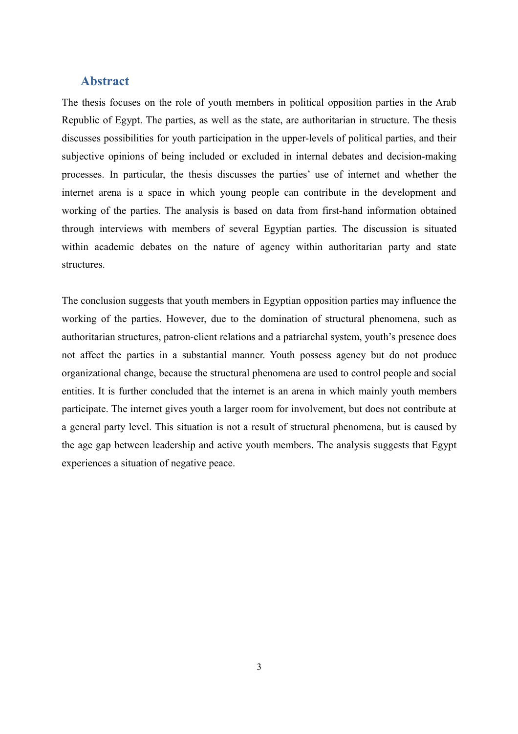## Abstract

The thesis focuses on the role of youth members in political opposition parties in the Arab Republic of Egypt. The parties, as well as the state, are authoritarian in structure. The thesis discusses possibilities for youth participation in the upper-levels of political parties, and their subjective opinions of being included or excluded in internal debates and decision-making processes. In particular, the thesis discusses the parties' use of internet and whether the internet arena is a space in which young people can contribute in the development and working of the parties. The analysis is based on data from first-hand information obtained through interviews with members of several Egyptian parties. The discussion is situated within academic debates on the nature of agency within authoritarian party and state structures.

The conclusion suggests that youth members in Egyptian opposition parties may influence the working of the parties. However, due to the domination of structural phenomena, such as authoritarian structures, patron-client relations and a patriarchal system, youth's presence does not affect the parties in a substantial manner. Youth possess agency but do not produce organizational change, because the structural phenomena are used to control people and social entities. It is further concluded that the internet is an arena in which mainly youth members participate. The internet gives youth a larger room for involvement, but does not contribute at a general party level. This situation is not a result of structural phenomena, but is caused by the age gap between leadership and active youth members. The analysis suggests that Egypt experiences a situation of negative peace.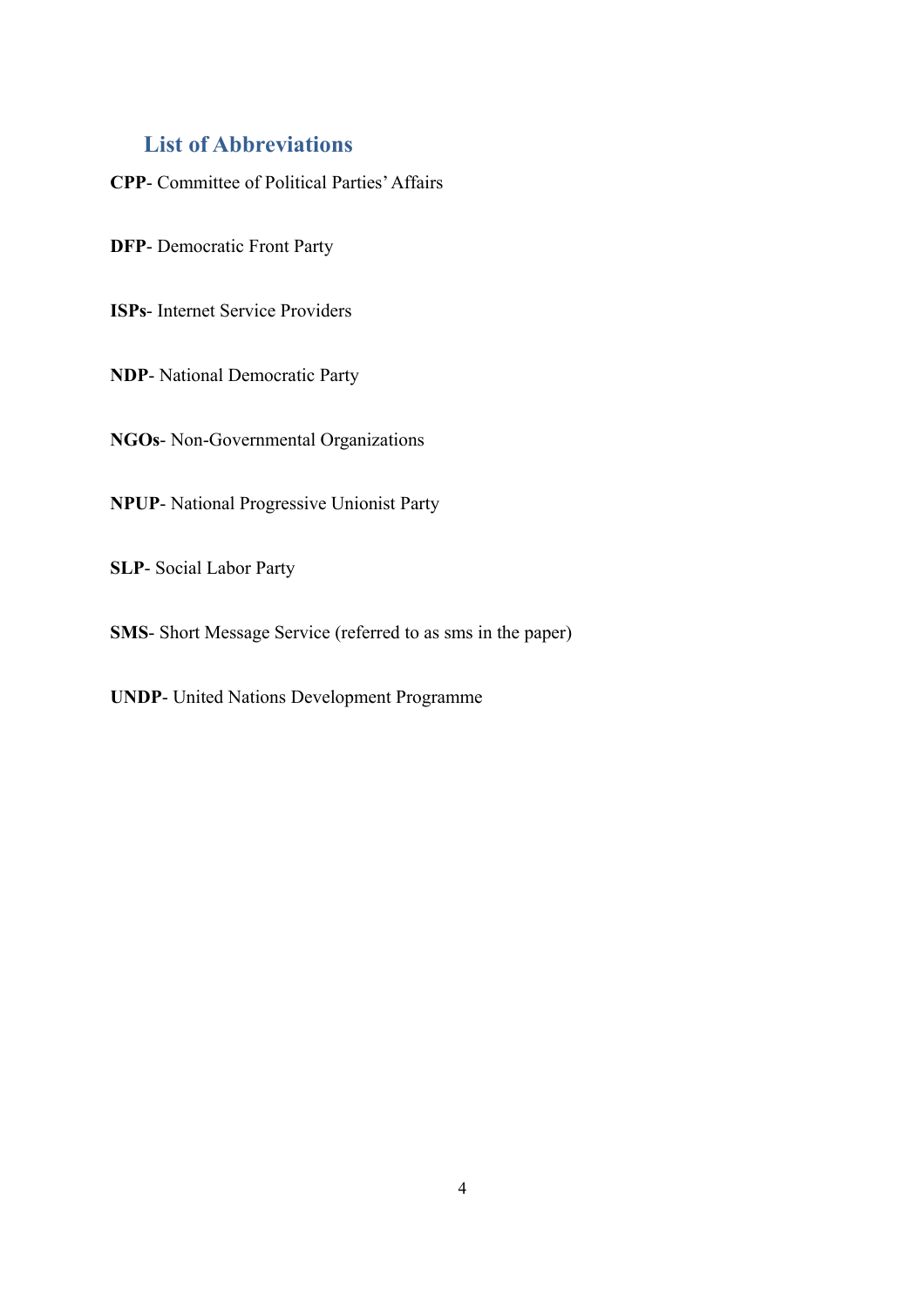## List of Abbreviations

**CPP**- Committee of Political Parties' Affairs

**DFP**- Democratic Front Party

**ISPs**- Internet Service Providers

**NDP**- National Democratic Party

**NGOs**- Non-Governmental Organizations

**NPUP**- National Progressive Unionist Party

**SLP**- Social Labor Party

**SMS**- Short Message Service (referred to as sms in the paper)

**UNDP**- United Nations Development Programme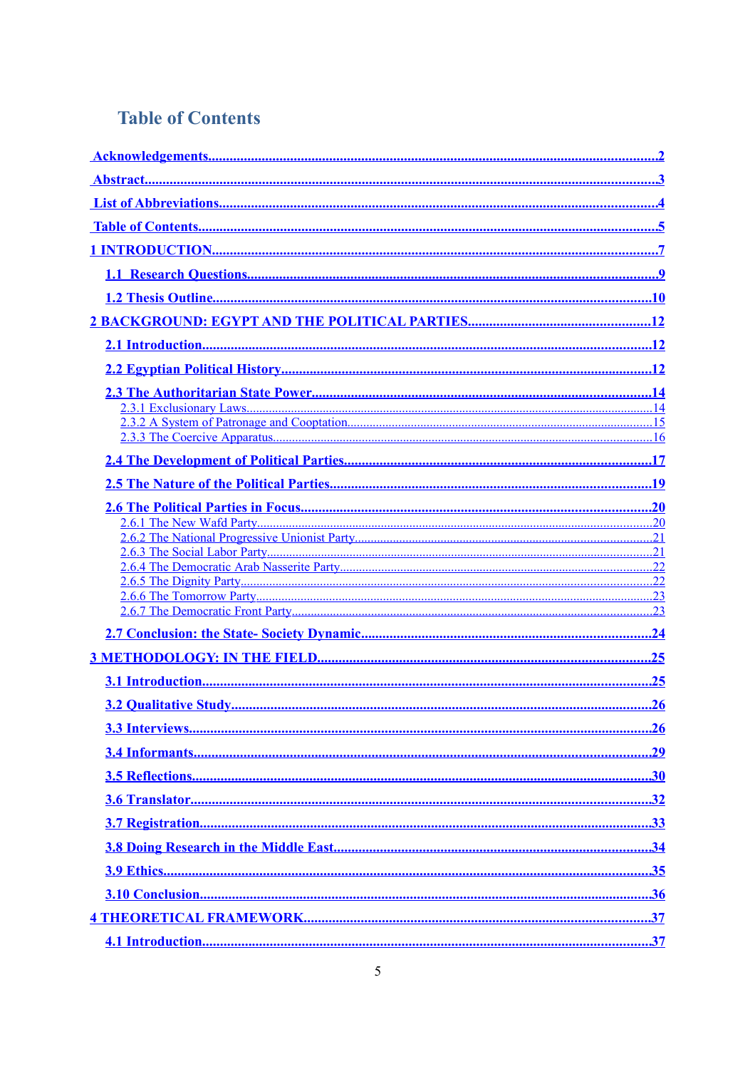## Table of Contents

Acknowledgements....................2
Abstract....................3
List of Abbreviations....................4
Table of Contents....................5
1 INTRODUCTION....................7
- 1.1 Research Questions....................9
- 1.2 Thesis Outline....................10

2 BACKGROUND: EGYPT AND THE POLITICAL PARTIES....................12
- 2.1 Introduction....................12
- 2.2 Egyptian Political History....................12
- 2.3 The Authoritarian State Power....................14
  - 2.3.1 Exclusionary Laws....................14
  - 2.3.2 A System of Patronage and Cooptation....................15
  - 2.3.3 The Coercive Apparatus....................16
- 2.4 The Development of Political Parties....................17
- 2.5 The Nature of the Political Parties....................19
- 2.6 The Political Parties in Focus....................20
  - 2.6.1 The New Wafd Party....................20
  - 2.6.2 The National Progressive Unionist Party....................21
  - 2.6.3 The Social Labor Party....................21
  - 2.6.4 The Democratic Arab Nasserite Party....................22
  - 2.6.5 The Dignity Party....................22
  - 2.6.6 The Tomorrow Party....................23
  - 2.6.7 The Democratic Front Party....................23
- 2.7 Conclusion: the State- Society Dynamic....................24

3 METHODOLOGY: IN THE FIELD....................25
- 3.1 Introduction....................25
- 3.2 Qualitative Study....................26
- 3.3 Interviews....................26
- 3.4 Informants....................29
- 3.5 Reflections....................30
- 3.6 Translator....................32
- 3.7 Registration....................33
- 3.8 Doing Research in the Middle East....................34
- 3.9 Ethics....................35
- 3.10 Conclusion....................36

4 THEORETICAL FRAMEWORK....................37
- 4.1 Introduction....................37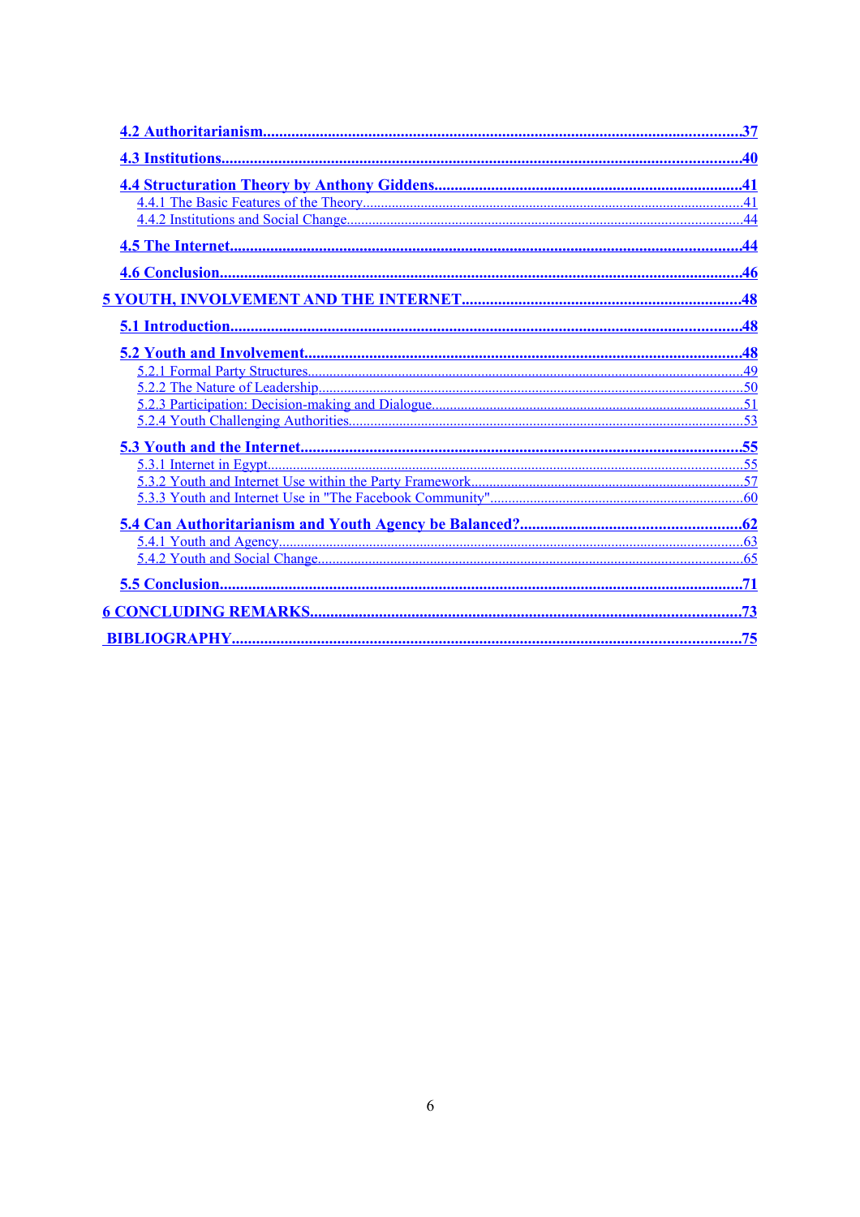**4.2 Authoritarianism.....................................................................................................................37**

**4.3 Institutions..............................................................................................................................40**

**4.4 Structuration Theory by Anthony Giddens...........................................................................41**

4.4.1 The Basic Features of the Theory.......................................................................................41

4.4.2 Institutions and Social Change............................................................................................44

**4.5 The Internet.............................................................................................................................44**

**4.6 Conclusion...............................................................................................................................46**

**5 YOUTH, INVOLVEMENT AND THE INTERNET.....................................................................48**

**5.1 Introduction.............................................................................................................................48**

**5.2 Youth and Involvement..........................................................................................................48**

5.2.1 Formal Party Structures......................................................................................................49

5.2.2 The Nature of Leadership....................................................................................................50

5.2.3 Participation: Decision-making and Dialogue....................................................................51

5.2.4 Youth Challenging Authorities............................................................................................53

**5.3 Youth and the Internet............................................................................................................55**

5.3.1 Internet in Egypt.................................................................................................................55

5.3.2 Youth and Internet Use within the Party Framework..........................................................57

5.3.3 Youth and Internet Use in "The Facebook Community"....................................................60

**5.4 Can Authoritarianism and Youth Agency be Balanced?.......................................................62**

5.4.1 Youth and Agency...............................................................................................................63

5.4.2 Youth and Social Change....................................................................................................65

**5.5 Conclusion...............................................................................................................................71**

**6 CONCLUDING REMARKS.......................................................................................................73**

**BIBLIOGRAPHY..........................................................................................................................75**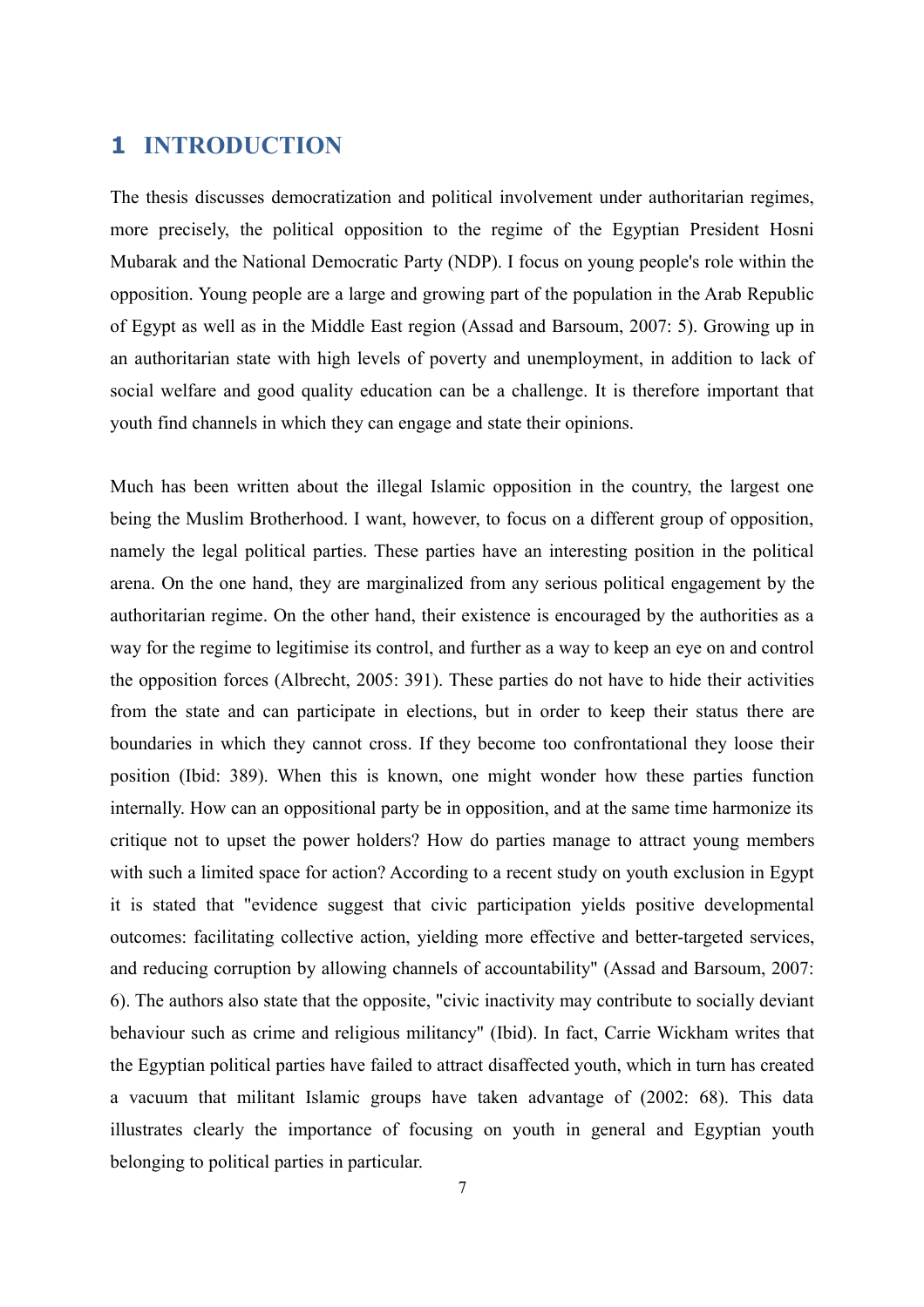# 1 INTRODUCTION

The thesis discusses democratization and political involvement under authoritarian regimes, more precisely, the political opposition to the regime of the Egyptian President Hosni Mubarak and the National Democratic Party (NDP). I focus on young people's role within the opposition. Young people are a large and growing part of the population in the Arab Republic of Egypt as well as in the Middle East region (Assad and Barsoum, 2007: 5). Growing up in an authoritarian state with high levels of poverty and unemployment, in addition to lack of social welfare and good quality education can be a challenge. It is therefore important that youth find channels in which they can engage and state their opinions.

Much has been written about the illegal Islamic opposition in the country, the largest one being the Muslim Brotherhood. I want, however, to focus on a different group of opposition, namely the legal political parties. These parties have an interesting position in the political arena. On the one hand, they are marginalized from any serious political engagement by the authoritarian regime. On the other hand, their existence is encouraged by the authorities as a way for the regime to legitimise its control, and further as a way to keep an eye on and control the opposition forces (Albrecht, 2005: 391). These parties do not have to hide their activities from the state and can participate in elections, but in order to keep their status there are boundaries in which they cannot cross. If they become too confrontational they loose their position (Ibid: 389). When this is known, one might wonder how these parties function internally. How can an oppositional party be in opposition, and at the same time harmonize its critique not to upset the power holders? How do parties manage to attract young members with such a limited space for action? According to a recent study on youth exclusion in Egypt it is stated that "evidence suggest that civic participation yields positive developmental outcomes: facilitating collective action, yielding more effective and better-targeted services, and reducing corruption by allowing channels of accountability" (Assad and Barsoum, 2007: 6). The authors also state that the opposite, "civic inactivity may contribute to socially deviant behaviour such as crime and religious militancy" (Ibid). In fact, Carrie Wickham writes that the Egyptian political parties have failed to attract disaffected youth, which in turn has created a vacuum that militant Islamic groups have taken advantage of (2002: 68). This data illustrates clearly the importance of focusing on youth in general and Egyptian youth belonging to political parties in particular.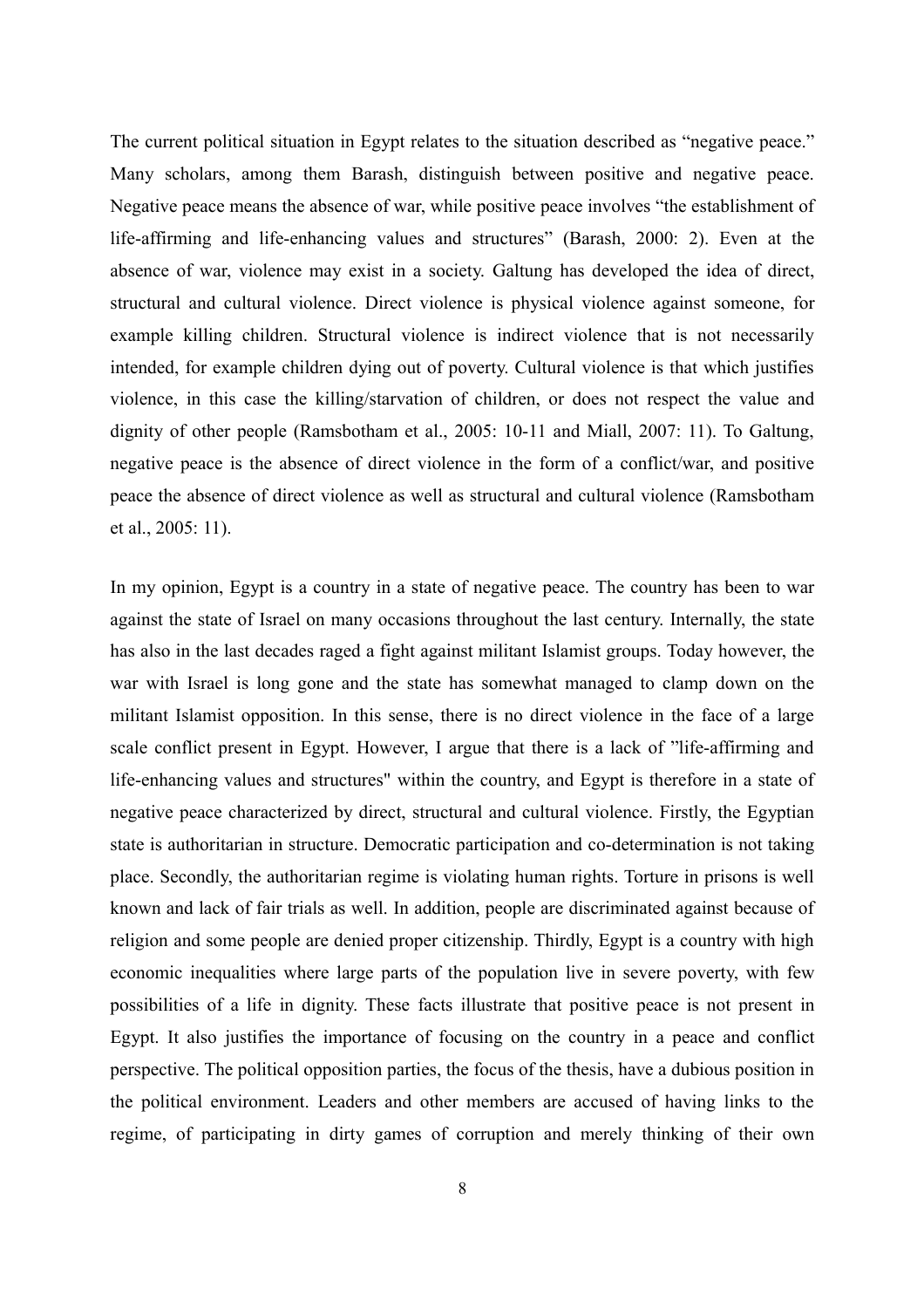The current political situation in Egypt relates to the situation described as "negative peace." Many scholars, among them Barash, distinguish between positive and negative peace. Negative peace means the absence of war, while positive peace involves "the establishment of life-affirming and life-enhancing values and structures" (Barash, 2000: 2). Even at the absence of war, violence may exist in a society. Galtung has developed the idea of direct, structural and cultural violence. Direct violence is physical violence against someone, for example killing children. Structural violence is indirect violence that is not necessarily intended, for example children dying out of poverty. Cultural violence is that which justifies violence, in this case the killing/starvation of children, or does not respect the value and dignity of other people (Ramsbotham et al., 2005: 10-11 and Miall, 2007: 11). To Galtung, negative peace is the absence of direct violence in the form of a conflict/war, and positive peace the absence of direct violence as well as structural and cultural violence (Ramsbotham et al., 2005: 11).

In my opinion, Egypt is a country in a state of negative peace. The country has been to war against the state of Israel on many occasions throughout the last century. Internally, the state has also in the last decades raged a fight against militant Islamist groups. Today however, the war with Israel is long gone and the state has somewhat managed to clamp down on the militant Islamist opposition. In this sense, there is no direct violence in the face of a large scale conflict present in Egypt. However, I argue that there is a lack of "life-affirming and life-enhancing values and structures" within the country, and Egypt is therefore in a state of negative peace characterized by direct, structural and cultural violence. Firstly, the Egyptian state is authoritarian in structure. Democratic participation and co-determination is not taking place. Secondly, the authoritarian regime is violating human rights. Torture in prisons is well known and lack of fair trials as well. In addition, people are discriminated against because of religion and some people are denied proper citizenship. Thirdly, Egypt is a country with high economic inequalities where large parts of the population live in severe poverty, with few possibilities of a life in dignity. These facts illustrate that positive peace is not present in Egypt. It also justifies the importance of focusing on the country in a peace and conflict perspective. The political opposition parties, the focus of the thesis, have a dubious position in the political environment. Leaders and other members are accused of having links to the regime, of participating in dirty games of corruption and merely thinking of their own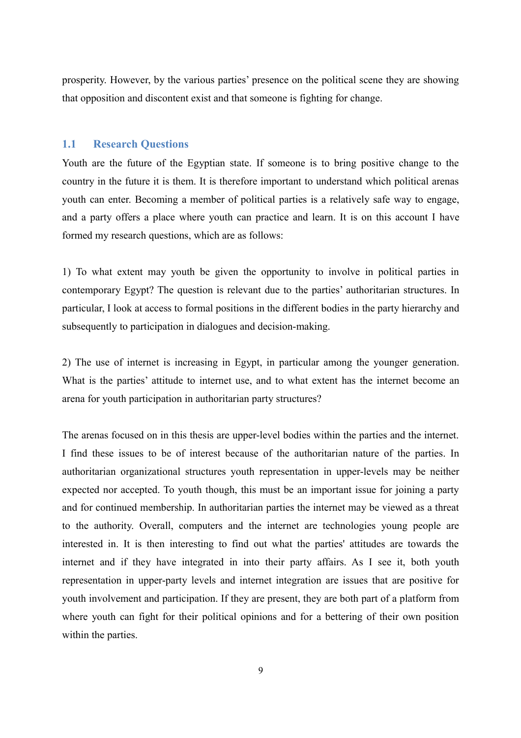prosperity. However, by the various parties' presence on the political scene they are showing that opposition and discontent exist and that someone is fighting for change.

## 1.1 Research Questions

Youth are the future of the Egyptian state. If someone is to bring positive change to the country in the future it is them. It is therefore important to understand which political arenas youth can enter. Becoming a member of political parties is a relatively safe way to engage, and a party offers a place where youth can practice and learn. It is on this account I have formed my research questions, which are as follows:

1) To what extent may youth be given the opportunity to involve in political parties in contemporary Egypt? The question is relevant due to the parties' authoritarian structures. In particular, I look at access to formal positions in the different bodies in the party hierarchy and subsequently to participation in dialogues and decision-making.

2) The use of internet is increasing in Egypt, in particular among the younger generation. What is the parties' attitude to internet use, and to what extent has the internet become an arena for youth participation in authoritarian party structures?

The arenas focused on in this thesis are upper-level bodies within the parties and the internet. I find these issues to be of interest because of the authoritarian nature of the parties. In authoritarian organizational structures youth representation in upper-levels may be neither expected nor accepted. To youth though, this must be an important issue for joining a party and for continued membership. In authoritarian parties the internet may be viewed as a threat to the authority. Overall, computers and the internet are technologies young people are interested in. It is then interesting to find out what the parties' attitudes are towards the internet and if they have integrated in into their party affairs. As I see it, both youth representation in upper-party levels and internet integration are issues that are positive for youth involvement and participation. If they are present, they are both part of a platform from where youth can fight for their political opinions and for a bettering of their own position within the parties.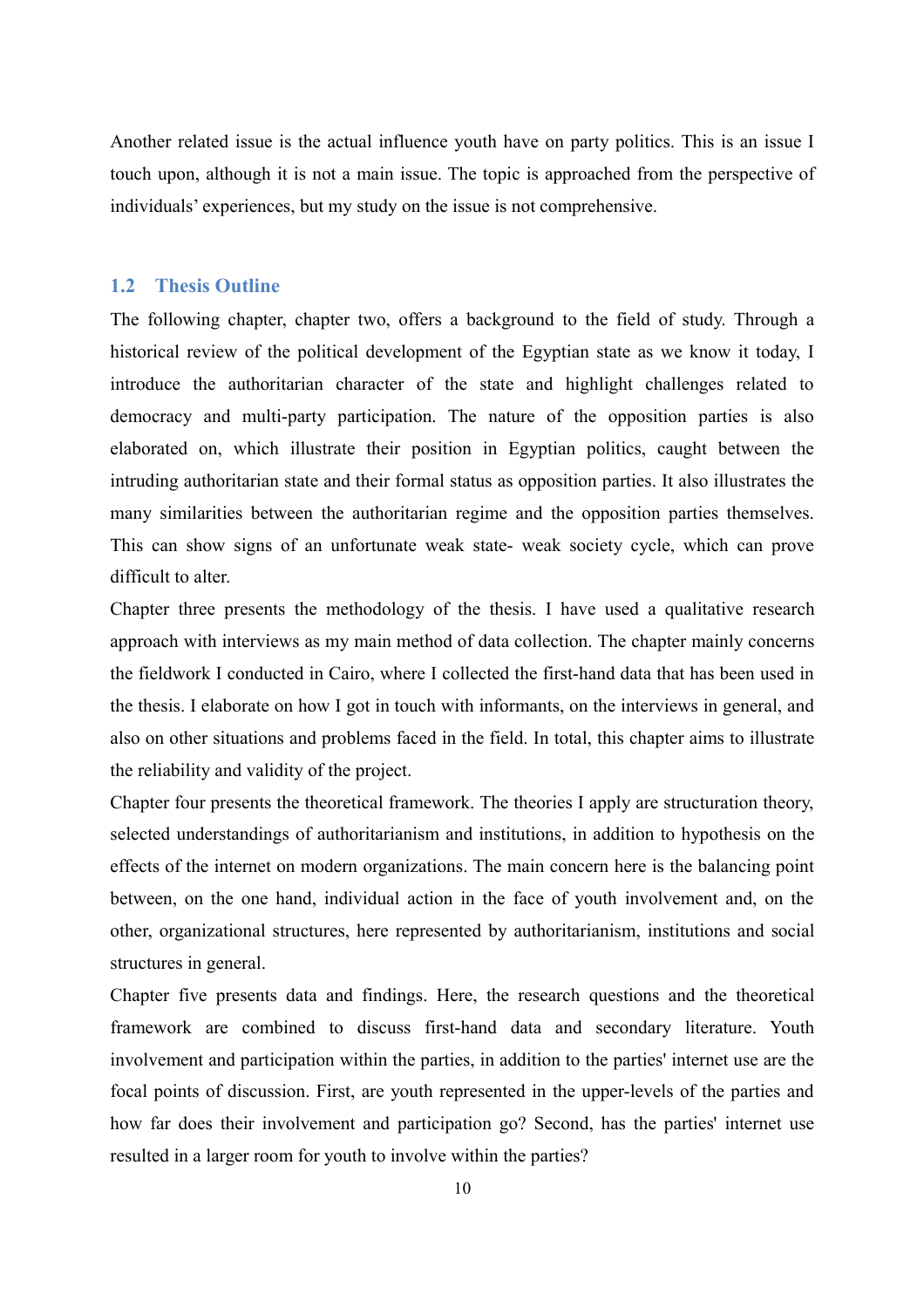Another related issue is the actual influence youth have on party politics. This is an issue I touch upon, although it is not a main issue. The topic is approached from the perspective of individuals' experiences, but my study on the issue is not comprehensive.

## 1.2 Thesis Outline

The following chapter, chapter two, offers a background to the field of study. Through a historical review of the political development of the Egyptian state as we know it today, I introduce the authoritarian character of the state and highlight challenges related to democracy and multi-party participation. The nature of the opposition parties is also elaborated on, which illustrate their position in Egyptian politics, caught between the intruding authoritarian state and their formal status as opposition parties. It also illustrates the many similarities between the authoritarian regime and the opposition parties themselves. This can show signs of an unfortunate weak state- weak society cycle, which can prove difficult to alter.

Chapter three presents the methodology of the thesis. I have used a qualitative research approach with interviews as my main method of data collection. The chapter mainly concerns the fieldwork I conducted in Cairo, where I collected the first-hand data that has been used in the thesis. I elaborate on how I got in touch with informants, on the interviews in general, and also on other situations and problems faced in the field. In total, this chapter aims to illustrate the reliability and validity of the project.

Chapter four presents the theoretical framework. The theories I apply are structuration theory, selected understandings of authoritarianism and institutions, in addition to hypothesis on the effects of the internet on modern organizations. The main concern here is the balancing point between, on the one hand, individual action in the face of youth involvement and, on the other, organizational structures, here represented by authoritarianism, institutions and social structures in general.

Chapter five presents data and findings. Here, the research questions and the theoretical framework are combined to discuss first-hand data and secondary literature. Youth involvement and participation within the parties, in addition to the parties' internet use are the focal points of discussion. First, are youth represented in the upper-levels of the parties and how far does their involvement and participation go? Second, has the parties' internet use resulted in a larger room for youth to involve within the parties?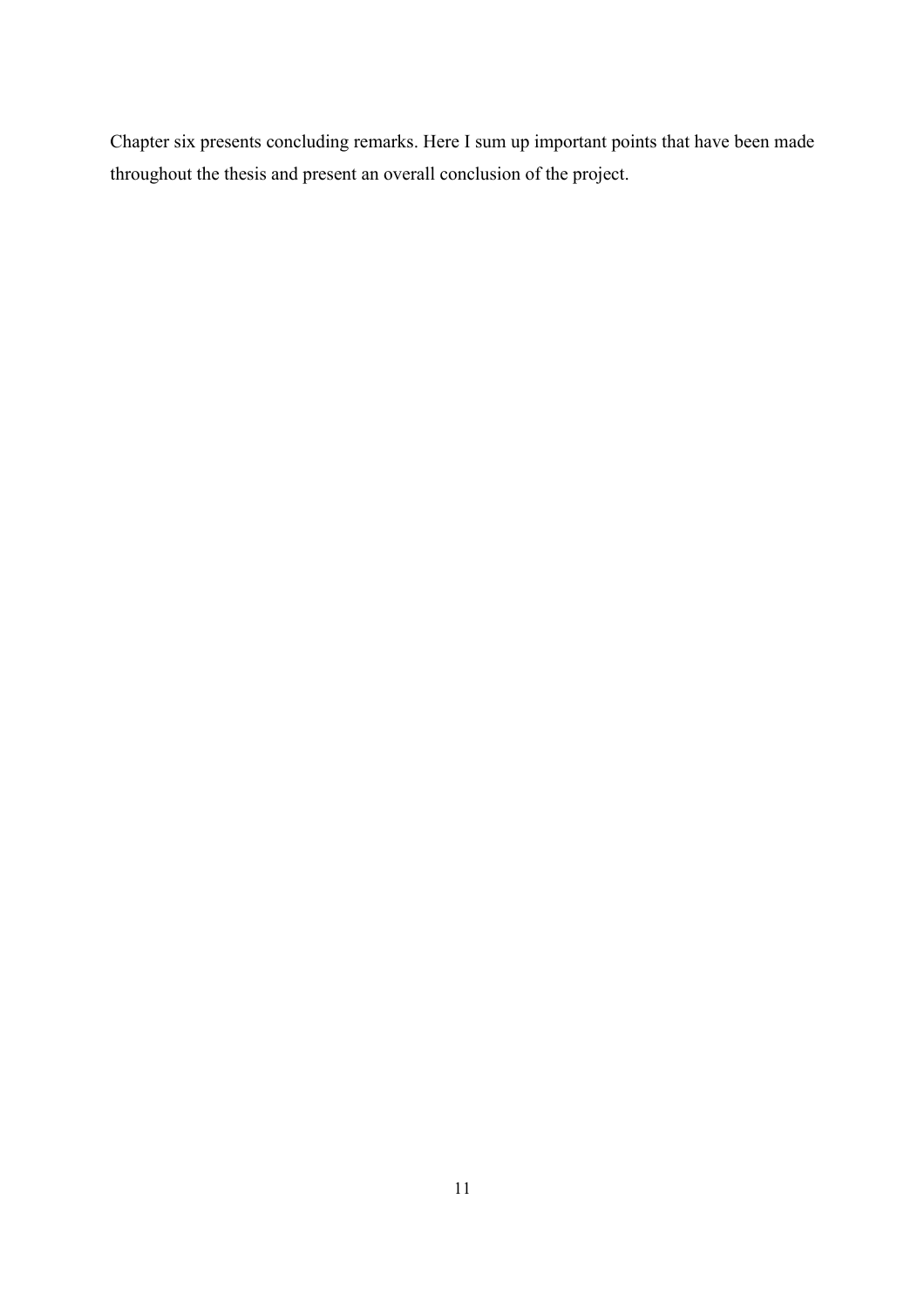Chapter six presents concluding remarks. Here I sum up important points that have been made throughout the thesis and present an overall conclusion of the project.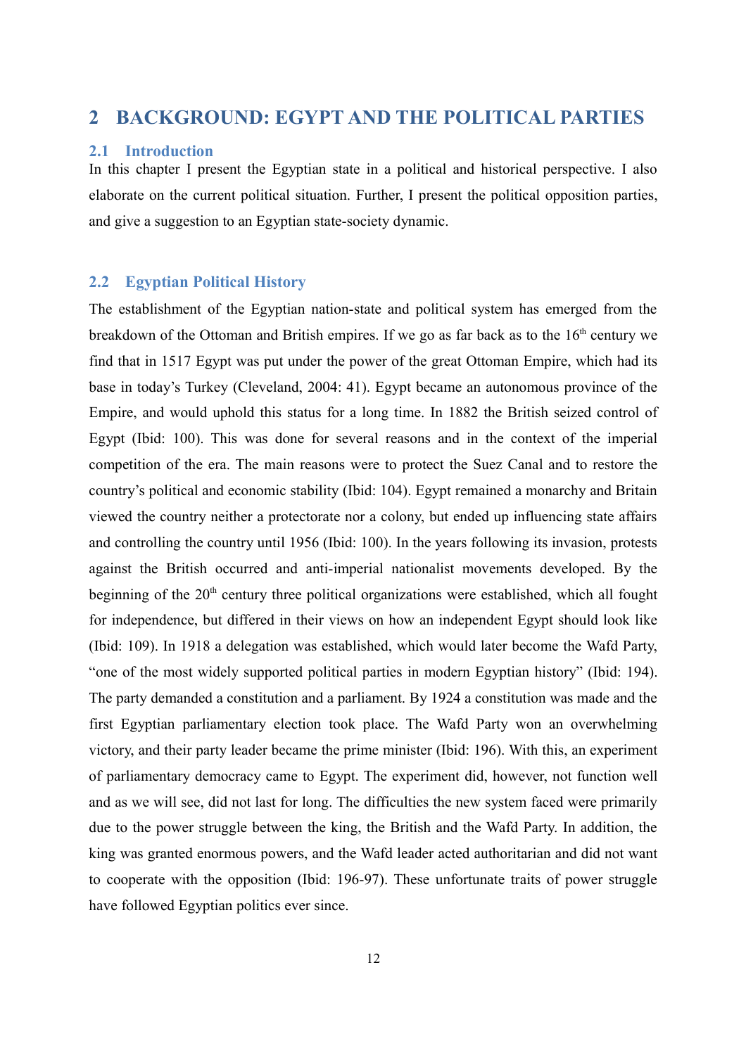# 2 BACKGROUND: EGYPT AND THE POLITICAL PARTIES

## 2.1 Introduction

In this chapter I present the Egyptian state in a political and historical perspective. I also elaborate on the current political situation. Further, I present the political opposition parties, and give a suggestion to an Egyptian state-society dynamic.

## 2.2 Egyptian Political History

The establishment of the Egyptian nation-state and political system has emerged from the breakdown of the Ottoman and British empires. If we go as far back as to the 16th century we find that in 1517 Egypt was put under the power of the great Ottoman Empire, which had its base in today's Turkey (Cleveland, 2004: 41). Egypt became an autonomous province of the Empire, and would uphold this status for a long time. In 1882 the British seized control of Egypt (Ibid: 100). This was done for several reasons and in the context of the imperial competition of the era. The main reasons were to protect the Suez Canal and to restore the country's political and economic stability (Ibid: 104). Egypt remained a monarchy and Britain viewed the country neither a protectorate nor a colony, but ended up influencing state affairs and controlling the country until 1956 (Ibid: 100). In the years following its invasion, protests against the British occurred and anti-imperial nationalist movements developed. By the beginning of the 20th century three political organizations were established, which all fought for independence, but differed in their views on how an independent Egypt should look like (Ibid: 109). In 1918 a delegation was established, which would later become the Wafd Party, "one of the most widely supported political parties in modern Egyptian history" (Ibid: 194). The party demanded a constitution and a parliament. By 1924 a constitution was made and the first Egyptian parliamentary election took place. The Wafd Party won an overwhelming victory, and their party leader became the prime minister (Ibid: 196). With this, an experiment of parliamentary democracy came to Egypt. The experiment did, however, not function well and as we will see, did not last for long. The difficulties the new system faced were primarily due to the power struggle between the king, the British and the Wafd Party. In addition, the king was granted enormous powers, and the Wafd leader acted authoritarian and did not want to cooperate with the opposition (Ibid: 196-97). These unfortunate traits of power struggle have followed Egyptian politics ever since.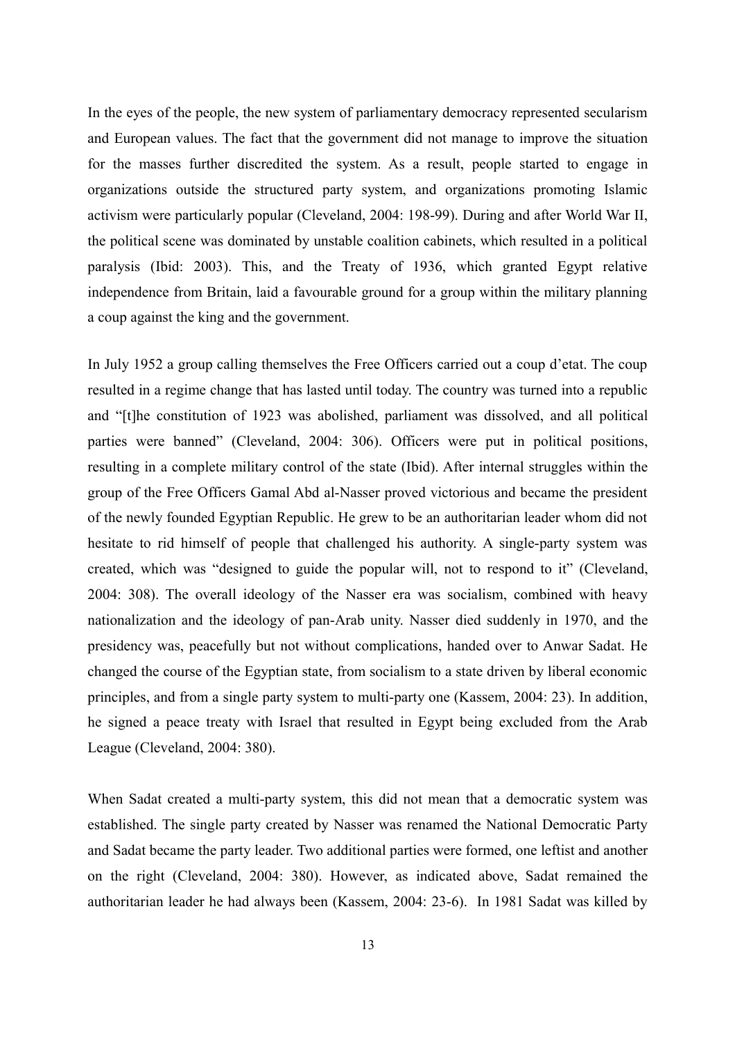In the eyes of the people, the new system of parliamentary democracy represented secularism and European values. The fact that the government did not manage to improve the situation for the masses further discredited the system. As a result, people started to engage in organizations outside the structured party system, and organizations promoting Islamic activism were particularly popular (Cleveland, 2004: 198-99). During and after World War II, the political scene was dominated by unstable coalition cabinets, which resulted in a political paralysis (Ibid: 2003). This, and the Treaty of 1936, which granted Egypt relative independence from Britain, laid a favourable ground for a group within the military planning a coup against the king and the government.

In July 1952 a group calling themselves the Free Officers carried out a coup d'etat. The coup resulted in a regime change that has lasted until today. The country was turned into a republic and "[t]he constitution of 1923 was abolished, parliament was dissolved, and all political parties were banned" (Cleveland, 2004: 306). Officers were put in political positions, resulting in a complete military control of the state (Ibid). After internal struggles within the group of the Free Officers Gamal Abd al-Nasser proved victorious and became the president of the newly founded Egyptian Republic. He grew to be an authoritarian leader whom did not hesitate to rid himself of people that challenged his authority. A single-party system was created, which was "designed to guide the popular will, not to respond to it" (Cleveland, 2004: 308). The overall ideology of the Nasser era was socialism, combined with heavy nationalization and the ideology of pan-Arab unity. Nasser died suddenly in 1970, and the presidency was, peacefully but not without complications, handed over to Anwar Sadat. He changed the course of the Egyptian state, from socialism to a state driven by liberal economic principles, and from a single party system to multi-party one (Kassem, 2004: 23). In addition, he signed a peace treaty with Israel that resulted in Egypt being excluded from the Arab League (Cleveland, 2004: 380).

When Sadat created a multi-party system, this did not mean that a democratic system was established. The single party created by Nasser was renamed the National Democratic Party and Sadat became the party leader. Two additional parties were formed, one leftist and another on the right (Cleveland, 2004: 380). However, as indicated above, Sadat remained the authoritarian leader he had always been (Kassem, 2004: 23-6). In 1981 Sadat was killed by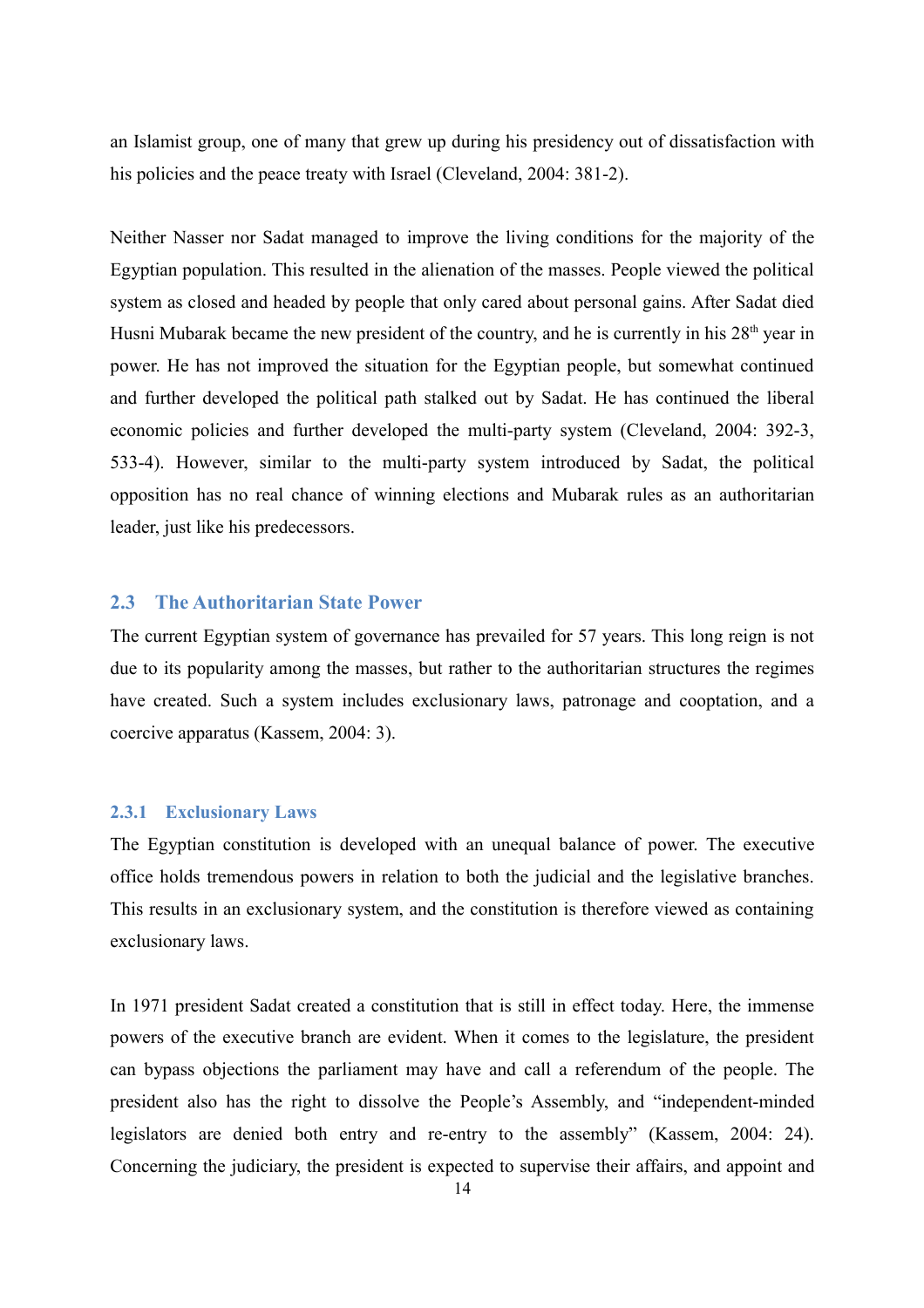an Islamist group, one of many that grew up during his presidency out of dissatisfaction with his policies and the peace treaty with Israel (Cleveland, 2004: 381-2).

Neither Nasser nor Sadat managed to improve the living conditions for the majority of the Egyptian population. This resulted in the alienation of the masses. People viewed the political system as closed and headed by people that only cared about personal gains. After Sadat died Husni Mubarak became the new president of the country, and he is currently in his 28th year in power. He has not improved the situation for the Egyptian people, but somewhat continued and further developed the political path stalked out by Sadat. He has continued the liberal economic policies and further developed the multi-party system (Cleveland, 2004: 392-3, 533-4). However, similar to the multi-party system introduced by Sadat, the political opposition has no real chance of winning elections and Mubarak rules as an authoritarian leader, just like his predecessors.

## 2.3 The Authoritarian State Power

The current Egyptian system of governance has prevailed for 57 years. This long reign is not due to its popularity among the masses, but rather to the authoritarian structures the regimes have created. Such a system includes exclusionary laws, patronage and cooptation, and a coercive apparatus (Kassem, 2004: 3).

### 2.3.1 Exclusionary Laws

The Egyptian constitution is developed with an unequal balance of power. The executive office holds tremendous powers in relation to both the judicial and the legislative branches. This results in an exclusionary system, and the constitution is therefore viewed as containing exclusionary laws.

In 1971 president Sadat created a constitution that is still in effect today. Here, the immense powers of the executive branch are evident. When it comes to the legislature, the president can bypass objections the parliament may have and call a referendum of the people. The president also has the right to dissolve the People's Assembly, and "independent-minded legislators are denied both entry and re-entry to the assembly" (Kassem, 2004: 24). Concerning the judiciary, the president is expected to supervise their affairs, and appoint and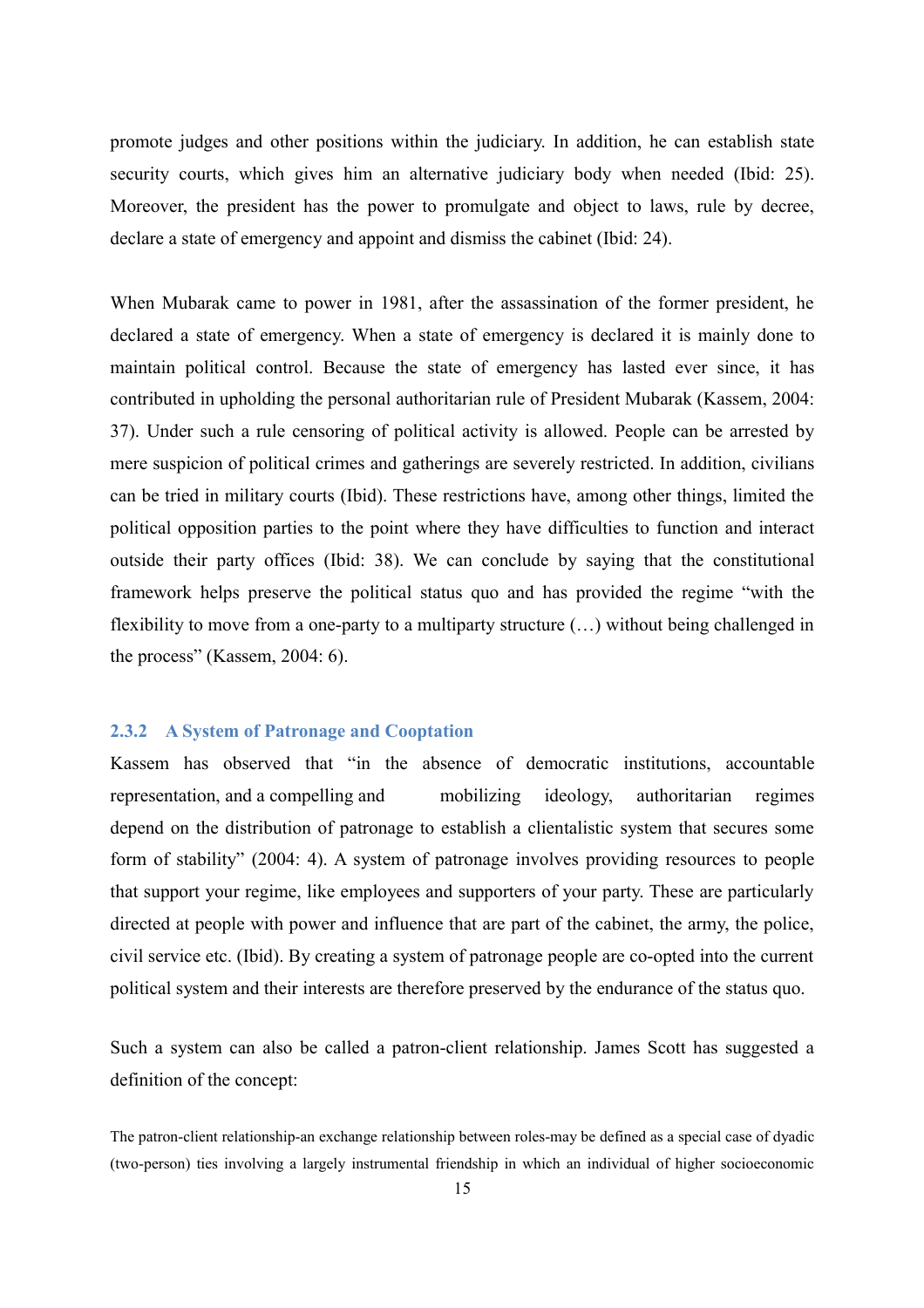promote judges and other positions within the judiciary. In addition, he can establish state security courts, which gives him an alternative judiciary body when needed (Ibid: 25). Moreover, the president has the power to promulgate and object to laws, rule by decree, declare a state of emergency and appoint and dismiss the cabinet (Ibid: 24).

When Mubarak came to power in 1981, after the assassination of the former president, he declared a state of emergency. When a state of emergency is declared it is mainly done to maintain political control. Because the state of emergency has lasted ever since, it has contributed in upholding the personal authoritarian rule of President Mubarak (Kassem, 2004: 37). Under such a rule censoring of political activity is allowed. People can be arrested by mere suspicion of political crimes and gatherings are severely restricted. In addition, civilians can be tried in military courts (Ibid). These restrictions have, among other things, limited the political opposition parties to the point where they have difficulties to function and interact outside their party offices (Ibid: 38). We can conclude by saying that the constitutional framework helps preserve the political status quo and has provided the regime "with the flexibility to move from a one-party to a multiparty structure (…) without being challenged in the process" (Kassem, 2004: 6).

### 2.3.2 A System of Patronage and Cooptation

Kassem has observed that "in the absence of democratic institutions, accountable representation, and a compelling and mobilizing ideology, authoritarian regimes depend on the distribution of patronage to establish a clientalistic system that secures some form of stability" (2004: 4). A system of patronage involves providing resources to people that support your regime, like employees and supporters of your party. These are particularly directed at people with power and influence that are part of the cabinet, the army, the police, civil service etc. (Ibid). By creating a system of patronage people are co-opted into the current political system and their interests are therefore preserved by the endurance of the status quo.

Such a system can also be called a patron-client relationship. James Scott has suggested a definition of the concept:

> The patron-client relationship-an exchange relationship between roles-may be defined as a special case of dyadic (two-person) ties involving a largely instrumental friendship in which an individual of higher socioeconomic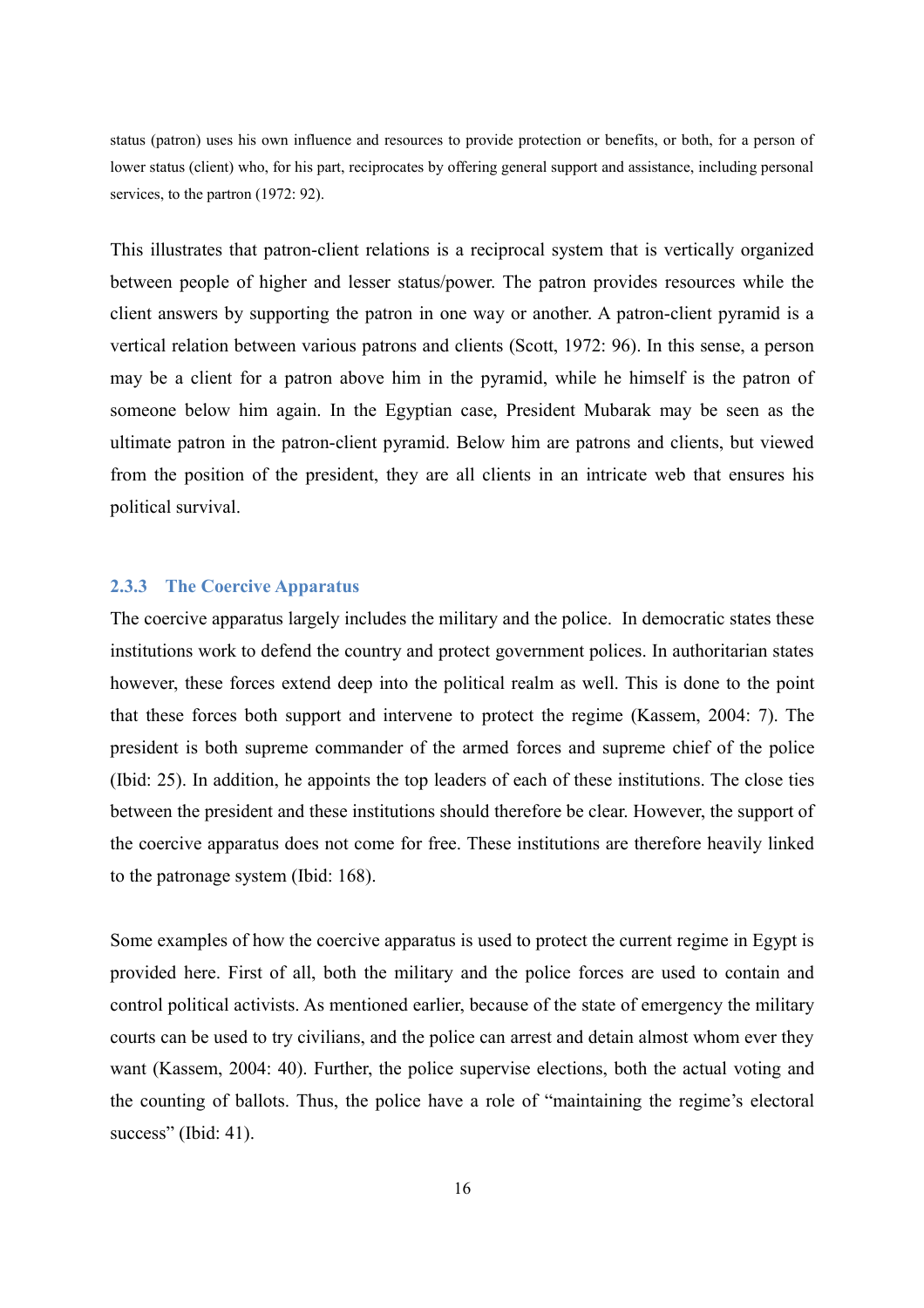status (patron) uses his own influence and resources to provide protection or benefits, or both, for a person of lower status (client) who, for his part, reciprocates by offering general support and assistance, including personal services, to the partron (1972: 92).

This illustrates that patron-client relations is a reciprocal system that is vertically organized between people of higher and lesser status/power. The patron provides resources while the client answers by supporting the patron in one way or another. A patron-client pyramid is a vertical relation between various patrons and clients (Scott, 1972: 96). In this sense, a person may be a client for a patron above him in the pyramid, while he himself is the patron of someone below him again. In the Egyptian case, President Mubarak may be seen as the ultimate patron in the patron-client pyramid. Below him are patrons and clients, but viewed from the position of the president, they are all clients in an intricate web that ensures his political survival.

### 2.3.3 The Coercive Apparatus

The coercive apparatus largely includes the military and the police. In democratic states these institutions work to defend the country and protect government polices. In authoritarian states however, these forces extend deep into the political realm as well. This is done to the point that these forces both support and intervene to protect the regime (Kassem, 2004: 7). The president is both supreme commander of the armed forces and supreme chief of the police (Ibid: 25). In addition, he appoints the top leaders of each of these institutions. The close ties between the president and these institutions should therefore be clear. However, the support of the coercive apparatus does not come for free. These institutions are therefore heavily linked to the patronage system (Ibid: 168).

Some examples of how the coercive apparatus is used to protect the current regime in Egypt is provided here. First of all, both the military and the police forces are used to contain and control political activists. As mentioned earlier, because of the state of emergency the military courts can be used to try civilians, and the police can arrest and detain almost whom ever they want (Kassem, 2004: 40). Further, the police supervise elections, both the actual voting and the counting of ballots. Thus, the police have a role of "maintaining the regime's electoral success" (Ibid: 41).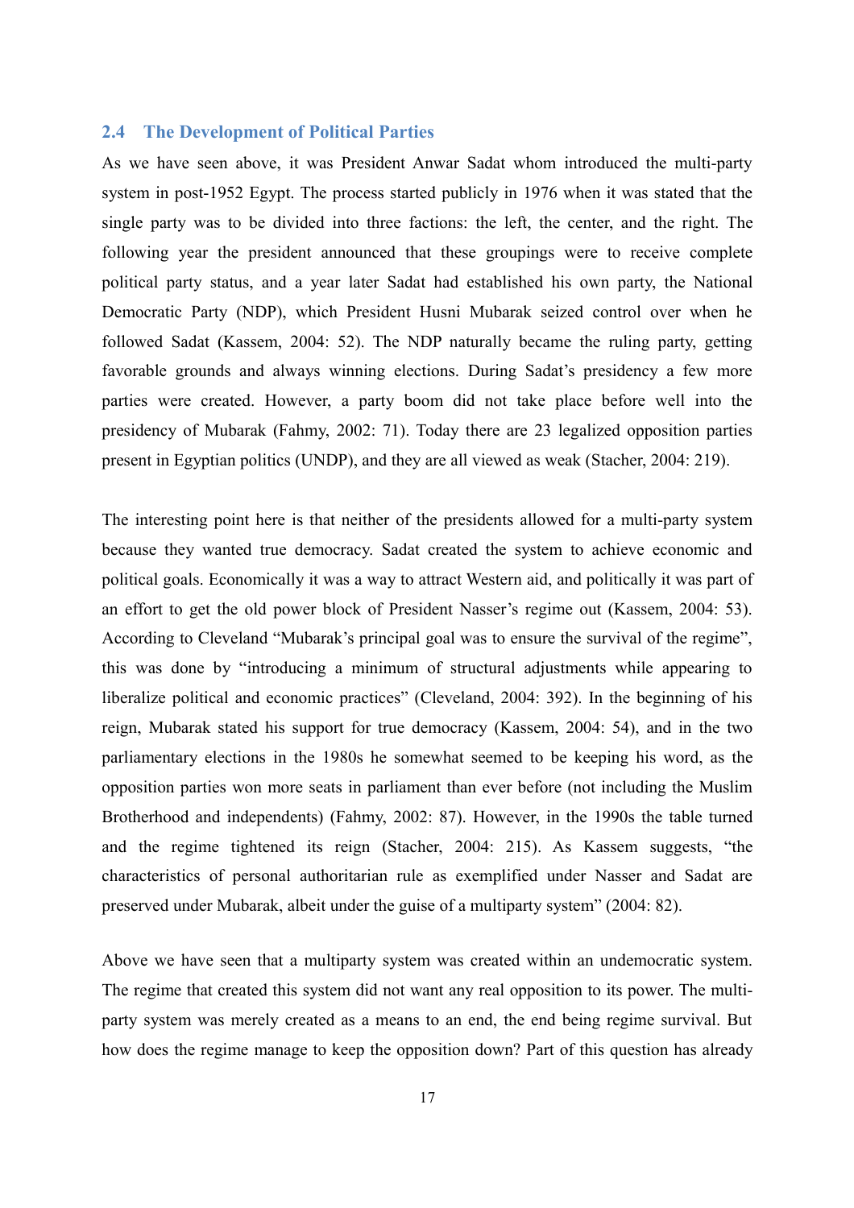## 2.4 The Development of Political Parties

As we have seen above, it was President Anwar Sadat whom introduced the multi-party system in post-1952 Egypt. The process started publicly in 1976 when it was stated that the single party was to be divided into three factions: the left, the center, and the right. The following year the president announced that these groupings were to receive complete political party status, and a year later Sadat had established his own party, the National Democratic Party (NDP), which President Husni Mubarak seized control over when he followed Sadat (Kassem, 2004: 52). The NDP naturally became the ruling party, getting favorable grounds and always winning elections. During Sadat's presidency a few more parties were created. However, a party boom did not take place before well into the presidency of Mubarak (Fahmy, 2002: 71). Today there are 23 legalized opposition parties present in Egyptian politics (UNDP), and they are all viewed as weak (Stacher, 2004: 219).

The interesting point here is that neither of the presidents allowed for a multi-party system because they wanted true democracy. Sadat created the system to achieve economic and political goals. Economically it was a way to attract Western aid, and politically it was part of an effort to get the old power block of President Nasser's regime out (Kassem, 2004: 53). According to Cleveland "Mubarak's principal goal was to ensure the survival of the regime", this was done by "introducing a minimum of structural adjustments while appearing to liberalize political and economic practices" (Cleveland, 2004: 392). In the beginning of his reign, Mubarak stated his support for true democracy (Kassem, 2004: 54), and in the two parliamentary elections in the 1980s he somewhat seemed to be keeping his word, as the opposition parties won more seats in parliament than ever before (not including the Muslim Brotherhood and independents) (Fahmy, 2002: 87). However, in the 1990s the table turned and the regime tightened its reign (Stacher, 2004: 215). As Kassem suggests, "the characteristics of personal authoritarian rule as exemplified under Nasser and Sadat are preserved under Mubarak, albeit under the guise of a multiparty system" (2004: 82).

Above we have seen that a multiparty system was created within an undemocratic system. The regime that created this system did not want any real opposition to its power. The multi-party system was merely created as a means to an end, the end being regime survival. But how does the regime manage to keep the opposition down? Part of this question has already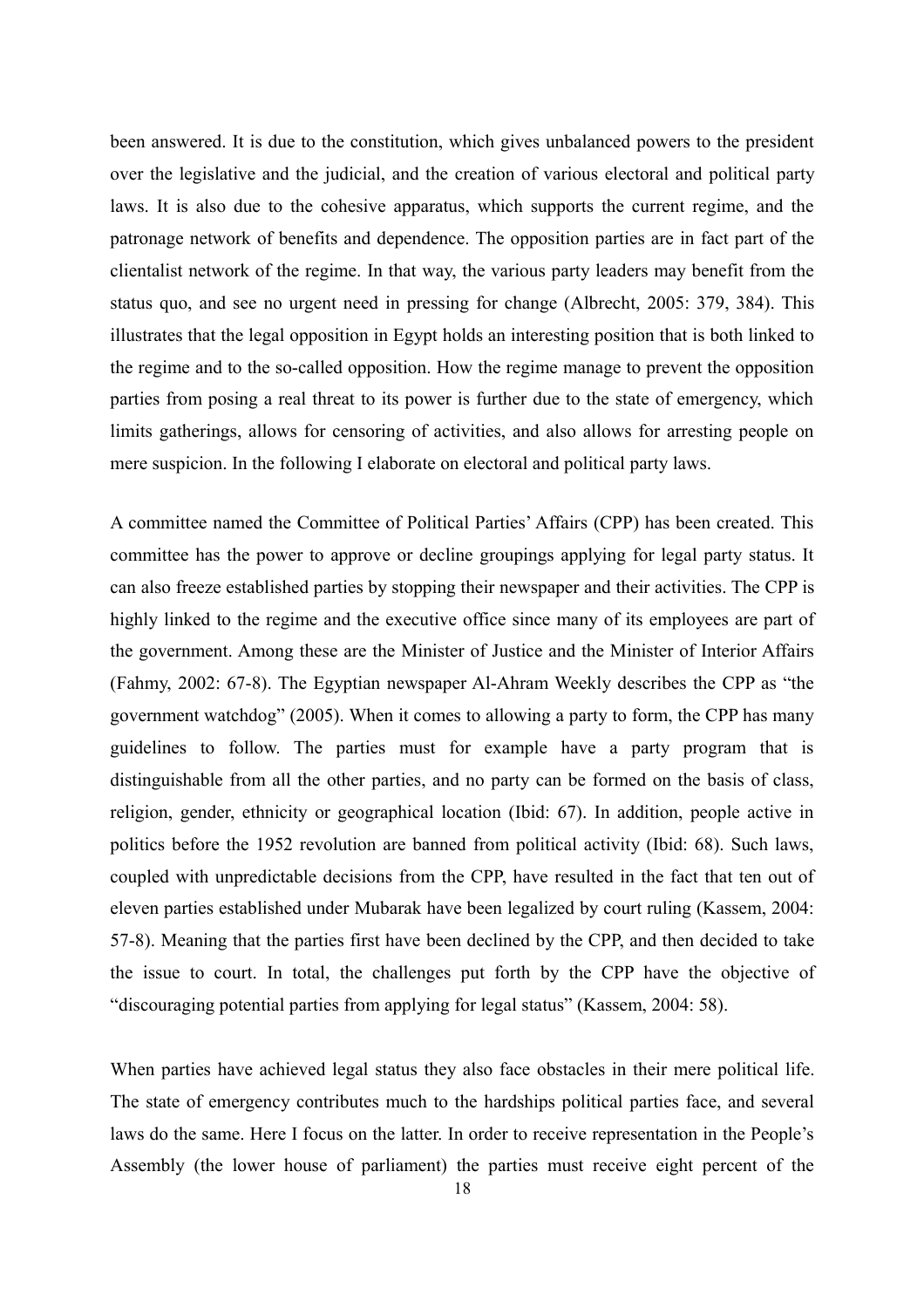been answered. It is due to the constitution, which gives unbalanced powers to the president over the legislative and the judicial, and the creation of various electoral and political party laws. It is also due to the cohesive apparatus, which supports the current regime, and the patronage network of benefits and dependence. The opposition parties are in fact part of the clientalist network of the regime. In that way, the various party leaders may benefit from the status quo, and see no urgent need in pressing for change (Albrecht, 2005: 379, 384). This illustrates that the legal opposition in Egypt holds an interesting position that is both linked to the regime and to the so-called opposition. How the regime manage to prevent the opposition parties from posing a real threat to its power is further due to the state of emergency, which limits gatherings, allows for censoring of activities, and also allows for arresting people on mere suspicion. In the following I elaborate on electoral and political party laws.

A committee named the Committee of Political Parties' Affairs (CPP) has been created. This committee has the power to approve or decline groupings applying for legal party status. It can also freeze established parties by stopping their newspaper and their activities. The CPP is highly linked to the regime and the executive office since many of its employees are part of the government. Among these are the Minister of Justice and the Minister of Interior Affairs (Fahmy, 2002: 67-8). The Egyptian newspaper Al-Ahram Weekly describes the CPP as "the government watchdog" (2005). When it comes to allowing a party to form, the CPP has many guidelines to follow. The parties must for example have a party program that is distinguishable from all the other parties, and no party can be formed on the basis of class, religion, gender, ethnicity or geographical location (Ibid: 67). In addition, people active in politics before the 1952 revolution are banned from political activity (Ibid: 68). Such laws, coupled with unpredictable decisions from the CPP, have resulted in the fact that ten out of eleven parties established under Mubarak have been legalized by court ruling (Kassem, 2004: 57-8). Meaning that the parties first have been declined by the CPP, and then decided to take the issue to court. In total, the challenges put forth by the CPP have the objective of "discouraging potential parties from applying for legal status" (Kassem, 2004: 58).

When parties have achieved legal status they also face obstacles in their mere political life. The state of emergency contributes much to the hardships political parties face, and several laws do the same. Here I focus on the latter. In order to receive representation in the People's Assembly (the lower house of parliament) the parties must receive eight percent of the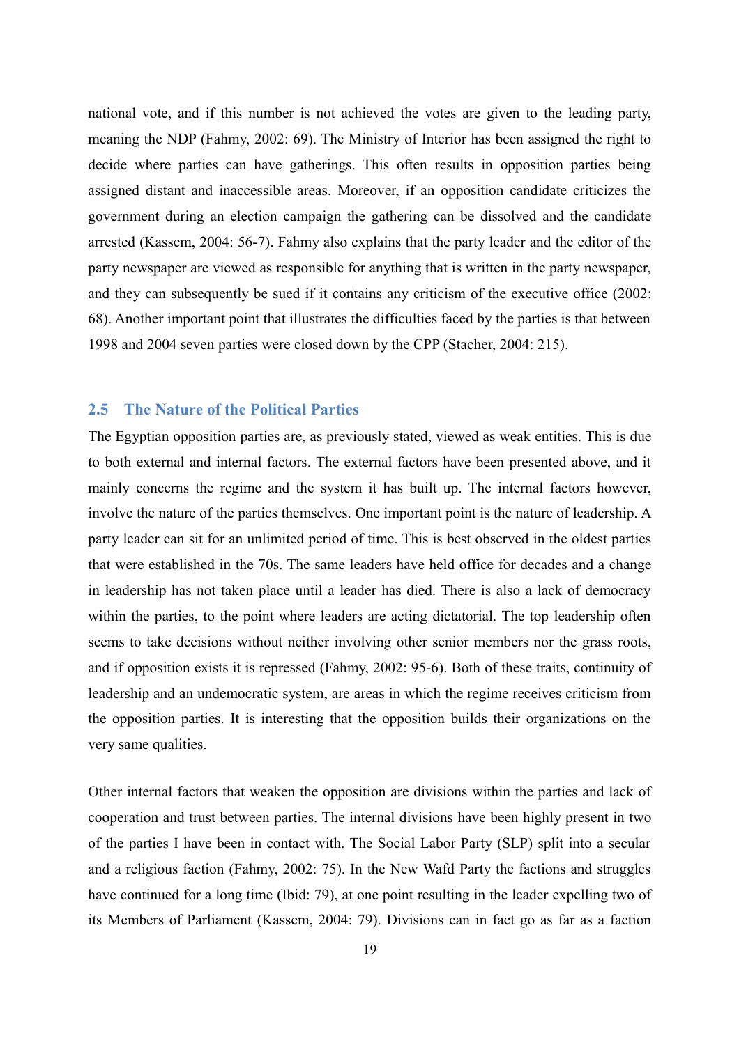national vote, and if this number is not achieved the votes are given to the leading party, meaning the NDP (Fahmy, 2002: 69). The Ministry of Interior has been assigned the right to decide where parties can have gatherings. This often results in opposition parties being assigned distant and inaccessible areas. Moreover, if an opposition candidate criticizes the government during an election campaign the gathering can be dissolved and the candidate arrested (Kassem, 2004: 56-7). Fahmy also explains that the party leader and the editor of the party newspaper are viewed as responsible for anything that is written in the party newspaper, and they can subsequently be sued if it contains any criticism of the executive office (2002: 68). Another important point that illustrates the difficulties faced by the parties is that between 1998 and 2004 seven parties were closed down by the CPP (Stacher, 2004: 215).

## 2.5 The Nature of the Political Parties

The Egyptian opposition parties are, as previously stated, viewed as weak entities. This is due to both external and internal factors. The external factors have been presented above, and it mainly concerns the regime and the system it has built up. The internal factors however, involve the nature of the parties themselves. One important point is the nature of leadership. A party leader can sit for an unlimited period of time. This is best observed in the oldest parties that were established in the 70s. The same leaders have held office for decades and a change in leadership has not taken place until a leader has died. There is also a lack of democracy within the parties, to the point where leaders are acting dictatorial. The top leadership often seems to take decisions without neither involving other senior members nor the grass roots, and if opposition exists it is repressed (Fahmy, 2002: 95-6). Both of these traits, continuity of leadership and an undemocratic system, are areas in which the regime receives criticism from the opposition parties. It is interesting that the opposition builds their organizations on the very same qualities.

Other internal factors that weaken the opposition are divisions within the parties and lack of cooperation and trust between parties. The internal divisions have been highly present in two of the parties I have been in contact with. The Social Labor Party (SLP) split into a secular and a religious faction (Fahmy, 2002: 75). In the New Wafd Party the factions and struggles have continued for a long time (Ibid: 79), at one point resulting in the leader expelling two of its Members of Parliament (Kassem, 2004: 79). Divisions can in fact go as far as a faction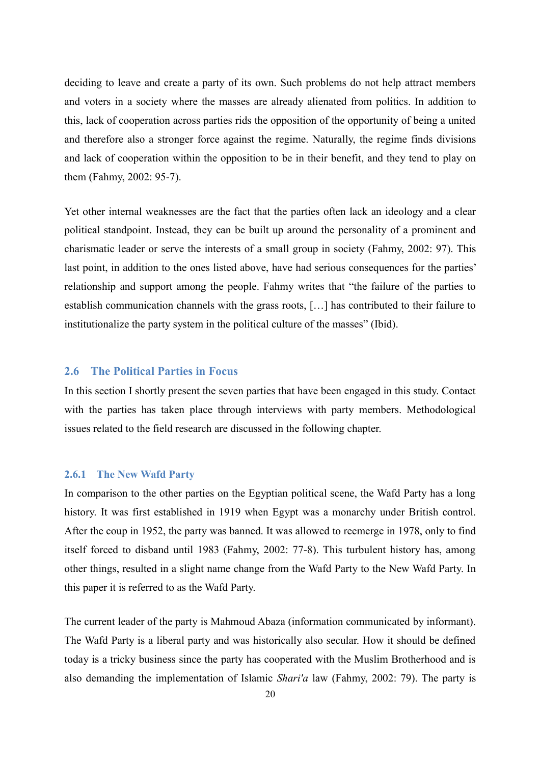deciding to leave and create a party of its own. Such problems do not help attract members and voters in a society where the masses are already alienated from politics. In addition to this, lack of cooperation across parties rids the opposition of the opportunity of being a united and therefore also a stronger force against the regime. Naturally, the regime finds divisions and lack of cooperation within the opposition to be in their benefit, and they tend to play on them (Fahmy, 2002: 95-7).

Yet other internal weaknesses are the fact that the parties often lack an ideology and a clear political standpoint. Instead, they can be built up around the personality of a prominent and charismatic leader or serve the interests of a small group in society (Fahmy, 2002: 97). This last point, in addition to the ones listed above, have had serious consequences for the parties' relationship and support among the people. Fahmy writes that "the failure of the parties to establish communication channels with the grass roots, […] has contributed to their failure to institutionalize the party system in the political culture of the masses" (Ibid).

## 2.6 The Political Parties in Focus

In this section I shortly present the seven parties that have been engaged in this study. Contact with the parties has taken place through interviews with party members. Methodological issues related to the field research are discussed in the following chapter.

### 2.6.1 The New Wafd Party

In comparison to the other parties on the Egyptian political scene, the Wafd Party has a long history. It was first established in 1919 when Egypt was a monarchy under British control. After the coup in 1952, the party was banned. It was allowed to reemerge in 1978, only to find itself forced to disband until 1983 (Fahmy, 2002: 77-8). This turbulent history has, among other things, resulted in a slight name change from the Wafd Party to the New Wafd Party. In this paper it is referred to as the Wafd Party.

The current leader of the party is Mahmoud Abaza (information communicated by informant). The Wafd Party is a liberal party and was historically also secular. How it should be defined today is a tricky business since the party has cooperated with the Muslim Brotherhood and is also demanding the implementation of Islamic *Shari'a* law (Fahmy, 2002: 79). The party is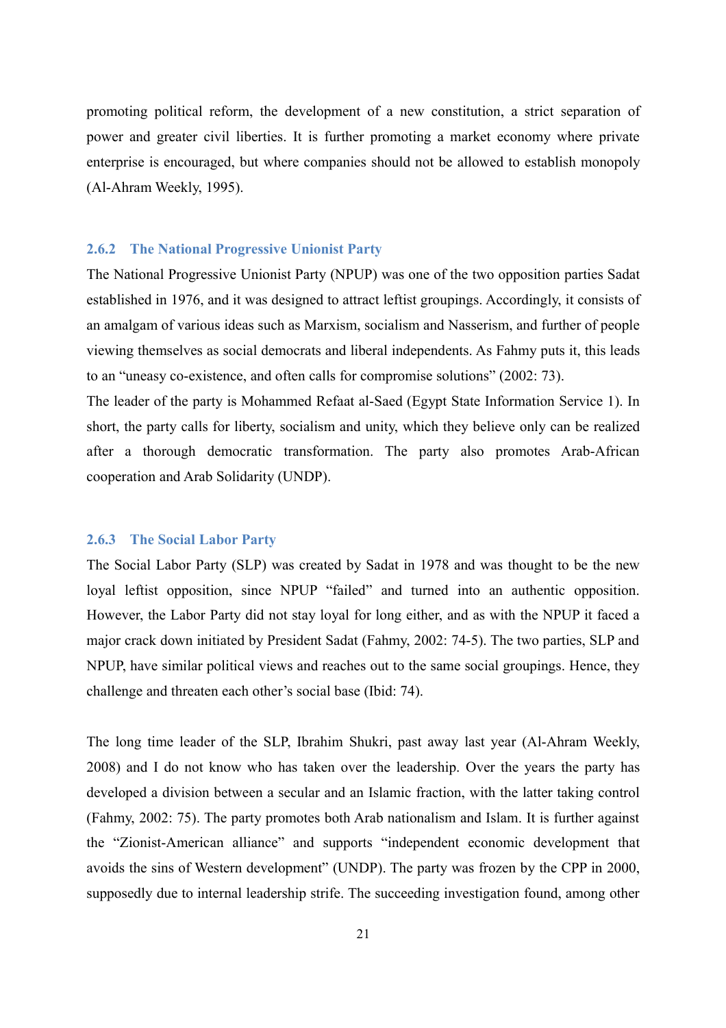promoting political reform, the development of a new constitution, a strict separation of power and greater civil liberties. It is further promoting a market economy where private enterprise is encouraged, but where companies should not be allowed to establish monopoly (Al-Ahram Weekly, 1995).

### 2.6.2 The National Progressive Unionist Party

The National Progressive Unionist Party (NPUP) was one of the two opposition parties Sadat established in 1976, and it was designed to attract leftist groupings. Accordingly, it consists of an amalgam of various ideas such as Marxism, socialism and Nasserism, and further of people viewing themselves as social democrats and liberal independents. As Fahmy puts it, this leads to an "uneasy co-existence, and often calls for compromise solutions" (2002: 73).

The leader of the party is Mohammed Refaat al-Saed (Egypt State Information Service 1). In short, the party calls for liberty, socialism and unity, which they believe only can be realized after a thorough democratic transformation. The party also promotes Arab-African cooperation and Arab Solidarity (UNDP).

### 2.6.3 The Social Labor Party

The Social Labor Party (SLP) was created by Sadat in 1978 and was thought to be the new loyal leftist opposition, since NPUP "failed" and turned into an authentic opposition. However, the Labor Party did not stay loyal for long either, and as with the NPUP it faced a major crack down initiated by President Sadat (Fahmy, 2002: 74-5). The two parties, SLP and NPUP, have similar political views and reaches out to the same social groupings. Hence, they challenge and threaten each other's social base (Ibid: 74).

The long time leader of the SLP, Ibrahim Shukri, past away last year (Al-Ahram Weekly, 2008) and I do not know who has taken over the leadership. Over the years the party has developed a division between a secular and an Islamic fraction, with the latter taking control (Fahmy, 2002: 75). The party promotes both Arab nationalism and Islam. It is further against the "Zionist-American alliance" and supports "independent economic development that avoids the sins of Western development" (UNDP). The party was frozen by the CPP in 2000, supposedly due to internal leadership strife. The succeeding investigation found, among other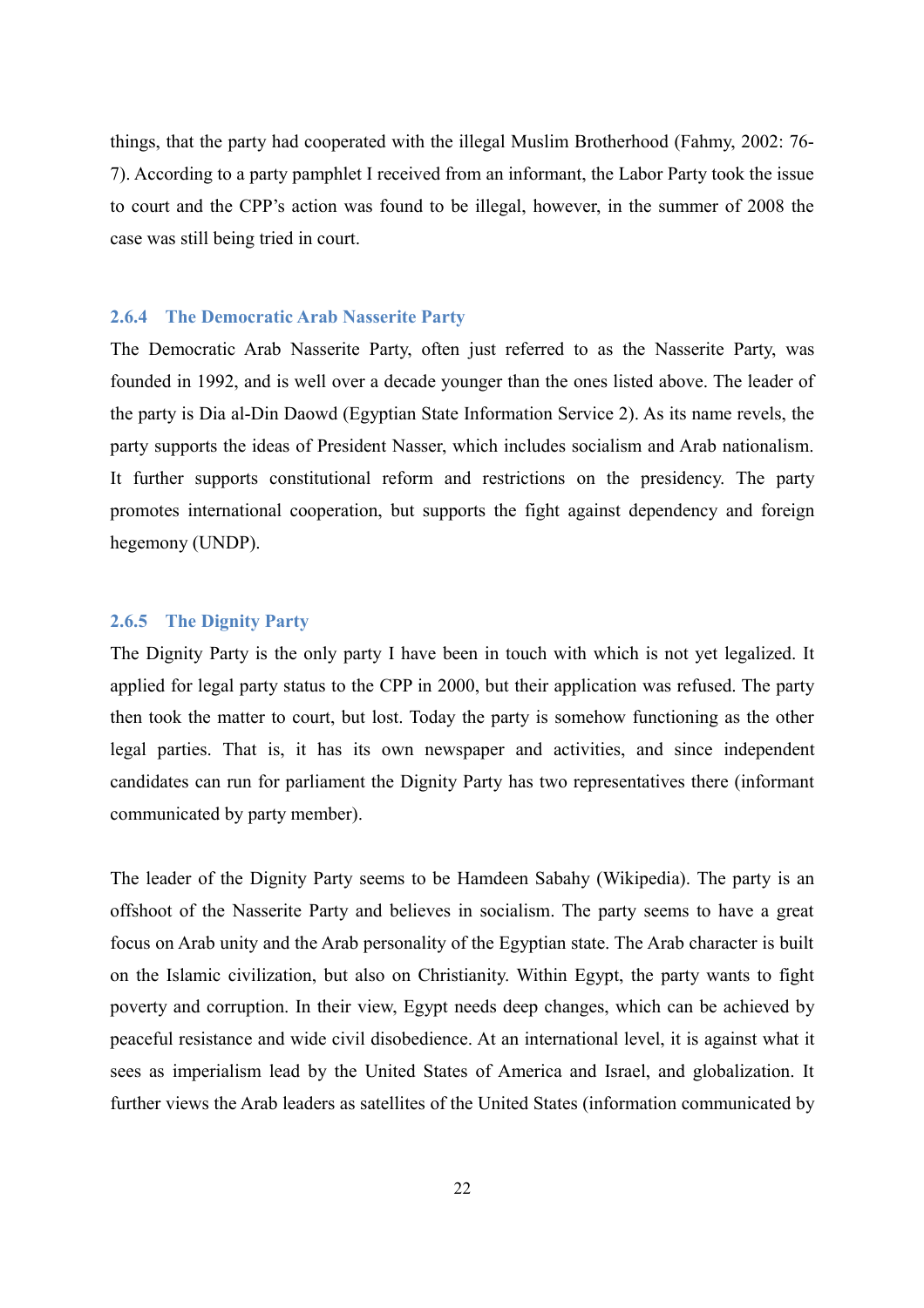things, that the party had cooperated with the illegal Muslim Brotherhood (Fahmy, 2002: 76-7). According to a party pamphlet I received from an informant, the Labor Party took the issue to court and the CPP's action was found to be illegal, however, in the summer of 2008 the case was still being tried in court.

### 2.6.4 The Democratic Arab Nasserite Party

The Democratic Arab Nasserite Party, often just referred to as the Nasserite Party, was founded in 1992, and is well over a decade younger than the ones listed above. The leader of the party is Dia al-Din Daowd (Egyptian State Information Service 2). As its name revels, the party supports the ideas of President Nasser, which includes socialism and Arab nationalism. It further supports constitutional reform and restrictions on the presidency. The party promotes international cooperation, but supports the fight against dependency and foreign hegemony (UNDP).

### 2.6.5 The Dignity Party

The Dignity Party is the only party I have been in touch with which is not yet legalized. It applied for legal party status to the CPP in 2000, but their application was refused. The party then took the matter to court, but lost. Today the party is somehow functioning as the other legal parties. That is, it has its own newspaper and activities, and since independent candidates can run for parliament the Dignity Party has two representatives there (informant communicated by party member).

The leader of the Dignity Party seems to be Hamdeen Sabahy (Wikipedia). The party is an offshoot of the Nasserite Party and believes in socialism. The party seems to have a great focus on Arab unity and the Arab personality of the Egyptian state. The Arab character is built on the Islamic civilization, but also on Christianity. Within Egypt, the party wants to fight poverty and corruption. In their view, Egypt needs deep changes, which can be achieved by peaceful resistance and wide civil disobedience. At an international level, it is against what it sees as imperialism lead by the United States of America and Israel, and globalization. It further views the Arab leaders as satellites of the United States (information communicated by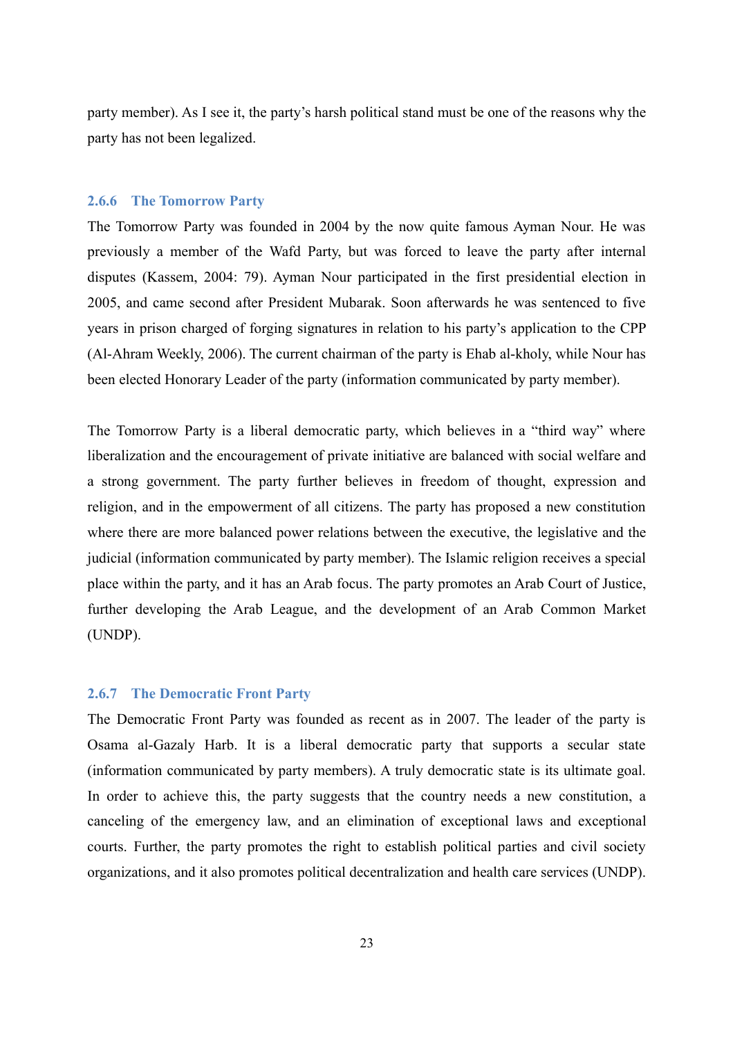party member). As I see it, the party's harsh political stand must be one of the reasons why the party has not been legalized.

### 2.6.6 The Tomorrow Party

The Tomorrow Party was founded in 2004 by the now quite famous Ayman Nour. He was previously a member of the Wafd Party, but was forced to leave the party after internal disputes (Kassem, 2004: 79). Ayman Nour participated in the first presidential election in 2005, and came second after President Mubarak. Soon afterwards he was sentenced to five years in prison charged of forging signatures in relation to his party's application to the CPP (Al-Ahram Weekly, 2006). The current chairman of the party is Ehab al-kholy, while Nour has been elected Honorary Leader of the party (information communicated by party member).

The Tomorrow Party is a liberal democratic party, which believes in a "third way" where liberalization and the encouragement of private initiative are balanced with social welfare and a strong government. The party further believes in freedom of thought, expression and religion, and in the empowerment of all citizens. The party has proposed a new constitution where there are more balanced power relations between the executive, the legislative and the judicial (information communicated by party member). The Islamic religion receives a special place within the party, and it has an Arab focus. The party promotes an Arab Court of Justice, further developing the Arab League, and the development of an Arab Common Market (UNDP).

### 2.6.7 The Democratic Front Party

The Democratic Front Party was founded as recent as in 2007. The leader of the party is Osama al-Gazaly Harb. It is a liberal democratic party that supports a secular state (information communicated by party members). A truly democratic state is its ultimate goal. In order to achieve this, the party suggests that the country needs a new constitution, a canceling of the emergency law, and an elimination of exceptional laws and exceptional courts. Further, the party promotes the right to establish political parties and civil society organizations, and it also promotes political decentralization and health care services (UNDP).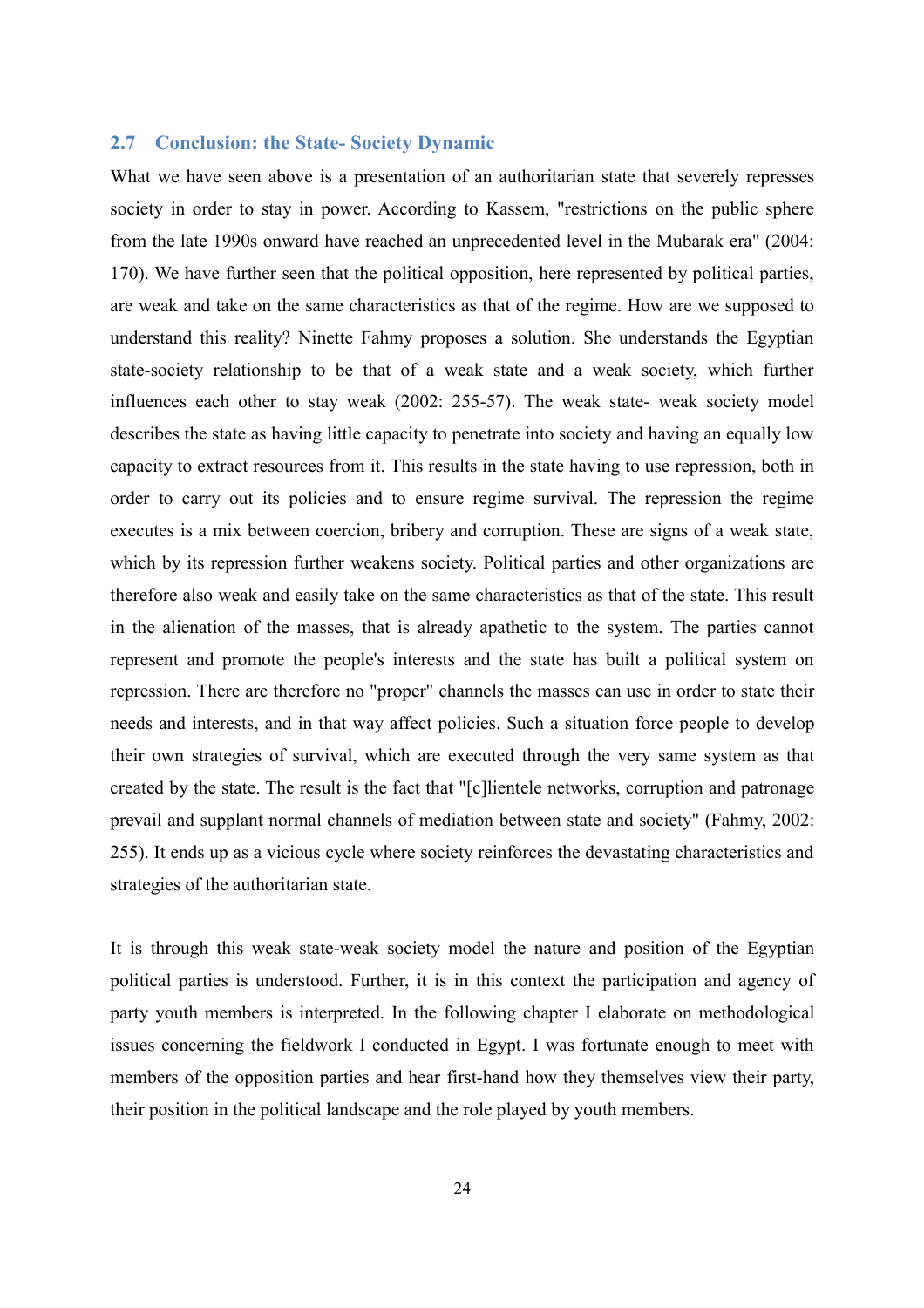## 2.7 Conclusion: the State- Society Dynamic

What we have seen above is a presentation of an authoritarian state that severely represses society in order to stay in power. According to Kassem, "restrictions on the public sphere from the late 1990s onward have reached an unprecedented level in the Mubarak era" (2004: 170). We have further seen that the political opposition, here represented by political parties, are weak and take on the same characteristics as that of the regime. How are we supposed to understand this reality? Ninette Fahmy proposes a solution. She understands the Egyptian state-society relationship to be that of a weak state and a weak society, which further influences each other to stay weak (2002: 255-57). The weak state- weak society model describes the state as having little capacity to penetrate into society and having an equally low capacity to extract resources from it. This results in the state having to use repression, both in order to carry out its policies and to ensure regime survival. The repression the regime executes is a mix between coercion, bribery and corruption. These are signs of a weak state, which by its repression further weakens society. Political parties and other organizations are therefore also weak and easily take on the same characteristics as that of the state. This result in the alienation of the masses, that is already apathetic to the system. The parties cannot represent and promote the people's interests and the state has built a political system on repression. There are therefore no "proper" channels the masses can use in order to state their needs and interests, and in that way affect policies. Such a situation force people to develop their own strategies of survival, which are executed through the very same system as that created by the state. The result is the fact that "[c]lientele networks, corruption and patronage prevail and supplant normal channels of mediation between state and society" (Fahmy, 2002: 255). It ends up as a vicious cycle where society reinforces the devastating characteristics and strategies of the authoritarian state.

It is through this weak state-weak society model the nature and position of the Egyptian political parties is understood. Further, it is in this context the participation and agency of party youth members is interpreted. In the following chapter I elaborate on methodological issues concerning the fieldwork I conducted in Egypt. I was fortunate enough to meet with members of the opposition parties and hear first-hand how they themselves view their party, their position in the political landscape and the role played by youth members.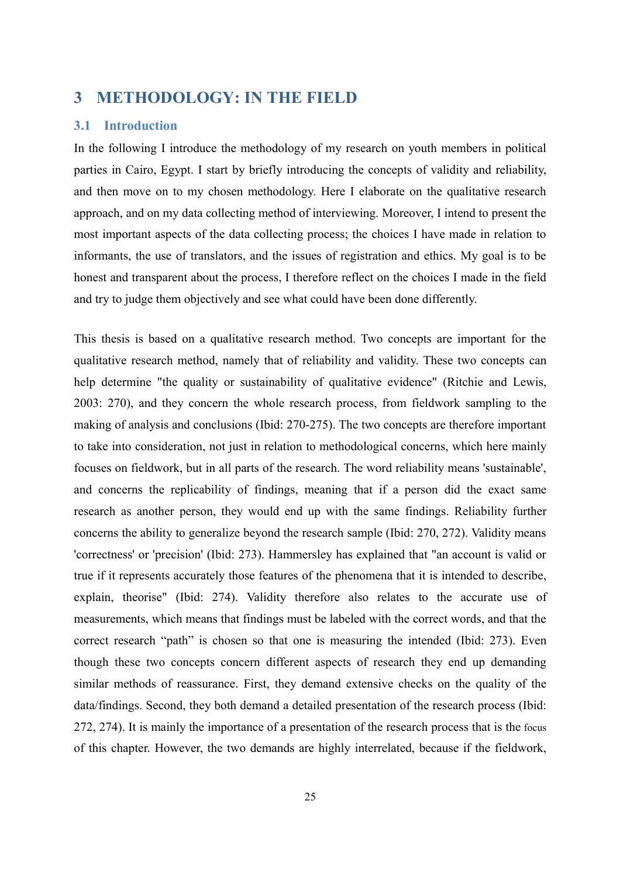# 3 METHODOLOGY: IN THE FIELD

## 3.1 Introduction

In the following I introduce the methodology of my research on youth members in political parties in Cairo, Egypt. I start by briefly introducing the concepts of validity and reliability, and then move on to my chosen methodology. Here I elaborate on the qualitative research approach, and on my data collecting method of interviewing. Moreover, I intend to present the most important aspects of the data collecting process; the choices I have made in relation to informants, the use of translators, and the issues of registration and ethics. My goal is to be honest and transparent about the process, I therefore reflect on the choices I made in the field and try to judge them objectively and see what could have been done differently.

This thesis is based on a qualitative research method. Two concepts are important for the qualitative research method, namely that of reliability and validity. These two concepts can help determine "the quality or sustainability of qualitative evidence" (Ritchie and Lewis, 2003: 270), and they concern the whole research process, from fieldwork sampling to the making of analysis and conclusions (Ibid: 270-275). The two concepts are therefore important to take into consideration, not just in relation to methodological concerns, which here mainly focuses on fieldwork, but in all parts of the research. The word reliability means 'sustainable', and concerns the replicability of findings, meaning that if a person did the exact same research as another person, they would end up with the same findings. Reliability further concerns the ability to generalize beyond the research sample (Ibid: 270, 272). Validity means 'correctness' or 'precision' (Ibid: 273). Hammersley has explained that "an account is valid or true if it represents accurately those features of the phenomena that it is intended to describe, explain, theorise" (Ibid: 274). Validity therefore also relates to the accurate use of measurements, which means that findings must be labeled with the correct words, and that the correct research "path" is chosen so that one is measuring the intended (Ibid: 273). Even though these two concepts concern different aspects of research they end up demanding similar methods of reassurance. First, they demand extensive checks on the quality of the data/findings. Second, they both demand a detailed presentation of the research process (Ibid: 272, 274). It is mainly the importance of a presentation of the research process that is the focus of this chapter. However, the two demands are highly interrelated, because if the fieldwork,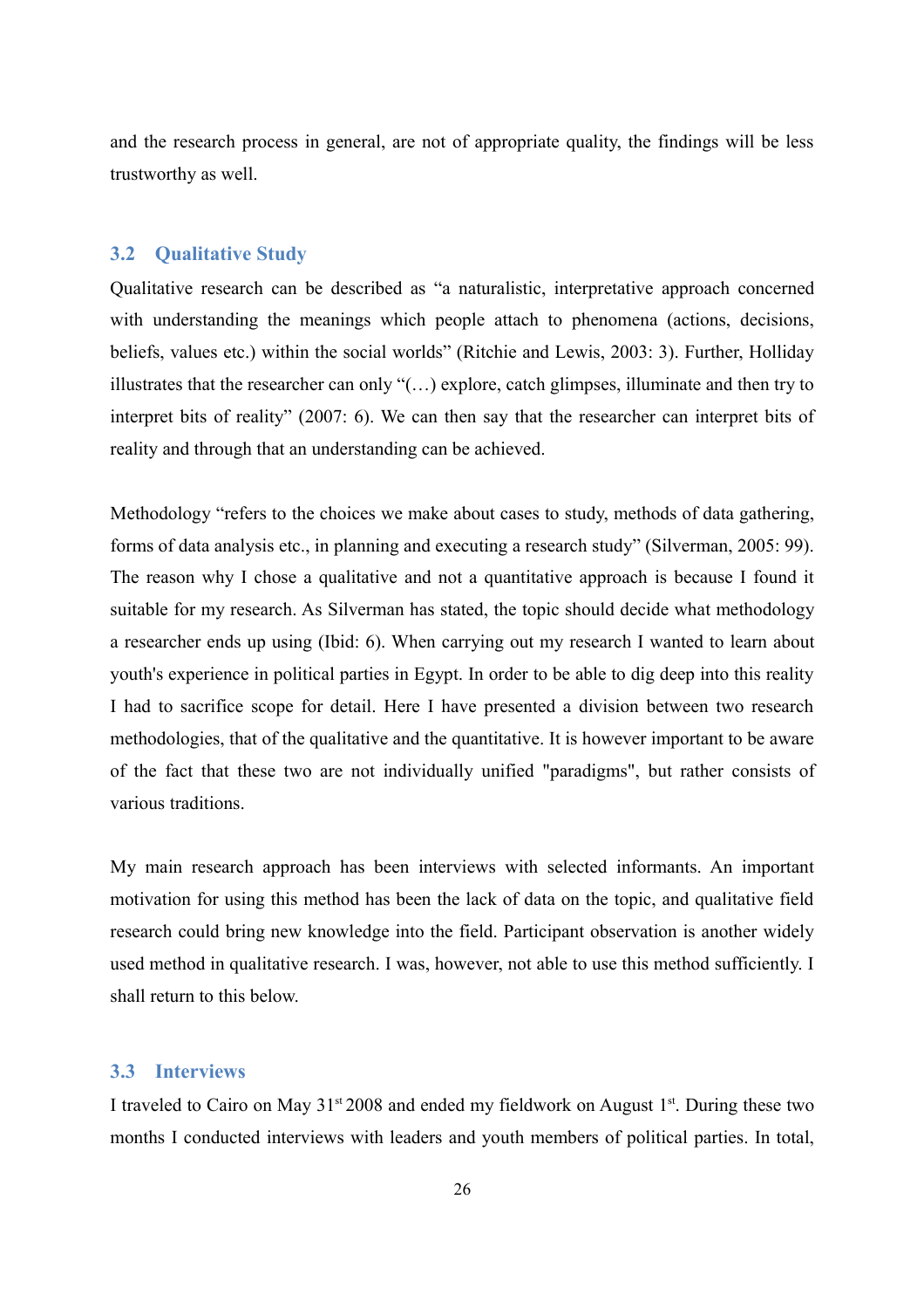and the research process in general, are not of appropriate quality, the findings will be less trustworthy as well.

## 3.2 Qualitative Study

Qualitative research can be described as "a naturalistic, interpretative approach concerned with understanding the meanings which people attach to phenomena (actions, decisions, beliefs, values etc.) within the social worlds" (Ritchie and Lewis, 2003: 3). Further, Holliday illustrates that the researcher can only "(…) explore, catch glimpses, illuminate and then try to interpret bits of reality" (2007: 6). We can then say that the researcher can interpret bits of reality and through that an understanding can be achieved.

Methodology "refers to the choices we make about cases to study, methods of data gathering, forms of data analysis etc., in planning and executing a research study" (Silverman, 2005: 99). The reason why I chose a qualitative and not a quantitative approach is because I found it suitable for my research. As Silverman has stated, the topic should decide what methodology a researcher ends up using (Ibid: 6). When carrying out my research I wanted to learn about youth's experience in political parties in Egypt. In order to be able to dig deep into this reality I had to sacrifice scope for detail. Here I have presented a division between two research methodologies, that of the qualitative and the quantitative. It is however important to be aware of the fact that these two are not individually unified "paradigms", but rather consists of various traditions.

My main research approach has been interviews with selected informants. An important motivation for using this method has been the lack of data on the topic, and qualitative field research could bring new knowledge into the field. Participant observation is another widely used method in qualitative research. I was, however, not able to use this method sufficiently. I shall return to this below.

## 3.3 Interviews

I traveled to Cairo on May 31st 2008 and ended my fieldwork on August 1st. During these two months I conducted interviews with leaders and youth members of political parties. In total,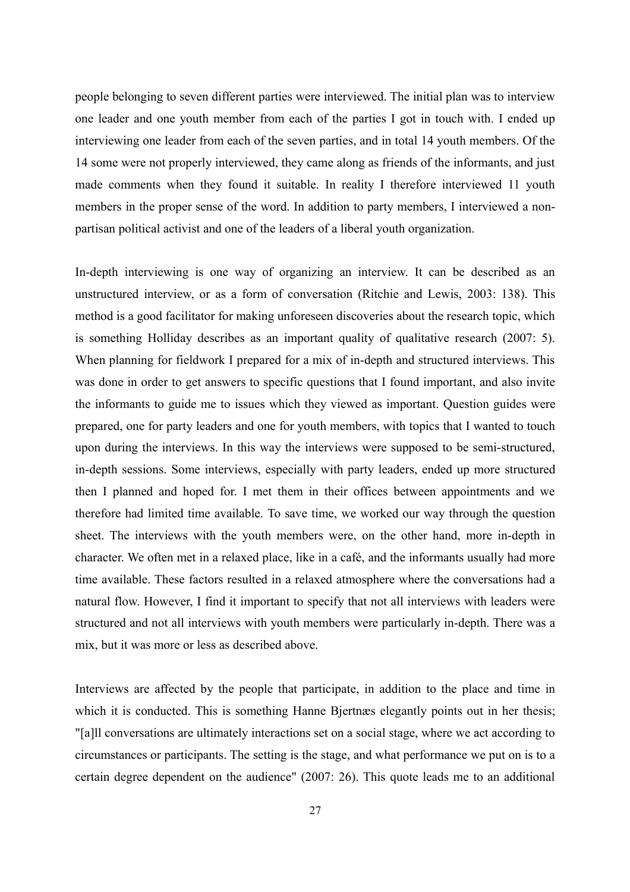people belonging to seven different parties were interviewed. The initial plan was to interview one leader and one youth member from each of the parties I got in touch with. I ended up interviewing one leader from each of the seven parties, and in total 14 youth members. Of the 14 some were not properly interviewed, they came along as friends of the informants, and just made comments when they found it suitable. In reality I therefore interviewed 11 youth members in the proper sense of the word. In addition to party members, I interviewed a non-partisan political activist and one of the leaders of a liberal youth organization.

In-depth interviewing is one way of organizing an interview. It can be described as an unstructured interview, or as a form of conversation (Ritchie and Lewis, 2003: 138). This method is a good facilitator for making unforeseen discoveries about the research topic, which is something Holliday describes as an important quality of qualitative research (2007: 5). When planning for fieldwork I prepared for a mix of in-depth and structured interviews. This was done in order to get answers to specific questions that I found important, and also invite the informants to guide me to issues which they viewed as important. Question guides were prepared, one for party leaders and one for youth members, with topics that I wanted to touch upon during the interviews. In this way the interviews were supposed to be semi-structured, in-depth sessions. Some interviews, especially with party leaders, ended up more structured then I planned and hoped for. I met them in their offices between appointments and we therefore had limited time available. To save time, we worked our way through the question sheet. The interviews with the youth members were, on the other hand, more in-depth in character. We often met in a relaxed place, like in a café, and the informants usually had more time available. These factors resulted in a relaxed atmosphere where the conversations had a natural flow. However, I find it important to specify that not all interviews with leaders were structured and not all interviews with youth members were particularly in-depth. There was a mix, but it was more or less as described above.

Interviews are affected by the people that participate, in addition to the place and time in which it is conducted. This is something Hanne Bjertnæs elegantly points out in her thesis; "[a]ll conversations are ultimately interactions set on a social stage, where we act according to circumstances or participants. The setting is the stage, and what performance we put on is to a certain degree dependent on the audience" (2007: 26). This quote leads me to an additional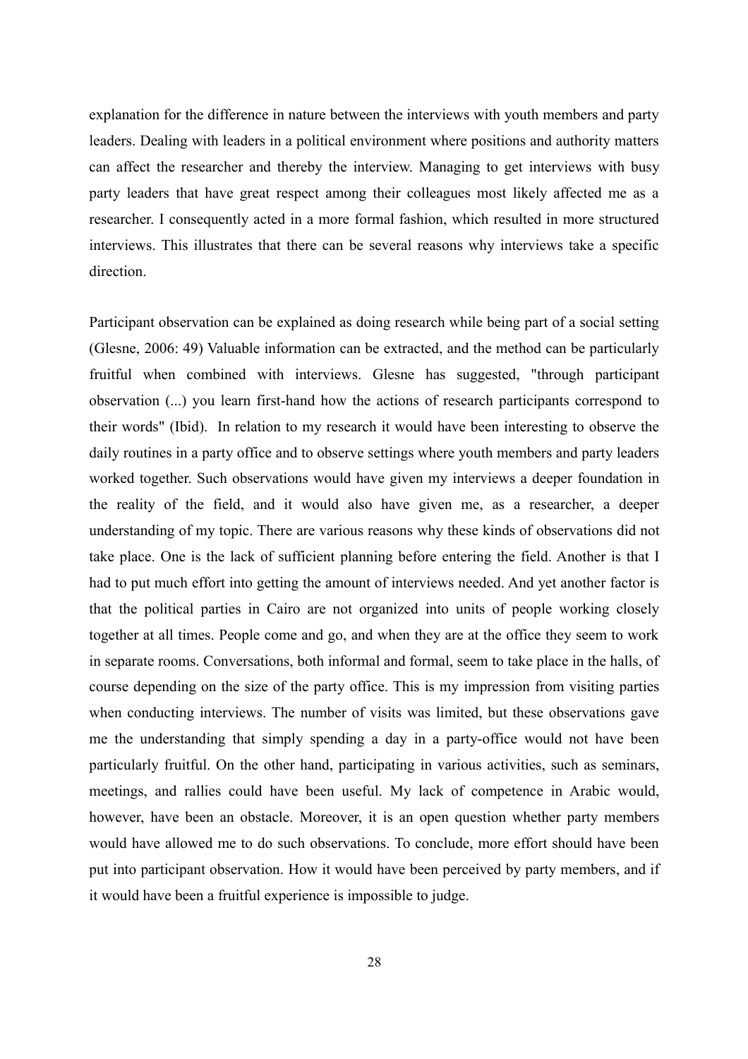explanation for the difference in nature between the interviews with youth members and party leaders. Dealing with leaders in a political environment where positions and authority matters can affect the researcher and thereby the interview. Managing to get interviews with busy party leaders that have great respect among their colleagues most likely affected me as a researcher. I consequently acted in a more formal fashion, which resulted in more structured interviews. This illustrates that there can be several reasons why interviews take a specific direction.

Participant observation can be explained as doing research while being part of a social setting (Glesne, 2006: 49) Valuable information can be extracted, and the method can be particularly fruitful when combined with interviews. Glesne has suggested, "through participant observation (...) you learn first-hand how the actions of research participants correspond to their words" (Ibid). In relation to my research it would have been interesting to observe the daily routines in a party office and to observe settings where youth members and party leaders worked together. Such observations would have given my interviews a deeper foundation in the reality of the field, and it would also have given me, as a researcher, a deeper understanding of my topic. There are various reasons why these kinds of observations did not take place. One is the lack of sufficient planning before entering the field. Another is that I had to put much effort into getting the amount of interviews needed. And yet another factor is that the political parties in Cairo are not organized into units of people working closely together at all times. People come and go, and when they are at the office they seem to work in separate rooms. Conversations, both informal and formal, seem to take place in the halls, of course depending on the size of the party office. This is my impression from visiting parties when conducting interviews. The number of visits was limited, but these observations gave me the understanding that simply spending a day in a party-office would not have been particularly fruitful. On the other hand, participating in various activities, such as seminars, meetings, and rallies could have been useful. My lack of competence in Arabic would, however, have been an obstacle. Moreover, it is an open question whether party members would have allowed me to do such observations. To conclude, more effort should have been put into participant observation. How it would have been perceived by party members, and if it would have been a fruitful experience is impossible to judge.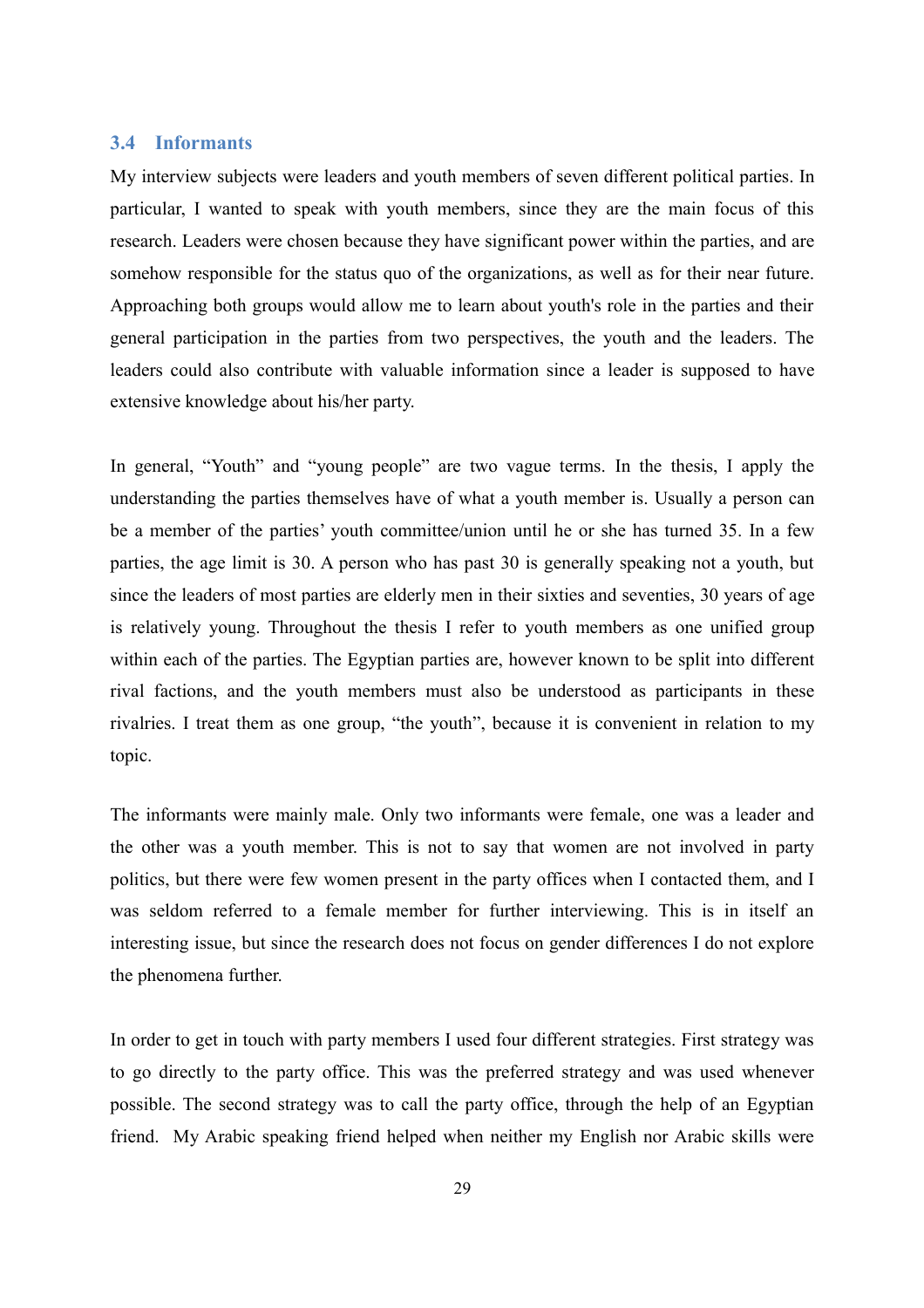### 3.4 Informants

My interview subjects were leaders and youth members of seven different political parties. In particular, I wanted to speak with youth members, since they are the main focus of this research. Leaders were chosen because they have significant power within the parties, and are somehow responsible for the status quo of the organizations, as well as for their near future. Approaching both groups would allow me to learn about youth's role in the parties and their general participation in the parties from two perspectives, the youth and the leaders. The leaders could also contribute with valuable information since a leader is supposed to have extensive knowledge about his/her party.

In general, "Youth" and "young people" are two vague terms. In the thesis, I apply the understanding the parties themselves have of what a youth member is. Usually a person can be a member of the parties' youth committee/union until he or she has turned 35. In a few parties, the age limit is 30. A person who has past 30 is generally speaking not a youth, but since the leaders of most parties are elderly men in their sixties and seventies, 30 years of age is relatively young. Throughout the thesis I refer to youth members as one unified group within each of the parties. The Egyptian parties are, however known to be split into different rival factions, and the youth members must also be understood as participants in these rivalries. I treat them as one group, "the youth", because it is convenient in relation to my topic.

The informants were mainly male. Only two informants were female, one was a leader and the other was a youth member. This is not to say that women are not involved in party politics, but there were few women present in the party offices when I contacted them, and I was seldom referred to a female member for further interviewing. This is in itself an interesting issue, but since the research does not focus on gender differences I do not explore the phenomena further.

In order to get in touch with party members I used four different strategies. First strategy was to go directly to the party office. This was the preferred strategy and was used whenever possible. The second strategy was to call the party office, through the help of an Egyptian friend. My Arabic speaking friend helped when neither my English nor Arabic skills were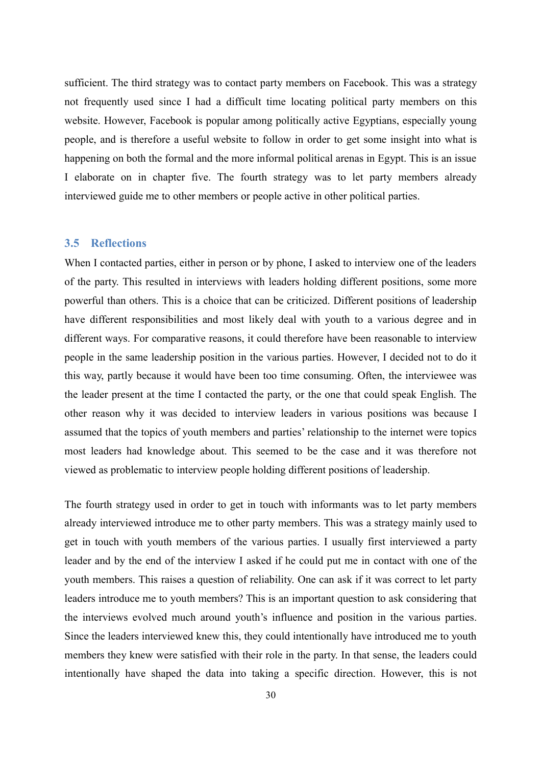sufficient. The third strategy was to contact party members on Facebook. This was a strategy not frequently used since I had a difficult time locating political party members on this website. However, Facebook is popular among politically active Egyptians, especially young people, and is therefore a useful website to follow in order to get some insight into what is happening on both the formal and the more informal political arenas in Egypt. This is an issue I elaborate on in chapter five. The fourth strategy was to let party members already interviewed guide me to other members or people active in other political parties.

### 3.5 Reflections

When I contacted parties, either in person or by phone, I asked to interview one of the leaders of the party. This resulted in interviews with leaders holding different positions, some more powerful than others. This is a choice that can be criticized. Different positions of leadership have different responsibilities and most likely deal with youth to a various degree and in different ways. For comparative reasons, it could therefore have been reasonable to interview people in the same leadership position in the various parties. However, I decided not to do it this way, partly because it would have been too time consuming. Often, the interviewee was the leader present at the time I contacted the party, or the one that could speak English. The other reason why it was decided to interview leaders in various positions was because I assumed that the topics of youth members and parties' relationship to the internet were topics most leaders had knowledge about. This seemed to be the case and it was therefore not viewed as problematic to interview people holding different positions of leadership.

The fourth strategy used in order to get in touch with informants was to let party members already interviewed introduce me to other party members. This was a strategy mainly used to get in touch with youth members of the various parties. I usually first interviewed a party leader and by the end of the interview I asked if he could put me in contact with one of the youth members. This raises a question of reliability. One can ask if it was correct to let party leaders introduce me to youth members? This is an important question to ask considering that the interviews evolved much around youth's influence and position in the various parties. Since the leaders interviewed knew this, they could intentionally have introduced me to youth members they knew were satisfied with their role in the party. In that sense, the leaders could intentionally have shaped the data into taking a specific direction. However, this is not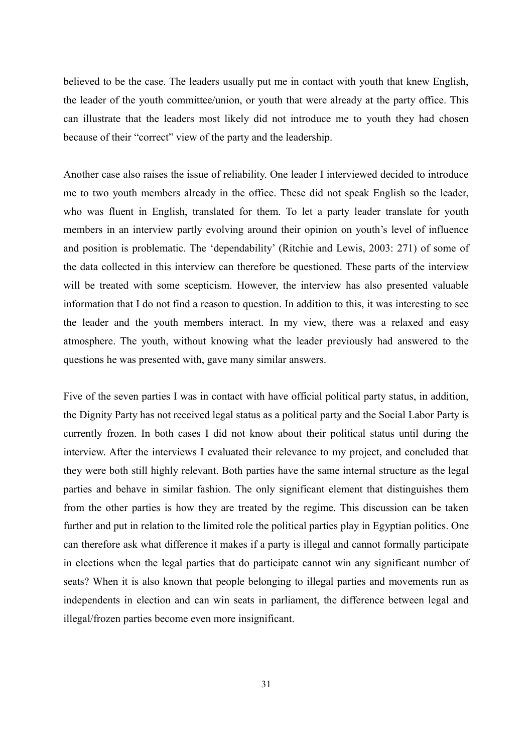believed to be the case. The leaders usually put me in contact with youth that knew English, the leader of the youth committee/union, or youth that were already at the party office. This can illustrate that the leaders most likely did not introduce me to youth they had chosen because of their "correct" view of the party and the leadership.

Another case also raises the issue of reliability. One leader I interviewed decided to introduce me to two youth members already in the office. These did not speak English so the leader, who was fluent in English, translated for them. To let a party leader translate for youth members in an interview partly evolving around their opinion on youth's level of influence and position is problematic. The 'dependability' (Ritchie and Lewis, 2003: 271) of some of the data collected in this interview can therefore be questioned. These parts of the interview will be treated with some scepticism. However, the interview has also presented valuable information that I do not find a reason to question. In addition to this, it was interesting to see the leader and the youth members interact. In my view, there was a relaxed and easy atmosphere. The youth, without knowing what the leader previously had answered to the questions he was presented with, gave many similar answers.

Five of the seven parties I was in contact with have official political party status, in addition, the Dignity Party has not received legal status as a political party and the Social Labor Party is currently frozen. In both cases I did not know about their political status until during the interview. After the interviews I evaluated their relevance to my project, and concluded that they were both still highly relevant. Both parties have the same internal structure as the legal parties and behave in similar fashion. The only significant element that distinguishes them from the other parties is how they are treated by the regime. This discussion can be taken further and put in relation to the limited role the political parties play in Egyptian politics. One can therefore ask what difference it makes if a party is illegal and cannot formally participate in elections when the legal parties that do participate cannot win any significant number of seats? When it is also known that people belonging to illegal parties and movements run as independents in election and can win seats in parliament, the difference between legal and illegal/frozen parties become even more insignificant.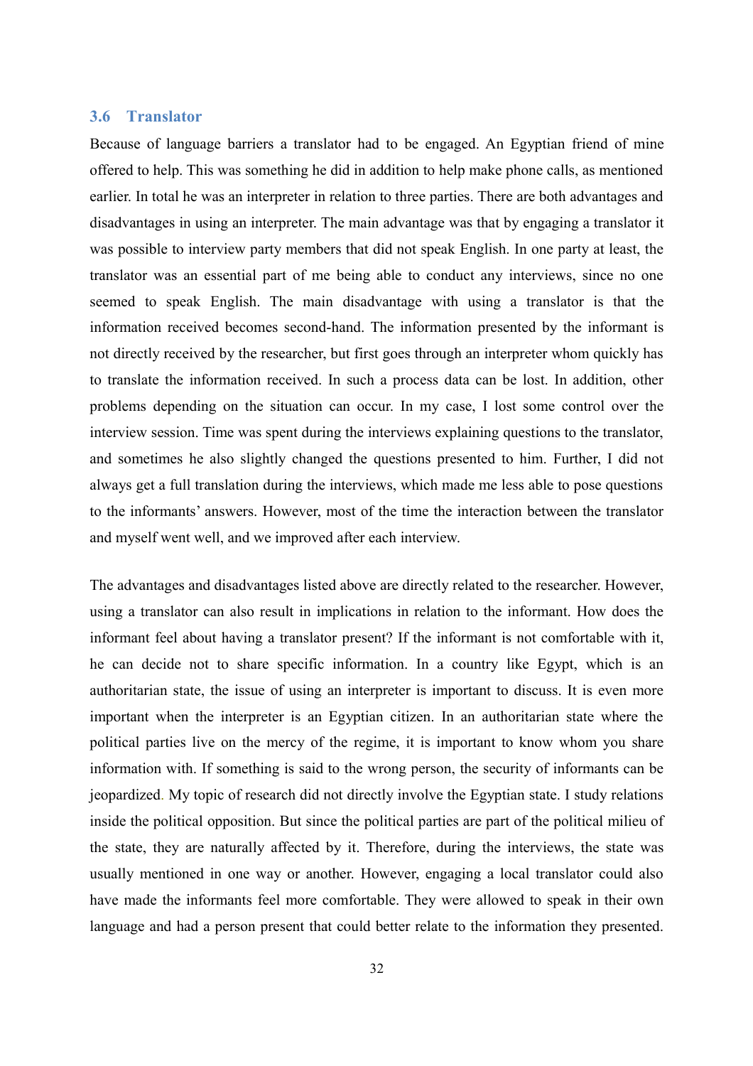### 3.6 Translator

Because of language barriers a translator had to be engaged. An Egyptian friend of mine offered to help. This was something he did in addition to help make phone calls, as mentioned earlier. In total he was an interpreter in relation to three parties. There are both advantages and disadvantages in using an interpreter. The main advantage was that by engaging a translator it was possible to interview party members that did not speak English. In one party at least, the translator was an essential part of me being able to conduct any interviews, since no one seemed to speak English. The main disadvantage with using a translator is that the information received becomes second-hand. The information presented by the informant is not directly received by the researcher, but first goes through an interpreter whom quickly has to translate the information received. In such a process data can be lost. In addition, other problems depending on the situation can occur. In my case, I lost some control over the interview session. Time was spent during the interviews explaining questions to the translator, and sometimes he also slightly changed the questions presented to him. Further, I did not always get a full translation during the interviews, which made me less able to pose questions to the informants' answers. However, most of the time the interaction between the translator and myself went well, and we improved after each interview.

The advantages and disadvantages listed above are directly related to the researcher. However, using a translator can also result in implications in relation to the informant. How does the informant feel about having a translator present? If the informant is not comfortable with it, he can decide not to share specific information. In a country like Egypt, which is an authoritarian state, the issue of using an interpreter is important to discuss. It is even more important when the interpreter is an Egyptian citizen. In an authoritarian state where the political parties live on the mercy of the regime, it is important to know whom you share information with. If something is said to the wrong person, the security of informants can be jeopardized. My topic of research did not directly involve the Egyptian state. I study relations inside the political opposition. But since the political parties are part of the political milieu of the state, they are naturally affected by it. Therefore, during the interviews, the state was usually mentioned in one way or another. However, engaging a local translator could also have made the informants feel more comfortable. They were allowed to speak in their own language and had a person present that could better relate to the information they presented.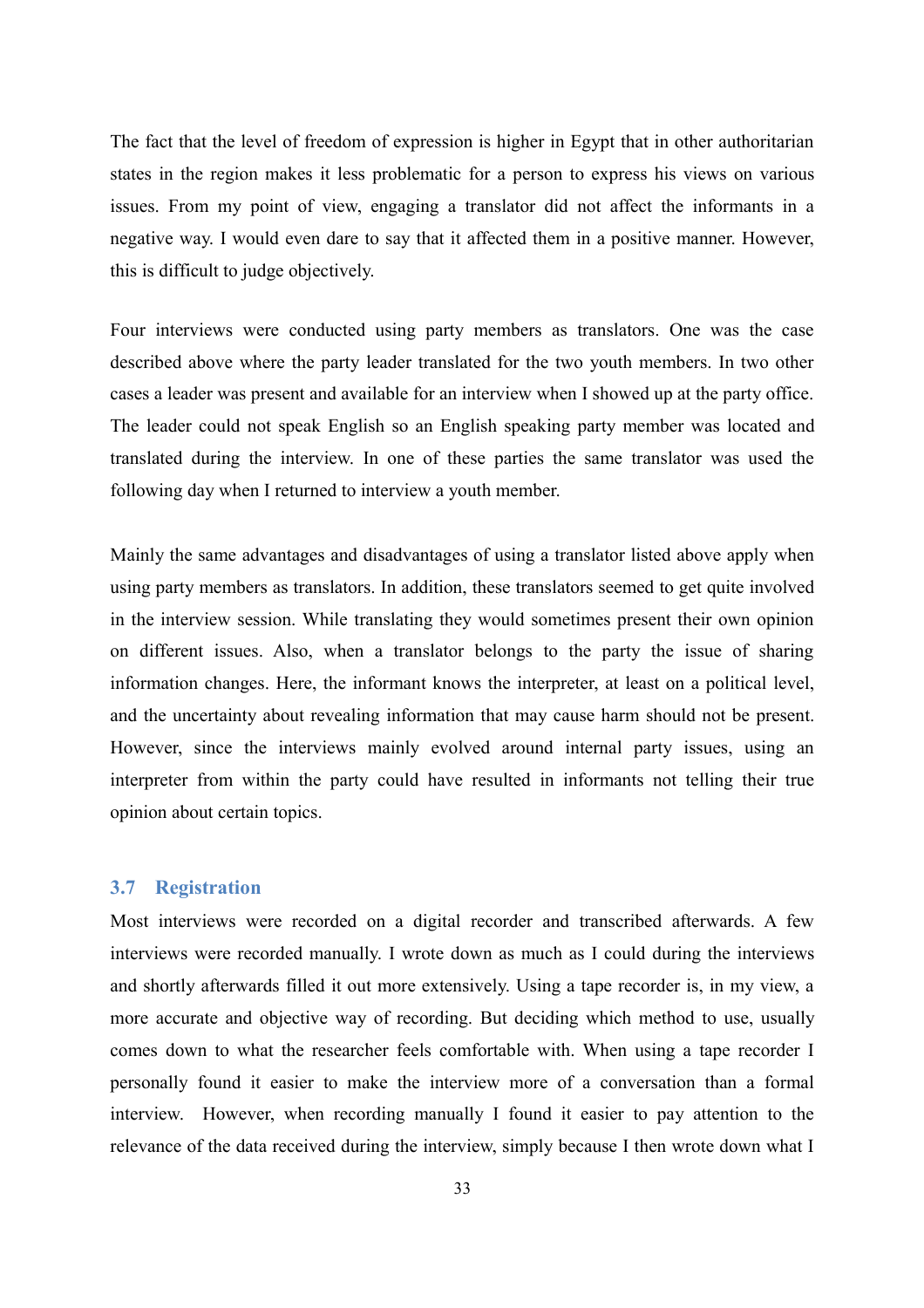The fact that the level of freedom of expression is higher in Egypt that in other authoritarian states in the region makes it less problematic for a person to express his views on various issues. From my point of view, engaging a translator did not affect the informants in a negative way. I would even dare to say that it affected them in a positive manner. However, this is difficult to judge objectively.

Four interviews were conducted using party members as translators. One was the case described above where the party leader translated for the two youth members. In two other cases a leader was present and available for an interview when I showed up at the party office. The leader could not speak English so an English speaking party member was located and translated during the interview. In one of these parties the same translator was used the following day when I returned to interview a youth member.

Mainly the same advantages and disadvantages of using a translator listed above apply when using party members as translators. In addition, these translators seemed to get quite involved in the interview session. While translating they would sometimes present their own opinion on different issues. Also, when a translator belongs to the party the issue of sharing information changes. Here, the informant knows the interpreter, at least on a political level, and the uncertainty about revealing information that may cause harm should not be present. However, since the interviews mainly evolved around internal party issues, using an interpreter from within the party could have resulted in informants not telling their true opinion about certain topics.

### 3.7 Registration

Most interviews were recorded on a digital recorder and transcribed afterwards. A few interviews were recorded manually. I wrote down as much as I could during the interviews and shortly afterwards filled it out more extensively. Using a tape recorder is, in my view, a more accurate and objective way of recording. But deciding which method to use, usually comes down to what the researcher feels comfortable with. When using a tape recorder I personally found it easier to make the interview more of a conversation than a formal interview. However, when recording manually I found it easier to pay attention to the relevance of the data received during the interview, simply because I then wrote down what I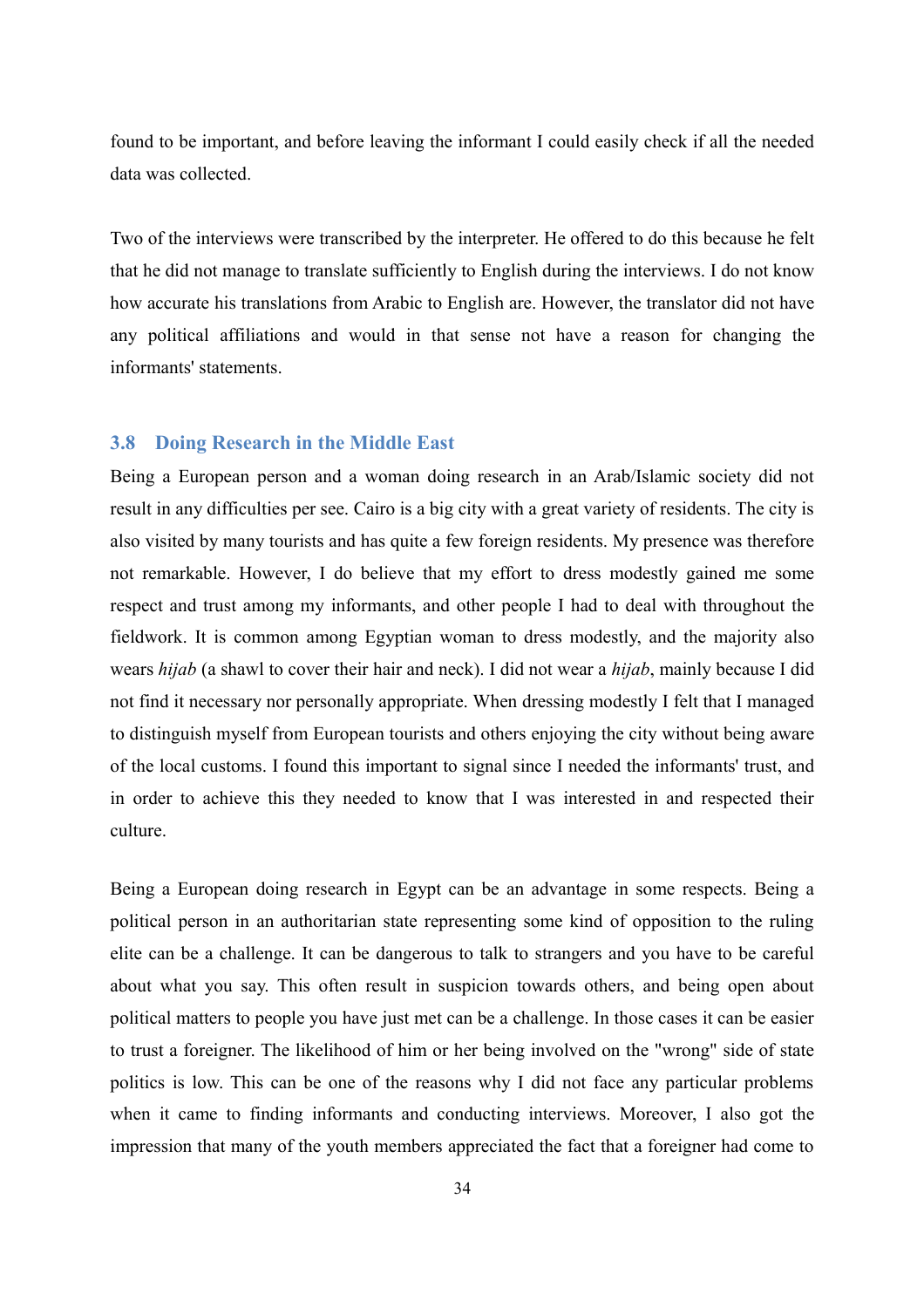found to be important, and before leaving the informant I could easily check if all the needed data was collected.

Two of the interviews were transcribed by the interpreter. He offered to do this because he felt that he did not manage to translate sufficiently to English during the interviews. I do not know how accurate his translations from Arabic to English are. However, the translator did not have any political affiliations and would in that sense not have a reason for changing the informants' statements.

### 3.8 Doing Research in the Middle East

Being a European person and a woman doing research in an Arab/Islamic society did not result in any difficulties per see. Cairo is a big city with a great variety of residents. The city is also visited by many tourists and has quite a few foreign residents. My presence was therefore not remarkable. However, I do believe that my effort to dress modestly gained me some respect and trust among my informants, and other people I had to deal with throughout the fieldwork. It is common among Egyptian woman to dress modestly, and the majority also wears *hijab* (a shawl to cover their hair and neck). I did not wear a *hijab*, mainly because I did not find it necessary nor personally appropriate. When dressing modestly I felt that I managed to distinguish myself from European tourists and others enjoying the city without being aware of the local customs. I found this important to signal since I needed the informants' trust, and in order to achieve this they needed to know that I was interested in and respected their culture.

Being a European doing research in Egypt can be an advantage in some respects. Being a political person in an authoritarian state representing some kind of opposition to the ruling elite can be a challenge. It can be dangerous to talk to strangers and you have to be careful about what you say. This often result in suspicion towards others, and being open about political matters to people you have just met can be a challenge. In those cases it can be easier to trust a foreigner. The likelihood of him or her being involved on the "wrong" side of state politics is low. This can be one of the reasons why I did not face any particular problems when it came to finding informants and conducting interviews. Moreover, I also got the impression that many of the youth members appreciated the fact that a foreigner had come to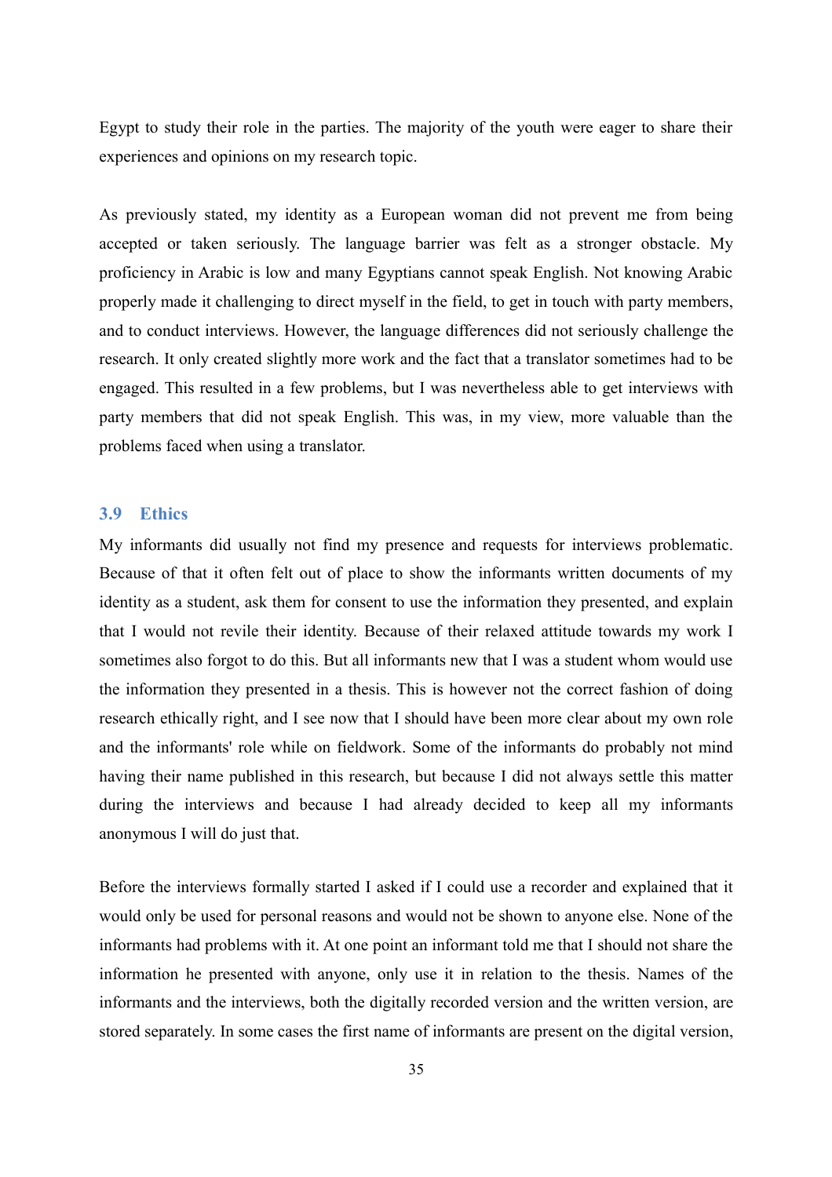Egypt to study their role in the parties. The majority of the youth were eager to share their experiences and opinions on my research topic.

As previously stated, my identity as a European woman did not prevent me from being accepted or taken seriously. The language barrier was felt as a stronger obstacle. My proficiency in Arabic is low and many Egyptians cannot speak English. Not knowing Arabic properly made it challenging to direct myself in the field, to get in touch with party members, and to conduct interviews. However, the language differences did not seriously challenge the research. It only created slightly more work and the fact that a translator sometimes had to be engaged. This resulted in a few problems, but I was nevertheless able to get interviews with party members that did not speak English. This was, in my view, more valuable than the problems faced when using a translator.

### 3.9 Ethics

My informants did usually not find my presence and requests for interviews problematic. Because of that it often felt out of place to show the informants written documents of my identity as a student, ask them for consent to use the information they presented, and explain that I would not revile their identity. Because of their relaxed attitude towards my work I sometimes also forgot to do this. But all informants new that I was a student whom would use the information they presented in a thesis. This is however not the correct fashion of doing research ethically right, and I see now that I should have been more clear about my own role and the informants' role while on fieldwork. Some of the informants do probably not mind having their name published in this research, but because I did not always settle this matter during the interviews and because I had already decided to keep all my informants anonymous I will do just that.

Before the interviews formally started I asked if I could use a recorder and explained that it would only be used for personal reasons and would not be shown to anyone else. None of the informants had problems with it. At one point an informant told me that I should not share the information he presented with anyone, only use it in relation to the thesis. Names of the informants and the interviews, both the digitally recorded version and the written version, are stored separately. In some cases the first name of informants are present on the digital version,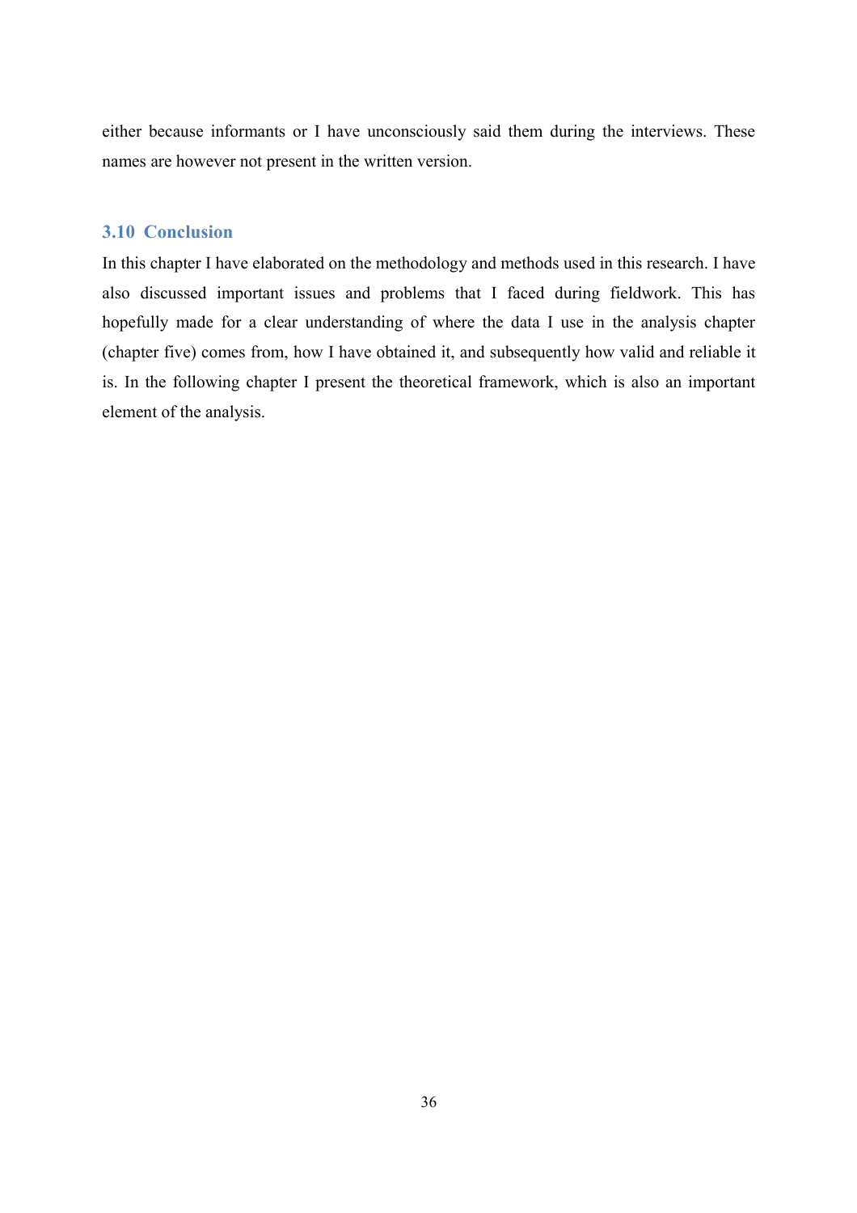either because informants or I have unconsciously said them during the interviews. These names are however not present in the written version.

### 3.10 Conclusion

In this chapter I have elaborated on the methodology and methods used in this research. I have also discussed important issues and problems that I faced during fieldwork. This has hopefully made for a clear understanding of where the data I use in the analysis chapter (chapter five) comes from, how I have obtained it, and subsequently how valid and reliable it is. In the following chapter I present the theoretical framework, which is also an important element of the analysis.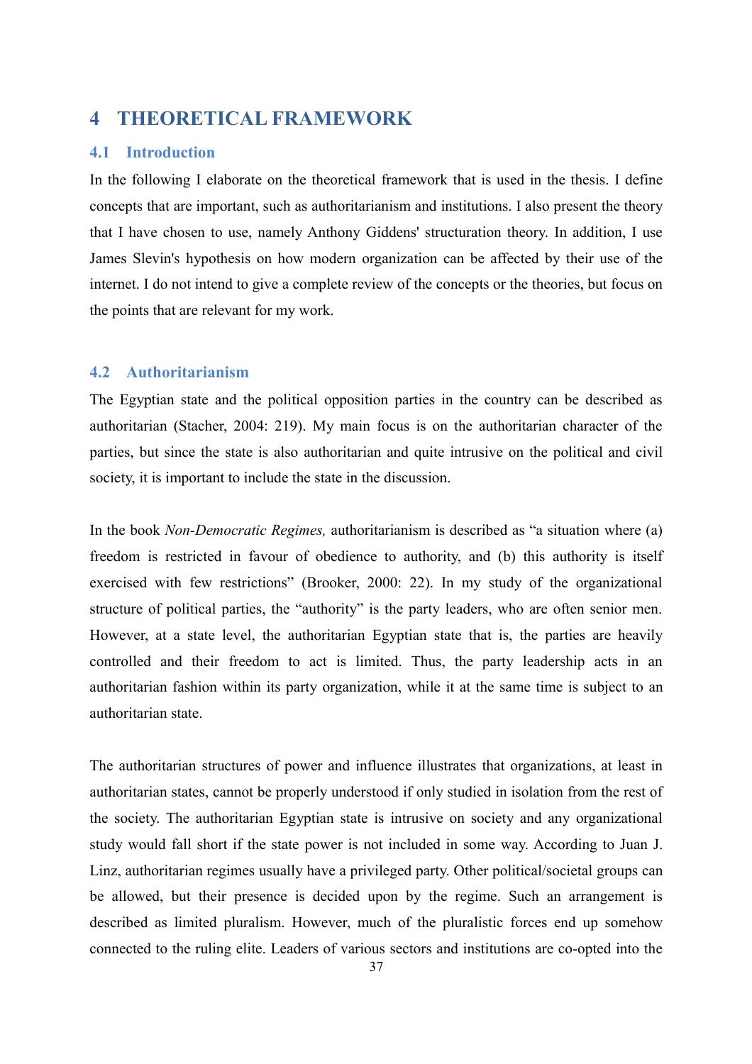# 4 THEORETICAL FRAMEWORK

## 4.1 Introduction

In the following I elaborate on the theoretical framework that is used in the thesis. I define concepts that are important, such as authoritarianism and institutions. I also present the theory that I have chosen to use, namely Anthony Giddens' structuration theory. In addition, I use James Slevin's hypothesis on how modern organization can be affected by their use of the internet. I do not intend to give a complete review of the concepts or the theories, but focus on the points that are relevant for my work.

## 4.2 Authoritarianism

The Egyptian state and the political opposition parties in the country can be described as authoritarian (Stacher, 2004: 219). My main focus is on the authoritarian character of the parties, but since the state is also authoritarian and quite intrusive on the political and civil society, it is important to include the state in the discussion.

In the book *Non-Democratic Regimes,* authoritarianism is described as "a situation where (a) freedom is restricted in favour of obedience to authority, and (b) this authority is itself exercised with few restrictions" (Brooker, 2000: 22). In my study of the organizational structure of political parties, the "authority" is the party leaders, who are often senior men. However, at a state level, the authoritarian Egyptian state that is, the parties are heavily controlled and their freedom to act is limited. Thus, the party leadership acts in an authoritarian fashion within its party organization, while it at the same time is subject to an authoritarian state.

The authoritarian structures of power and influence illustrates that organizations, at least in authoritarian states, cannot be properly understood if only studied in isolation from the rest of the society. The authoritarian Egyptian state is intrusive on society and any organizational study would fall short if the state power is not included in some way. According to Juan J. Linz, authoritarian regimes usually have a privileged party. Other political/societal groups can be allowed, but their presence is decided upon by the regime. Such an arrangement is described as limited pluralism. However, much of the pluralistic forces end up somehow connected to the ruling elite. Leaders of various sectors and institutions are co-opted into the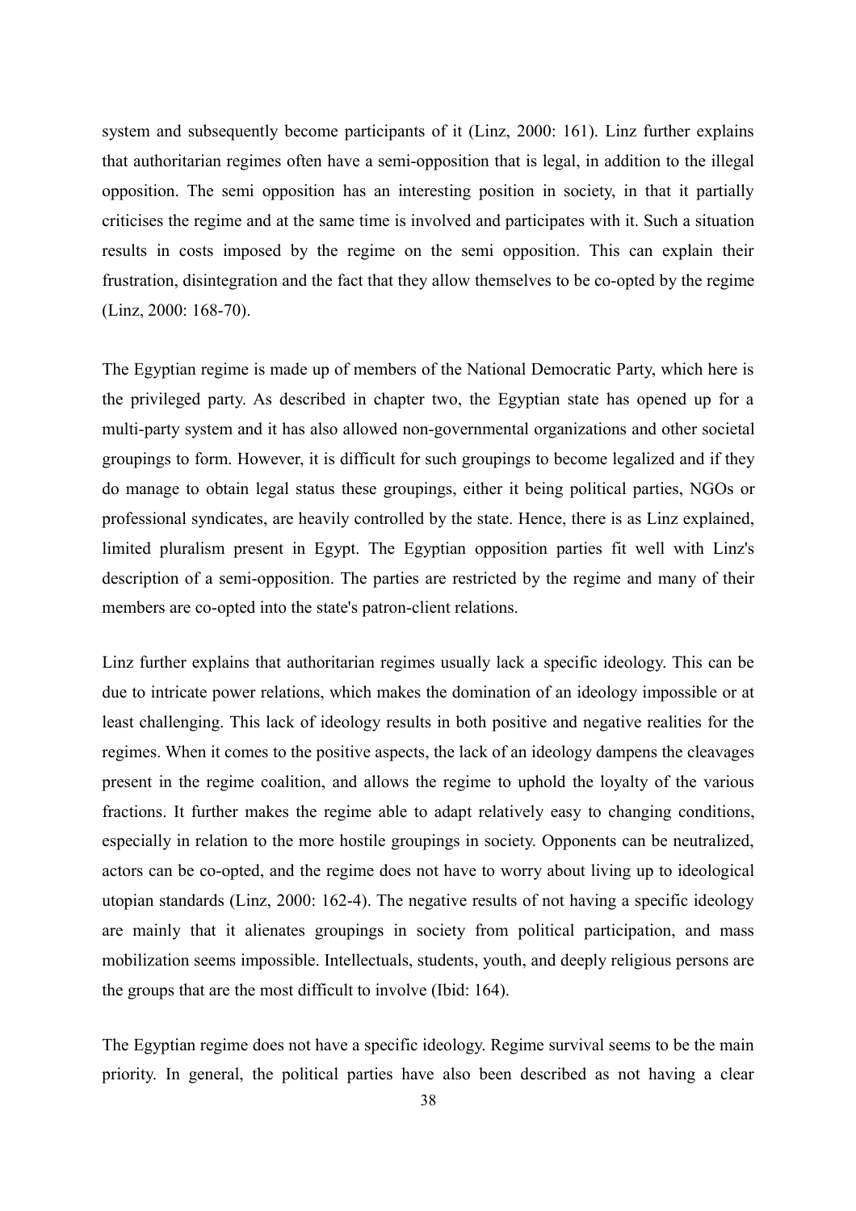system and subsequently become participants of it (Linz, 2000: 161). Linz further explains that authoritarian regimes often have a semi-opposition that is legal, in addition to the illegal opposition. The semi opposition has an interesting position in society, in that it partially criticises the regime and at the same time is involved and participates with it. Such a situation results in costs imposed by the regime on the semi opposition. This can explain their frustration, disintegration and the fact that they allow themselves to be co-opted by the regime (Linz, 2000: 168-70).

The Egyptian regime is made up of members of the National Democratic Party, which here is the privileged party. As described in chapter two, the Egyptian state has opened up for a multi-party system and it has also allowed non-governmental organizations and other societal groupings to form. However, it is difficult for such groupings to become legalized and if they do manage to obtain legal status these groupings, either it being political parties, NGOs or professional syndicates, are heavily controlled by the state. Hence, there is as Linz explained, limited pluralism present in Egypt. The Egyptian opposition parties fit well with Linz's description of a semi-opposition. The parties are restricted by the regime and many of their members are co-opted into the state's patron-client relations.

Linz further explains that authoritarian regimes usually lack a specific ideology. This can be due to intricate power relations, which makes the domination of an ideology impossible or at least challenging. This lack of ideology results in both positive and negative realities for the regimes. When it comes to the positive aspects, the lack of an ideology dampens the cleavages present in the regime coalition, and allows the regime to uphold the loyalty of the various fractions. It further makes the regime able to adapt relatively easy to changing conditions, especially in relation to the more hostile groupings in society. Opponents can be neutralized, actors can be co-opted, and the regime does not have to worry about living up to ideological utopian standards (Linz, 2000: 162-4). The negative results of not having a specific ideology are mainly that it alienates groupings in society from political participation, and mass mobilization seems impossible. Intellectuals, students, youth, and deeply religious persons are the groups that are the most difficult to involve (Ibid: 164).

The Egyptian regime does not have a specific ideology. Regime survival seems to be the main priority. In general, the political parties have also been described as not having a clear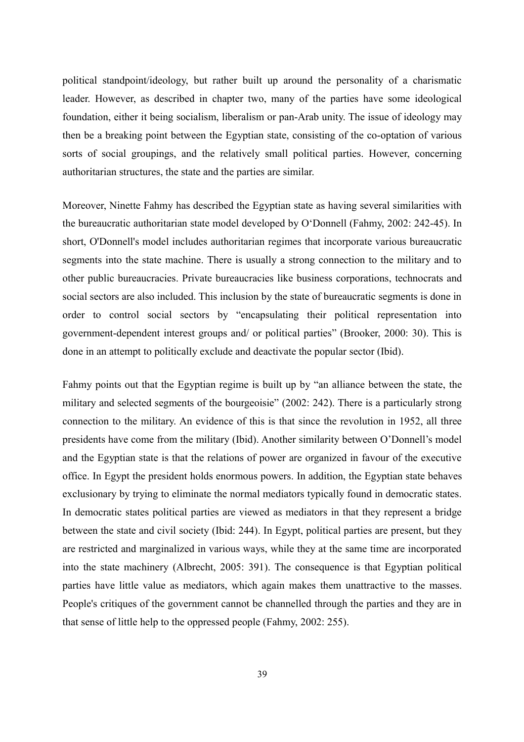political standpoint/ideology, but rather built up around the personality of a charismatic leader. However, as described in chapter two, many of the parties have some ideological foundation, either it being socialism, liberalism or pan-Arab unity. The issue of ideology may then be a breaking point between the Egyptian state, consisting of the co-optation of various sorts of social groupings, and the relatively small political parties. However, concerning authoritarian structures, the state and the parties are similar.

Moreover, Ninette Fahmy has described the Egyptian state as having several similarities with the bureaucratic authoritarian state model developed by O'Donnell (Fahmy, 2002: 242-45). In short, O'Donnell's model includes authoritarian regimes that incorporate various bureaucratic segments into the state machine. There is usually a strong connection to the military and to other public bureaucracies. Private bureaucracies like business corporations, technocrats and social sectors are also included. This inclusion by the state of bureaucratic segments is done in order to control social sectors by "encapsulating their political representation into government-dependent interest groups and/ or political parties" (Brooker, 2000: 30). This is done in an attempt to politically exclude and deactivate the popular sector (Ibid).

Fahmy points out that the Egyptian regime is built up by "an alliance between the state, the military and selected segments of the bourgeoisie" (2002: 242). There is a particularly strong connection to the military. An evidence of this is that since the revolution in 1952, all three presidents have come from the military (Ibid). Another similarity between O'Donnell's model and the Egyptian state is that the relations of power are organized in favour of the executive office. In Egypt the president holds enormous powers. In addition, the Egyptian state behaves exclusionary by trying to eliminate the normal mediators typically found in democratic states. In democratic states political parties are viewed as mediators in that they represent a bridge between the state and civil society (Ibid: 244). In Egypt, political parties are present, but they are restricted and marginalized in various ways, while they at the same time are incorporated into the state machinery (Albrecht, 2005: 391). The consequence is that Egyptian political parties have little value as mediators, which again makes them unattractive to the masses. People's critiques of the government cannot be channelled through the parties and they are in that sense of little help to the oppressed people (Fahmy, 2002: 255).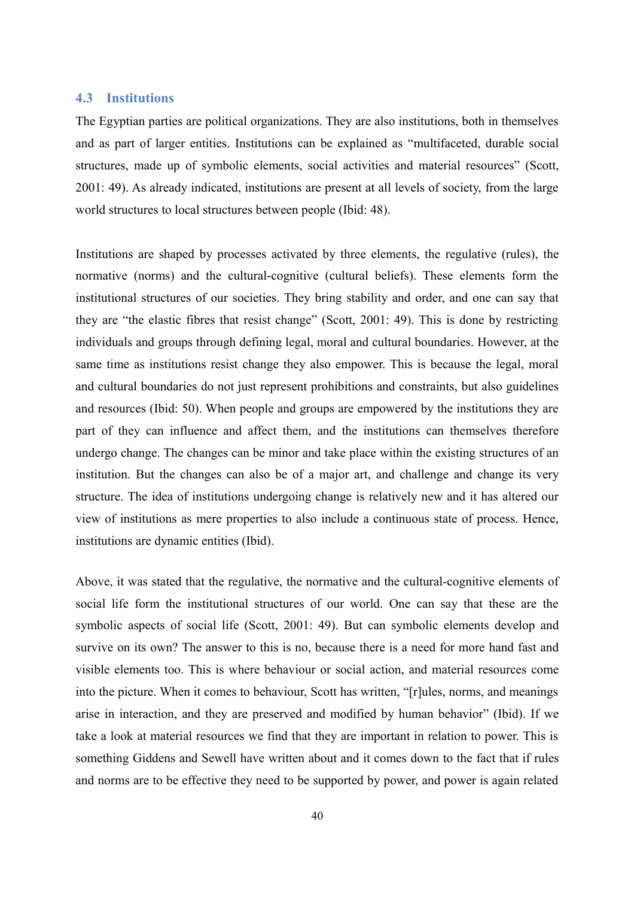## 4.3 Institutions

The Egyptian parties are political organizations. They are also institutions, both in themselves and as part of larger entities. Institutions can be explained as "multifaceted, durable social structures, made up of symbolic elements, social activities and material resources" (Scott, 2001: 49). As already indicated, institutions are present at all levels of society, from the large world structures to local structures between people (Ibid: 48).

Institutions are shaped by processes activated by three elements, the regulative (rules), the normative (norms) and the cultural-cognitive (cultural beliefs). These elements form the institutional structures of our societies. They bring stability and order, and one can say that they are "the elastic fibres that resist change" (Scott, 2001: 49). This is done by restricting individuals and groups through defining legal, moral and cultural boundaries. However, at the same time as institutions resist change they also empower. This is because the legal, moral and cultural boundaries do not just represent prohibitions and constraints, but also guidelines and resources (Ibid: 50). When people and groups are empowered by the institutions they are part of they can influence and affect them, and the institutions can themselves therefore undergo change. The changes can be minor and take place within the existing structures of an institution. But the changes can also be of a major art, and challenge and change its very structure. The idea of institutions undergoing change is relatively new and it has altered our view of institutions as mere properties to also include a continuous state of process. Hence, institutions are dynamic entities (Ibid).

Above, it was stated that the regulative, the normative and the cultural-cognitive elements of social life form the institutional structures of our world. One can say that these are the symbolic aspects of social life (Scott, 2001: 49). But can symbolic elements develop and survive on its own? The answer to this is no, because there is a need for more hand fast and visible elements too. This is where behaviour or social action, and material resources come into the picture. When it comes to behaviour, Scott has written, "[r]ules, norms, and meanings arise in interaction, and they are preserved and modified by human behavior" (Ibid). If we take a look at material resources we find that they are important in relation to power. This is something Giddens and Sewell have written about and it comes down to the fact that if rules and norms are to be effective they need to be supported by power, and power is again related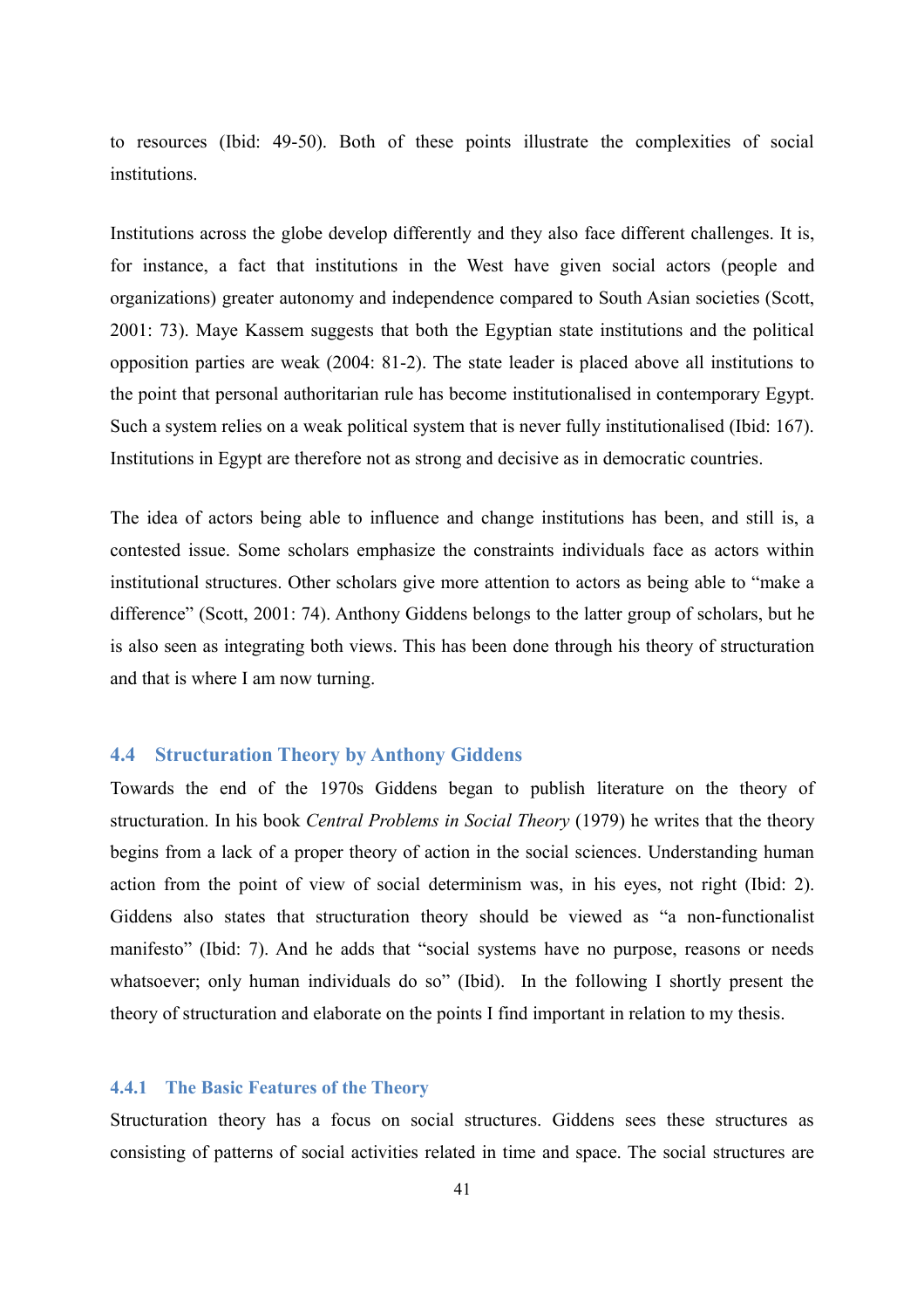to resources (Ibid: 49-50). Both of these points illustrate the complexities of social institutions.

Institutions across the globe develop differently and they also face different challenges. It is, for instance, a fact that institutions in the West have given social actors (people and organizations) greater autonomy and independence compared to South Asian societies (Scott, 2001: 73). Maye Kassem suggests that both the Egyptian state institutions and the political opposition parties are weak (2004: 81-2). The state leader is placed above all institutions to the point that personal authoritarian rule has become institutionalised in contemporary Egypt. Such a system relies on a weak political system that is never fully institutionalised (Ibid: 167). Institutions in Egypt are therefore not as strong and decisive as in democratic countries.

The idea of actors being able to influence and change institutions has been, and still is, a contested issue. Some scholars emphasize the constraints individuals face as actors within institutional structures. Other scholars give more attention to actors as being able to "make a difference" (Scott, 2001: 74). Anthony Giddens belongs to the latter group of scholars, but he is also seen as integrating both views. This has been done through his theory of structuration and that is where I am now turning.

## 4.4 Structuration Theory by Anthony Giddens

Towards the end of the 1970s Giddens began to publish literature on the theory of structuration. In his book *Central Problems in Social Theory* (1979) he writes that the theory begins from a lack of a proper theory of action in the social sciences. Understanding human action from the point of view of social determinism was, in his eyes, not right (Ibid: 2). Giddens also states that structuration theory should be viewed as "a non-functionalist manifesto" (Ibid: 7). And he adds that "social systems have no purpose, reasons or needs whatsoever; only human individuals do so" (Ibid). In the following I shortly present the theory of structuration and elaborate on the points I find important in relation to my thesis.

### 4.4.1 The Basic Features of the Theory

Structuration theory has a focus on social structures. Giddens sees these structures as consisting of patterns of social activities related in time and space. The social structures are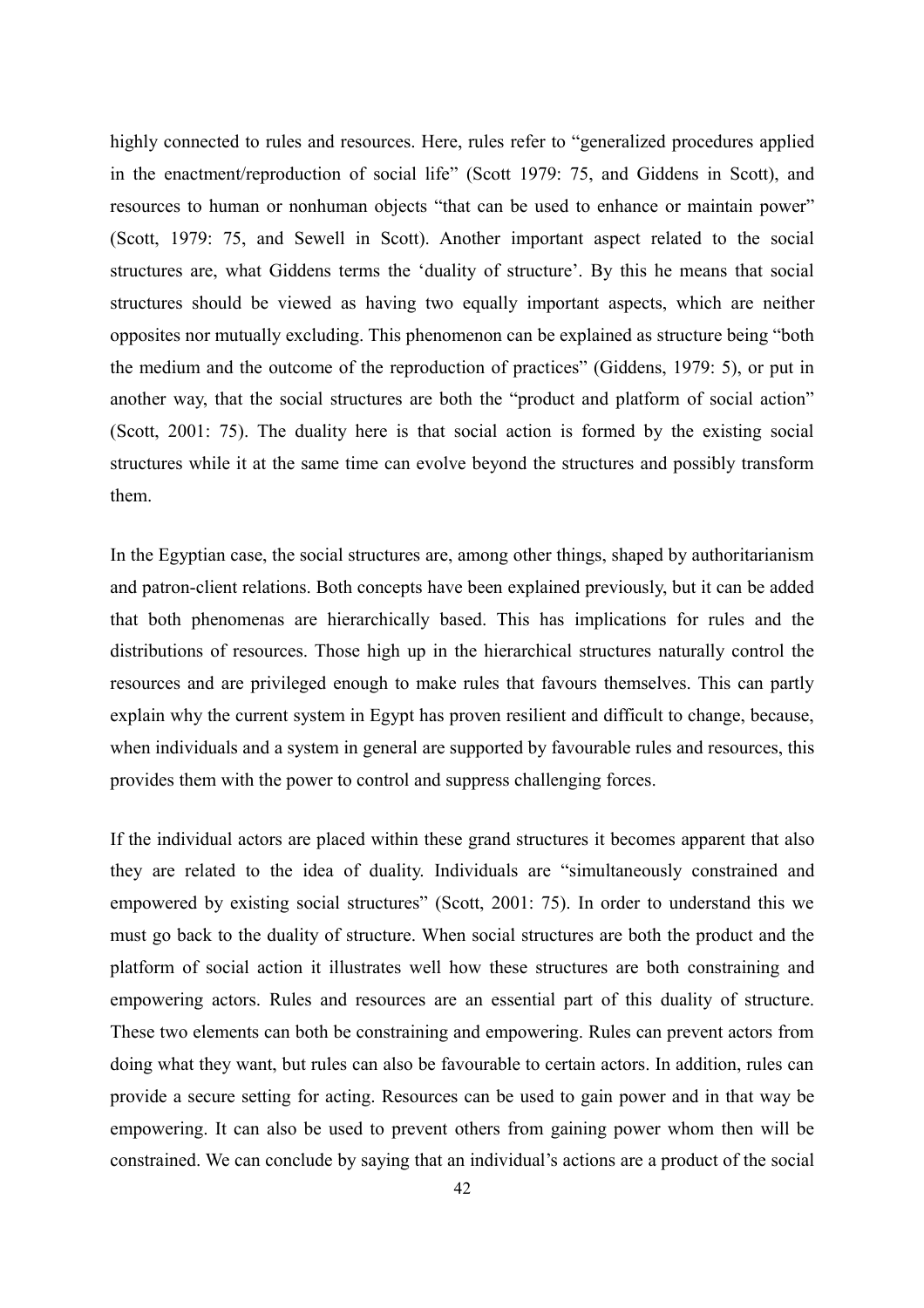highly connected to rules and resources. Here, rules refer to "generalized procedures applied in the enactment/reproduction of social life" (Scott 1979: 75, and Giddens in Scott), and resources to human or nonhuman objects "that can be used to enhance or maintain power" (Scott, 1979: 75, and Sewell in Scott). Another important aspect related to the social structures are, what Giddens terms the 'duality of structure'. By this he means that social structures should be viewed as having two equally important aspects, which are neither opposites nor mutually excluding. This phenomenon can be explained as structure being "both the medium and the outcome of the reproduction of practices" (Giddens, 1979: 5), or put in another way, that the social structures are both the "product and platform of social action" (Scott, 2001: 75). The duality here is that social action is formed by the existing social structures while it at the same time can evolve beyond the structures and possibly transform them.

In the Egyptian case, the social structures are, among other things, shaped by authoritarianism and patron-client relations. Both concepts have been explained previously, but it can be added that both phenomenas are hierarchically based. This has implications for rules and the distributions of resources. Those high up in the hierarchical structures naturally control the resources and are privileged enough to make rules that favours themselves. This can partly explain why the current system in Egypt has proven resilient and difficult to change, because, when individuals and a system in general are supported by favourable rules and resources, this provides them with the power to control and suppress challenging forces.

If the individual actors are placed within these grand structures it becomes apparent that also they are related to the idea of duality. Individuals are "simultaneously constrained and empowered by existing social structures" (Scott, 2001: 75). In order to understand this we must go back to the duality of structure. When social structures are both the product and the platform of social action it illustrates well how these structures are both constraining and empowering actors. Rules and resources are an essential part of this duality of structure. These two elements can both be constraining and empowering. Rules can prevent actors from doing what they want, but rules can also be favourable to certain actors. In addition, rules can provide a secure setting for acting. Resources can be used to gain power and in that way be empowering. It can also be used to prevent others from gaining power whom then will be constrained. We can conclude by saying that an individual's actions are a product of the social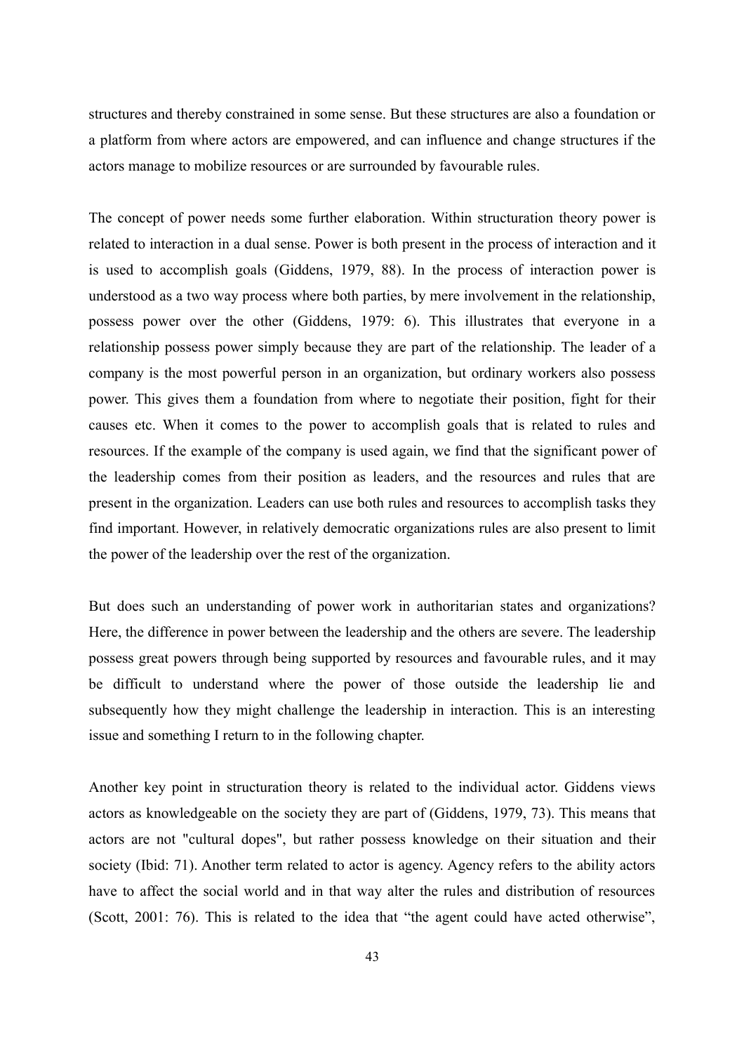structures and thereby constrained in some sense. But these structures are also a foundation or a platform from where actors are empowered, and can influence and change structures if the actors manage to mobilize resources or are surrounded by favourable rules.

The concept of power needs some further elaboration. Within structuration theory power is related to interaction in a dual sense. Power is both present in the process of interaction and it is used to accomplish goals (Giddens, 1979, 88). In the process of interaction power is understood as a two way process where both parties, by mere involvement in the relationship, possess power over the other (Giddens, 1979: 6). This illustrates that everyone in a relationship possess power simply because they are part of the relationship. The leader of a company is the most powerful person in an organization, but ordinary workers also possess power. This gives them a foundation from where to negotiate their position, fight for their causes etc. When it comes to the power to accomplish goals that is related to rules and resources. If the example of the company is used again, we find that the significant power of the leadership comes from their position as leaders, and the resources and rules that are present in the organization. Leaders can use both rules and resources to accomplish tasks they find important. However, in relatively democratic organizations rules are also present to limit the power of the leadership over the rest of the organization.

But does such an understanding of power work in authoritarian states and organizations? Here, the difference in power between the leadership and the others are severe. The leadership possess great powers through being supported by resources and favourable rules, and it may be difficult to understand where the power of those outside the leadership lie and subsequently how they might challenge the leadership in interaction. This is an interesting issue and something I return to in the following chapter.

Another key point in structuration theory is related to the individual actor. Giddens views actors as knowledgeable on the society they are part of (Giddens, 1979, 73). This means that actors are not "cultural dopes", but rather possess knowledge on their situation and their society (Ibid: 71). Another term related to actor is agency. Agency refers to the ability actors have to affect the social world and in that way alter the rules and distribution of resources (Scott, 2001: 76). This is related to the idea that "the agent could have acted otherwise",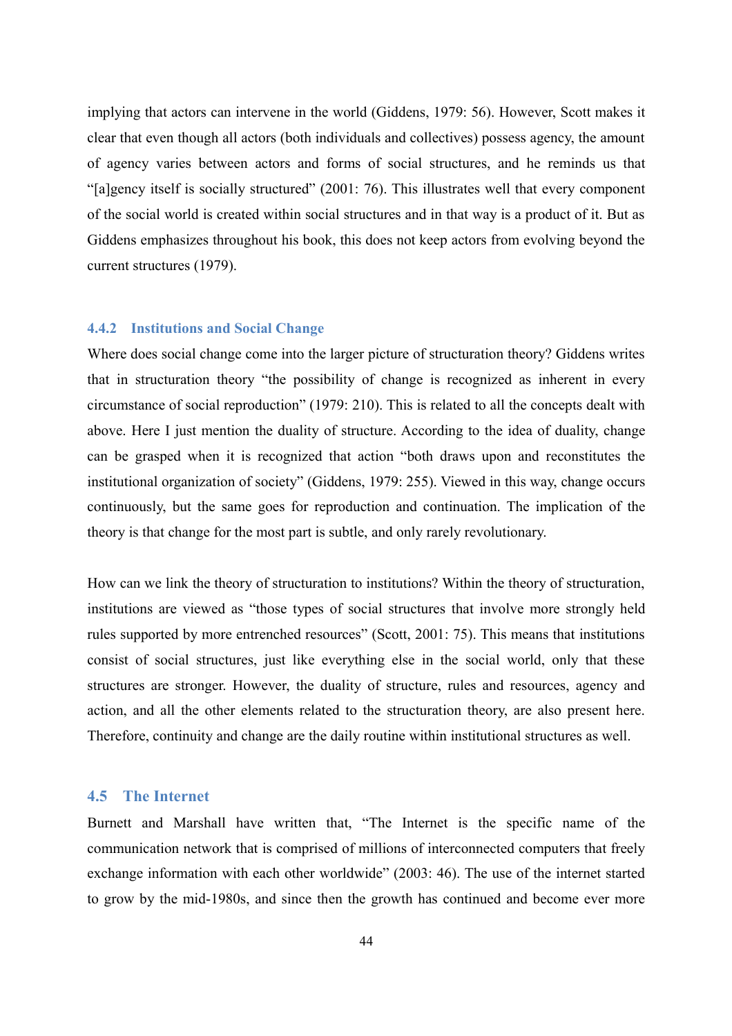implying that actors can intervene in the world (Giddens, 1979: 56). However, Scott makes it clear that even though all actors (both individuals and collectives) possess agency, the amount of agency varies between actors and forms of social structures, and he reminds us that "[a]gency itself is socially structured" (2001: 76). This illustrates well that every component of the social world is created within social structures and in that way is a product of it. But as Giddens emphasizes throughout his book, this does not keep actors from evolving beyond the current structures (1979).

### 4.4.2 Institutions and Social Change

Where does social change come into the larger picture of structuration theory? Giddens writes that in structuration theory "the possibility of change is recognized as inherent in every circumstance of social reproduction" (1979: 210). This is related to all the concepts dealt with above. Here I just mention the duality of structure. According to the idea of duality, change can be grasped when it is recognized that action "both draws upon and reconstitutes the institutional organization of society" (Giddens, 1979: 255). Viewed in this way, change occurs continuously, but the same goes for reproduction and continuation. The implication of the theory is that change for the most part is subtle, and only rarely revolutionary.

How can we link the theory of structuration to institutions? Within the theory of structuration, institutions are viewed as "those types of social structures that involve more strongly held rules supported by more entrenched resources" (Scott, 2001: 75). This means that institutions consist of social structures, just like everything else in the social world, only that these structures are stronger. However, the duality of structure, rules and resources, agency and action, and all the other elements related to the structuration theory, are also present here. Therefore, continuity and change are the daily routine within institutional structures as well.

## 4.5 The Internet

Burnett and Marshall have written that, "The Internet is the specific name of the communication network that is comprised of millions of interconnected computers that freely exchange information with each other worldwide" (2003: 46). The use of the internet started to grow by the mid-1980s, and since then the growth has continued and become ever more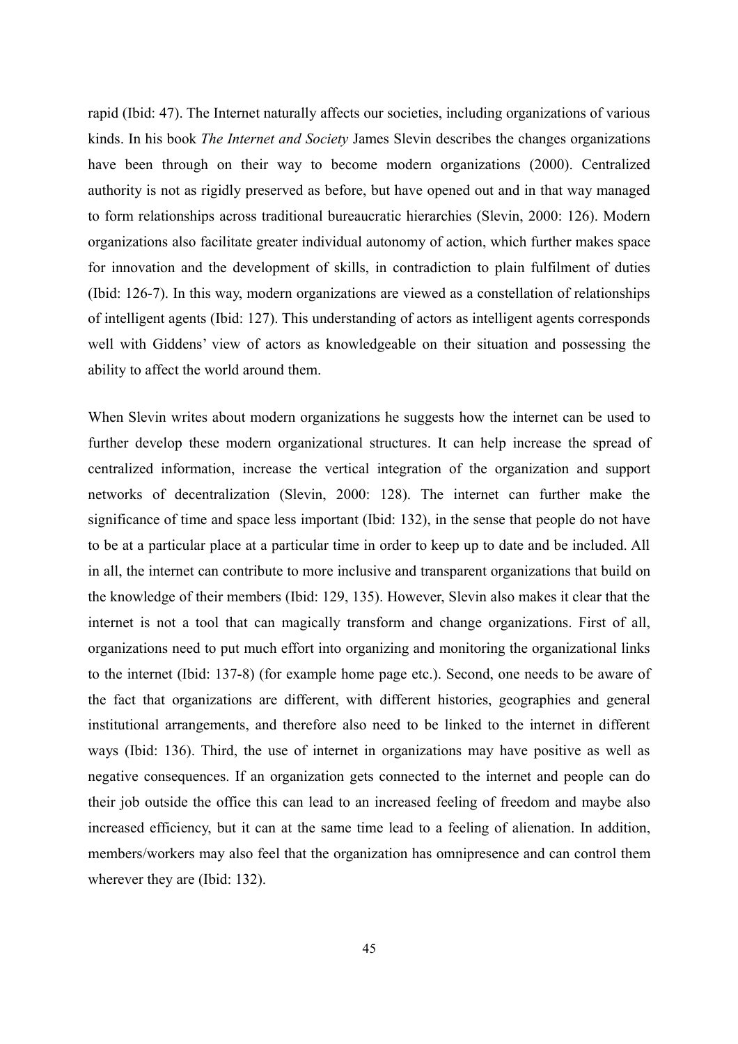rapid (Ibid: 47). The Internet naturally affects our societies, including organizations of various kinds. In his book *The Internet and Society* James Slevin describes the changes organizations have been through on their way to become modern organizations (2000). Centralized authority is not as rigidly preserved as before, but have opened out and in that way managed to form relationships across traditional bureaucratic hierarchies (Slevin, 2000: 126). Modern organizations also facilitate greater individual autonomy of action, which further makes space for innovation and the development of skills, in contradiction to plain fulfilment of duties (Ibid: 126-7). In this way, modern organizations are viewed as a constellation of relationships of intelligent agents (Ibid: 127). This understanding of actors as intelligent agents corresponds well with Giddens' view of actors as knowledgeable on their situation and possessing the ability to affect the world around them.

When Slevin writes about modern organizations he suggests how the internet can be used to further develop these modern organizational structures. It can help increase the spread of centralized information, increase the vertical integration of the organization and support networks of decentralization (Slevin, 2000: 128). The internet can further make the significance of time and space less important (Ibid: 132), in the sense that people do not have to be at a particular place at a particular time in order to keep up to date and be included. All in all, the internet can contribute to more inclusive and transparent organizations that build on the knowledge of their members (Ibid: 129, 135). However, Slevin also makes it clear that the internet is not a tool that can magically transform and change organizations. First of all, organizations need to put much effort into organizing and monitoring the organizational links to the internet (Ibid: 137-8) (for example home page etc.). Second, one needs to be aware of the fact that organizations are different, with different histories, geographies and general institutional arrangements, and therefore also need to be linked to the internet in different ways (Ibid: 136). Third, the use of internet in organizations may have positive as well as negative consequences. If an organization gets connected to the internet and people can do their job outside the office this can lead to an increased feeling of freedom and maybe also increased efficiency, but it can at the same time lead to a feeling of alienation. In addition, members/workers may also feel that the organization has omnipresence and can control them wherever they are (Ibid: 132).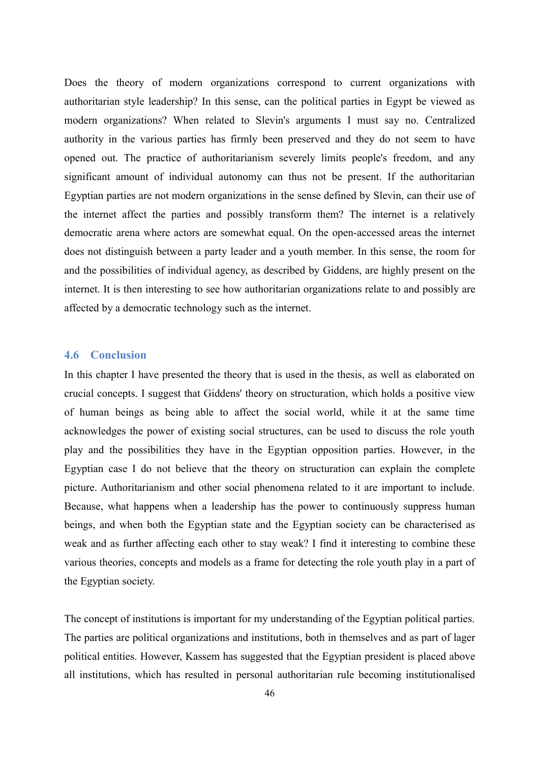Does the theory of modern organizations correspond to current organizations with authoritarian style leadership? In this sense, can the political parties in Egypt be viewed as modern organizations? When related to Slevin's arguments I must say no. Centralized authority in the various parties has firmly been preserved and they do not seem to have opened out. The practice of authoritarianism severely limits people's freedom, and any significant amount of individual autonomy can thus not be present. If the authoritarian Egyptian parties are not modern organizations in the sense defined by Slevin, can their use of the internet affect the parties and possibly transform them? The internet is a relatively democratic arena where actors are somewhat equal. On the open-accessed areas the internet does not distinguish between a party leader and a youth member. In this sense, the room for and the possibilities of individual agency, as described by Giddens, are highly present on the internet. It is then interesting to see how authoritarian organizations relate to and possibly are affected by a democratic technology such as the internet.

## 4.6 Conclusion

In this chapter I have presented the theory that is used in the thesis, as well as elaborated on crucial concepts. I suggest that Giddens' theory on structuration, which holds a positive view of human beings as being able to affect the social world, while it at the same time acknowledges the power of existing social structures, can be used to discuss the role youth play and the possibilities they have in the Egyptian opposition parties. However, in the Egyptian case I do not believe that the theory on structuration can explain the complete picture. Authoritarianism and other social phenomena related to it are important to include. Because, what happens when a leadership has the power to continuously suppress human beings, and when both the Egyptian state and the Egyptian society can be characterised as weak and as further affecting each other to stay weak? I find it interesting to combine these various theories, concepts and models as a frame for detecting the role youth play in a part of the Egyptian society.

The concept of institutions is important for my understanding of the Egyptian political parties. The parties are political organizations and institutions, both in themselves and as part of lager political entities. However, Kassem has suggested that the Egyptian president is placed above all institutions, which has resulted in personal authoritarian rule becoming institutionalised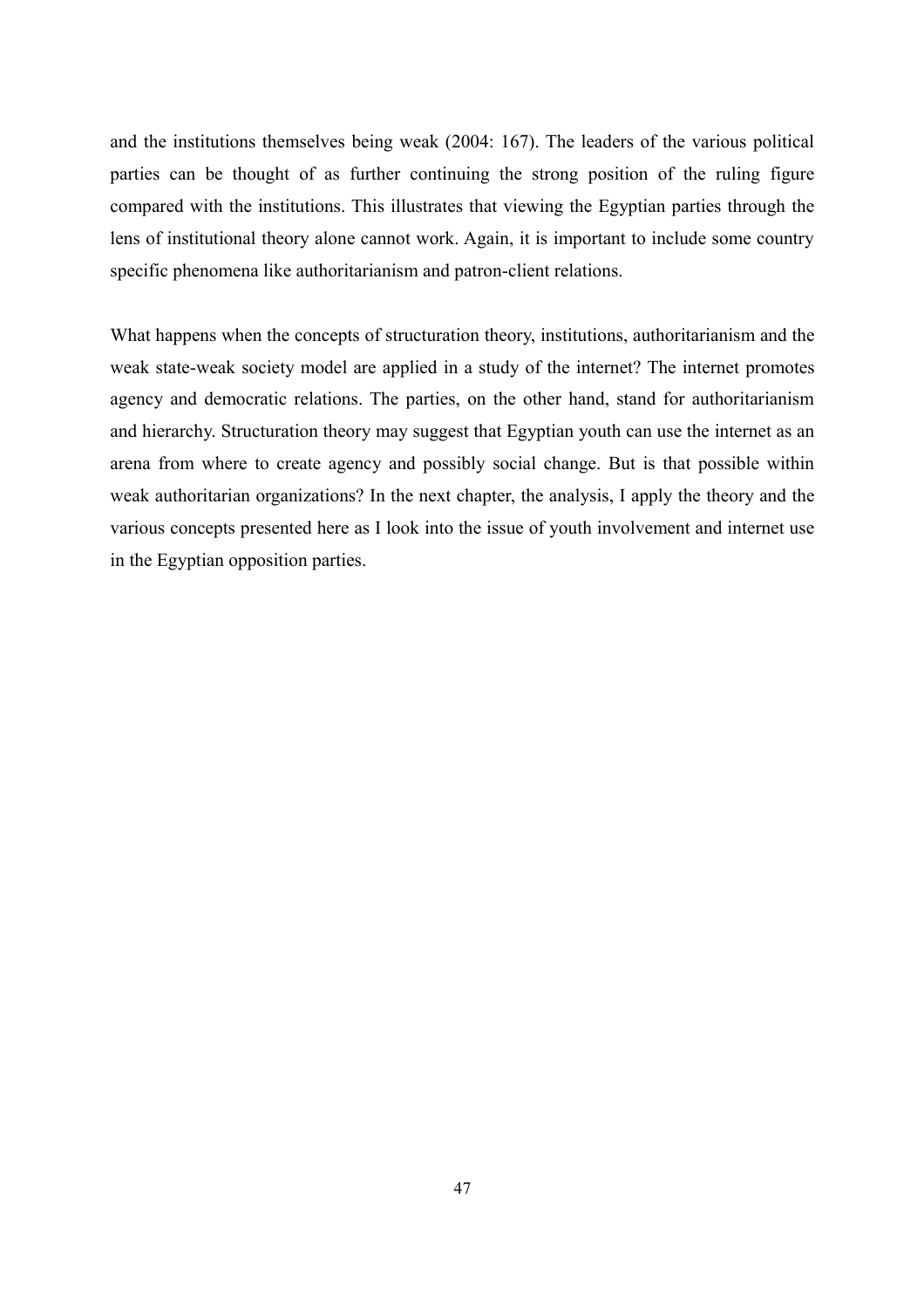and the institutions themselves being weak (2004: 167). The leaders of the various political parties can be thought of as further continuing the strong position of the ruling figure compared with the institutions. This illustrates that viewing the Egyptian parties through the lens of institutional theory alone cannot work. Again, it is important to include some country specific phenomena like authoritarianism and patron-client relations.

What happens when the concepts of structuration theory, institutions, authoritarianism and the weak state-weak society model are applied in a study of the internet? The internet promotes agency and democratic relations. The parties, on the other hand, stand for authoritarianism and hierarchy. Structuration theory may suggest that Egyptian youth can use the internet as an arena from where to create agency and possibly social change. But is that possible within weak authoritarian organizations? In the next chapter, the analysis, I apply the theory and the various concepts presented here as I look into the issue of youth involvement and internet use in the Egyptian opposition parties.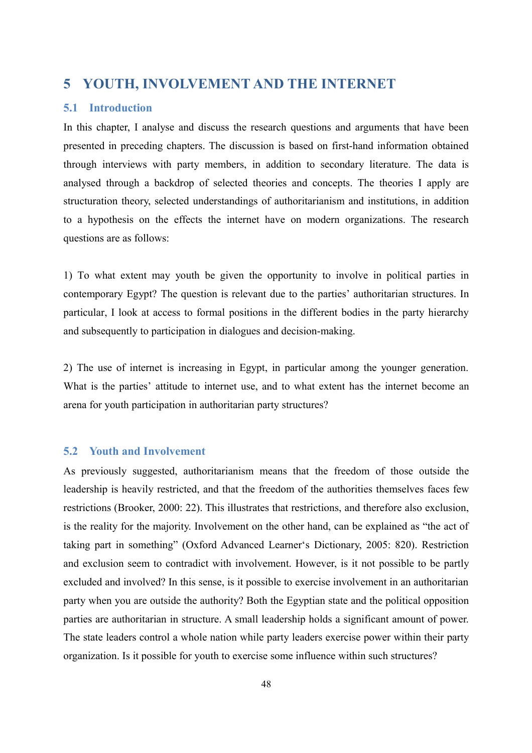# 5 YOUTH, INVOLVEMENT AND THE INTERNET

## 5.1 Introduction

In this chapter, I analyse and discuss the research questions and arguments that have been presented in preceding chapters. The discussion is based on first-hand information obtained through interviews with party members, in addition to secondary literature. The data is analysed through a backdrop of selected theories and concepts. The theories I apply are structuration theory, selected understandings of authoritarianism and institutions, in addition to a hypothesis on the effects the internet have on modern organizations. The research questions are as follows:

1) To what extent may youth be given the opportunity to involve in political parties in contemporary Egypt? The question is relevant due to the parties' authoritarian structures. In particular, I look at access to formal positions in the different bodies in the party hierarchy and subsequently to participation in dialogues and decision-making.

2) The use of internet is increasing in Egypt, in particular among the younger generation. What is the parties' attitude to internet use, and to what extent has the internet become an arena for youth participation in authoritarian party structures?

## 5.2 Youth and Involvement

As previously suggested, authoritarianism means that the freedom of those outside the leadership is heavily restricted, and that the freedom of the authorities themselves faces few restrictions (Brooker, 2000: 22). This illustrates that restrictions, and therefore also exclusion, is the reality for the majority. Involvement on the other hand, can be explained as "the act of taking part in something" (Oxford Advanced Learner‘s Dictionary, 2005: 820). Restriction and exclusion seem to contradict with involvement. However, is it not possible to be partly excluded and involved? In this sense, is it possible to exercise involvement in an authoritarian party when you are outside the authority? Both the Egyptian state and the political opposition parties are authoritarian in structure. A small leadership holds a significant amount of power. The state leaders control a whole nation while party leaders exercise power within their party organization. Is it possible for youth to exercise some influence within such structures?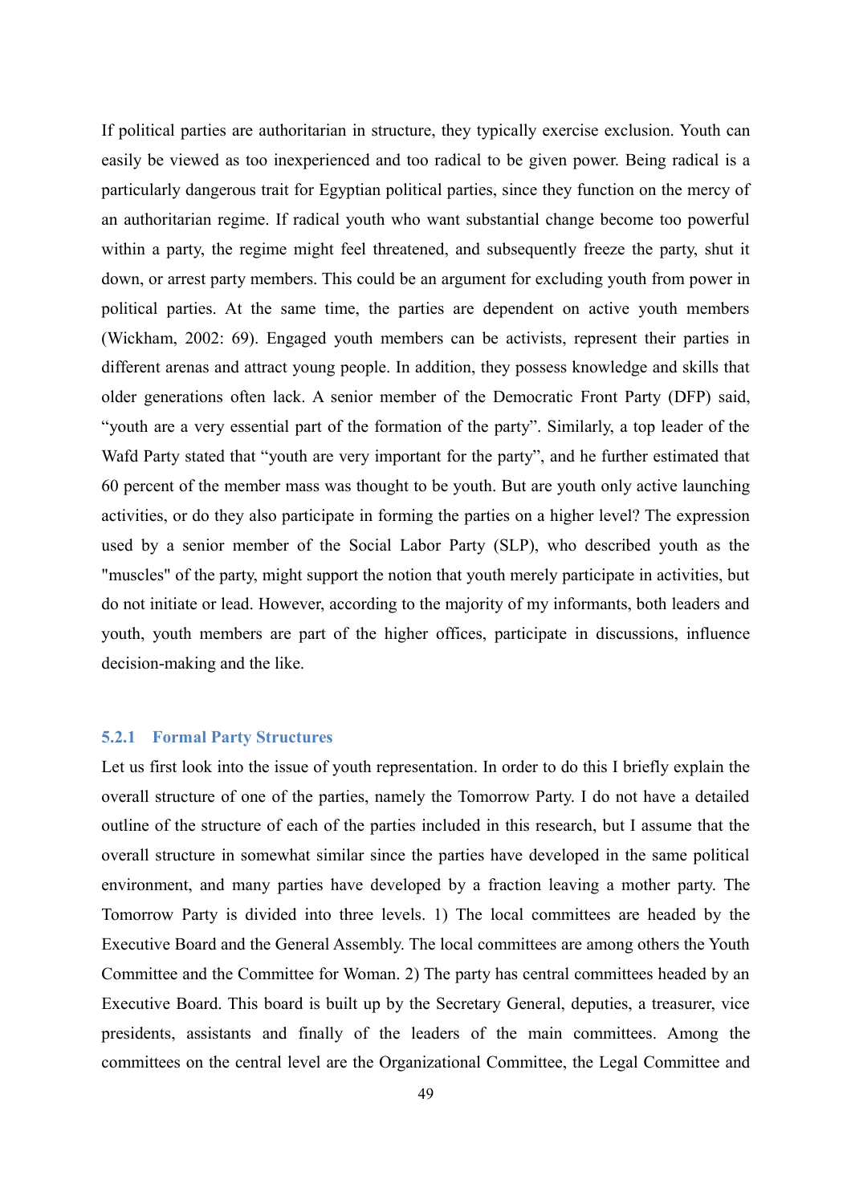If political parties are authoritarian in structure, they typically exercise exclusion. Youth can easily be viewed as too inexperienced and too radical to be given power. Being radical is a particularly dangerous trait for Egyptian political parties, since they function on the mercy of an authoritarian regime. If radical youth who want substantial change become too powerful within a party, the regime might feel threatened, and subsequently freeze the party, shut it down, or arrest party members. This could be an argument for excluding youth from power in political parties. At the same time, the parties are dependent on active youth members (Wickham, 2002: 69). Engaged youth members can be activists, represent their parties in different arenas and attract young people. In addition, they possess knowledge and skills that older generations often lack. A senior member of the Democratic Front Party (DFP) said, "youth are a very essential part of the formation of the party". Similarly, a top leader of the Wafd Party stated that "youth are very important for the party", and he further estimated that 60 percent of the member mass was thought to be youth. But are youth only active launching activities, or do they also participate in forming the parties on a higher level? The expression used by a senior member of the Social Labor Party (SLP), who described youth as the "muscles" of the party, might support the notion that youth merely participate in activities, but do not initiate or lead. However, according to the majority of my informants, both leaders and youth, youth members are part of the higher offices, participate in discussions, influence decision-making and the like.

### 5.2.1 Formal Party Structures

Let us first look into the issue of youth representation. In order to do this I briefly explain the overall structure of one of the parties, namely the Tomorrow Party. I do not have a detailed outline of the structure of each of the parties included in this research, but I assume that the overall structure in somewhat similar since the parties have developed in the same political environment, and many parties have developed by a fraction leaving a mother party. The Tomorrow Party is divided into three levels. 1) The local committees are headed by the Executive Board and the General Assembly. The local committees are among others the Youth Committee and the Committee for Woman. 2) The party has central committees headed by an Executive Board. This board is built up by the Secretary General, deputies, a treasurer, vice presidents, assistants and finally of the leaders of the main committees. Among the committees on the central level are the Organizational Committee, the Legal Committee and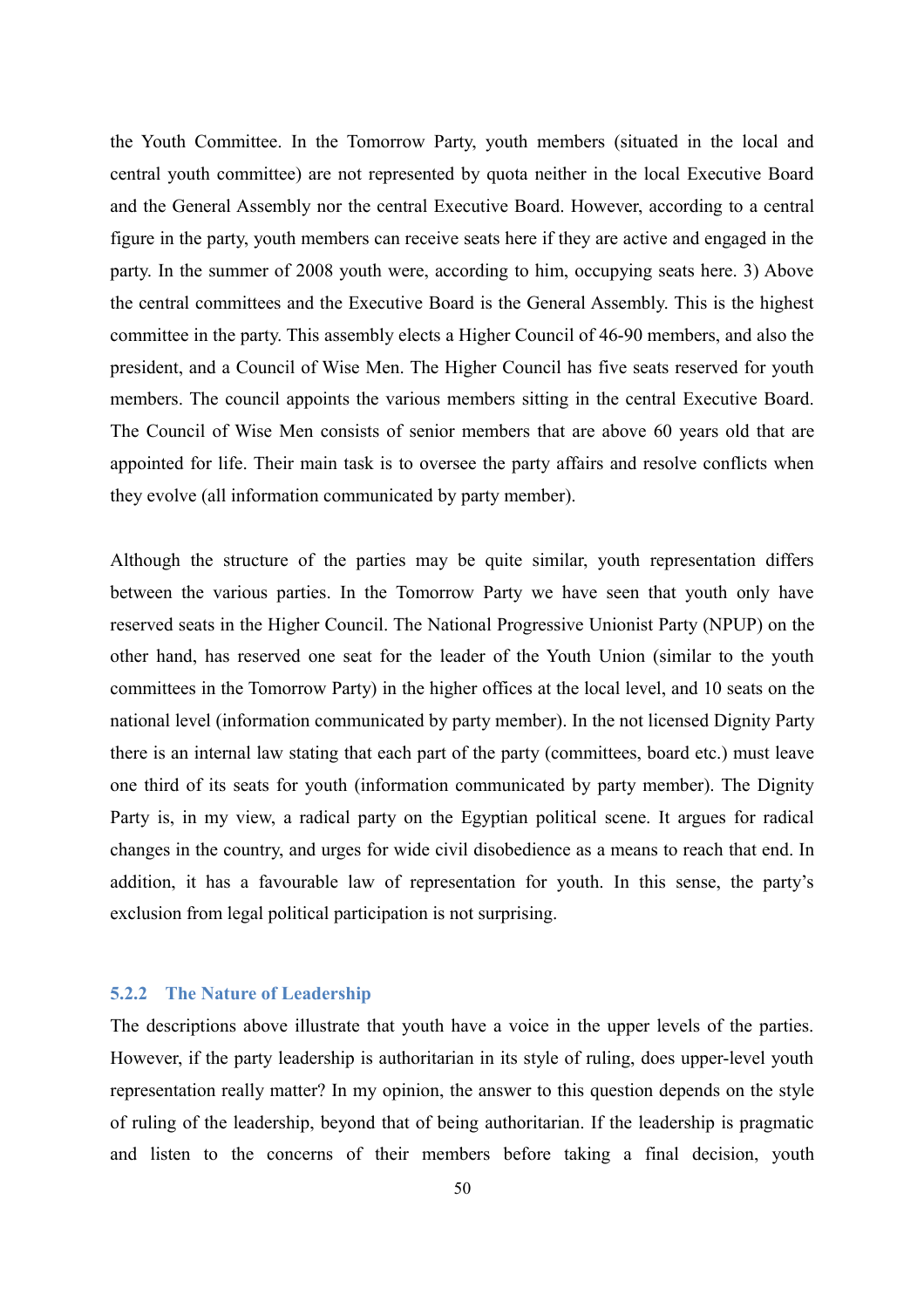the Youth Committee. In the Tomorrow Party, youth members (situated in the local and central youth committee) are not represented by quota neither in the local Executive Board and the General Assembly nor the central Executive Board. However, according to a central figure in the party, youth members can receive seats here if they are active and engaged in the party. In the summer of 2008 youth were, according to him, occupying seats here. 3) Above the central committees and the Executive Board is the General Assembly. This is the highest committee in the party. This assembly elects a Higher Council of 46-90 members, and also the president, and a Council of Wise Men. The Higher Council has five seats reserved for youth members. The council appoints the various members sitting in the central Executive Board. The Council of Wise Men consists of senior members that are above 60 years old that are appointed for life. Their main task is to oversee the party affairs and resolve conflicts when they evolve (all information communicated by party member).

Although the structure of the parties may be quite similar, youth representation differs between the various parties. In the Tomorrow Party we have seen that youth only have reserved seats in the Higher Council. The National Progressive Unionist Party (NPUP) on the other hand, has reserved one seat for the leader of the Youth Union (similar to the youth committees in the Tomorrow Party) in the higher offices at the local level, and 10 seats on the national level (information communicated by party member). In the not licensed Dignity Party there is an internal law stating that each part of the party (committees, board etc.) must leave one third of its seats for youth (information communicated by party member). The Dignity Party is, in my view, a radical party on the Egyptian political scene. It argues for radical changes in the country, and urges for wide civil disobedience as a means to reach that end. In addition, it has a favourable law of representation for youth. In this sense, the party's exclusion from legal political participation is not surprising.

### 5.2.2 The Nature of Leadership

The descriptions above illustrate that youth have a voice in the upper levels of the parties. However, if the party leadership is authoritarian in its style of ruling, does upper-level youth representation really matter? In my opinion, the answer to this question depends on the style of ruling of the leadership, beyond that of being authoritarian. If the leadership is pragmatic and listen to the concerns of their members before taking a final decision, youth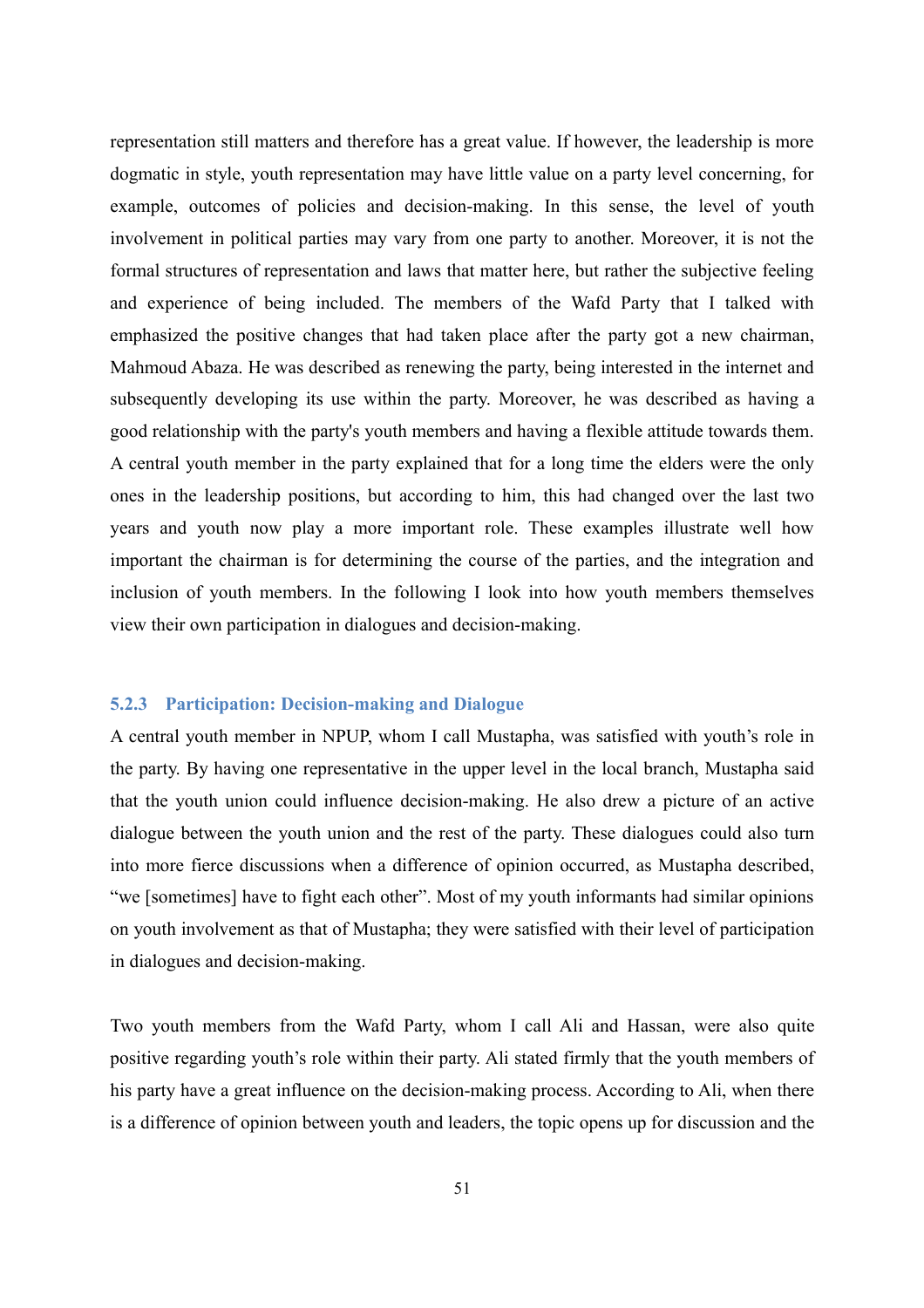representation still matters and therefore has a great value. If however, the leadership is more dogmatic in style, youth representation may have little value on a party level concerning, for example, outcomes of policies and decision-making. In this sense, the level of youth involvement in political parties may vary from one party to another. Moreover, it is not the formal structures of representation and laws that matter here, but rather the subjective feeling and experience of being included. The members of the Wafd Party that I talked with emphasized the positive changes that had taken place after the party got a new chairman, Mahmoud Abaza. He was described as renewing the party, being interested in the internet and subsequently developing its use within the party. Moreover, he was described as having a good relationship with the party's youth members and having a flexible attitude towards them. A central youth member in the party explained that for a long time the elders were the only ones in the leadership positions, but according to him, this had changed over the last two years and youth now play a more important role. These examples illustrate well how important the chairman is for determining the course of the parties, and the integration and inclusion of youth members. In the following I look into how youth members themselves view their own participation in dialogues and decision-making.

### 5.2.3 Participation: Decision-making and Dialogue

A central youth member in NPUP, whom I call Mustapha, was satisfied with youth's role in the party. By having one representative in the upper level in the local branch, Mustapha said that the youth union could influence decision-making. He also drew a picture of an active dialogue between the youth union and the rest of the party. These dialogues could also turn into more fierce discussions when a difference of opinion occurred, as Mustapha described, "we [sometimes] have to fight each other". Most of my youth informants had similar opinions on youth involvement as that of Mustapha; they were satisfied with their level of participation in dialogues and decision-making.

Two youth members from the Wafd Party, whom I call Ali and Hassan, were also quite positive regarding youth's role within their party. Ali stated firmly that the youth members of his party have a great influence on the decision-making process. According to Ali, when there is a difference of opinion between youth and leaders, the topic opens up for discussion and the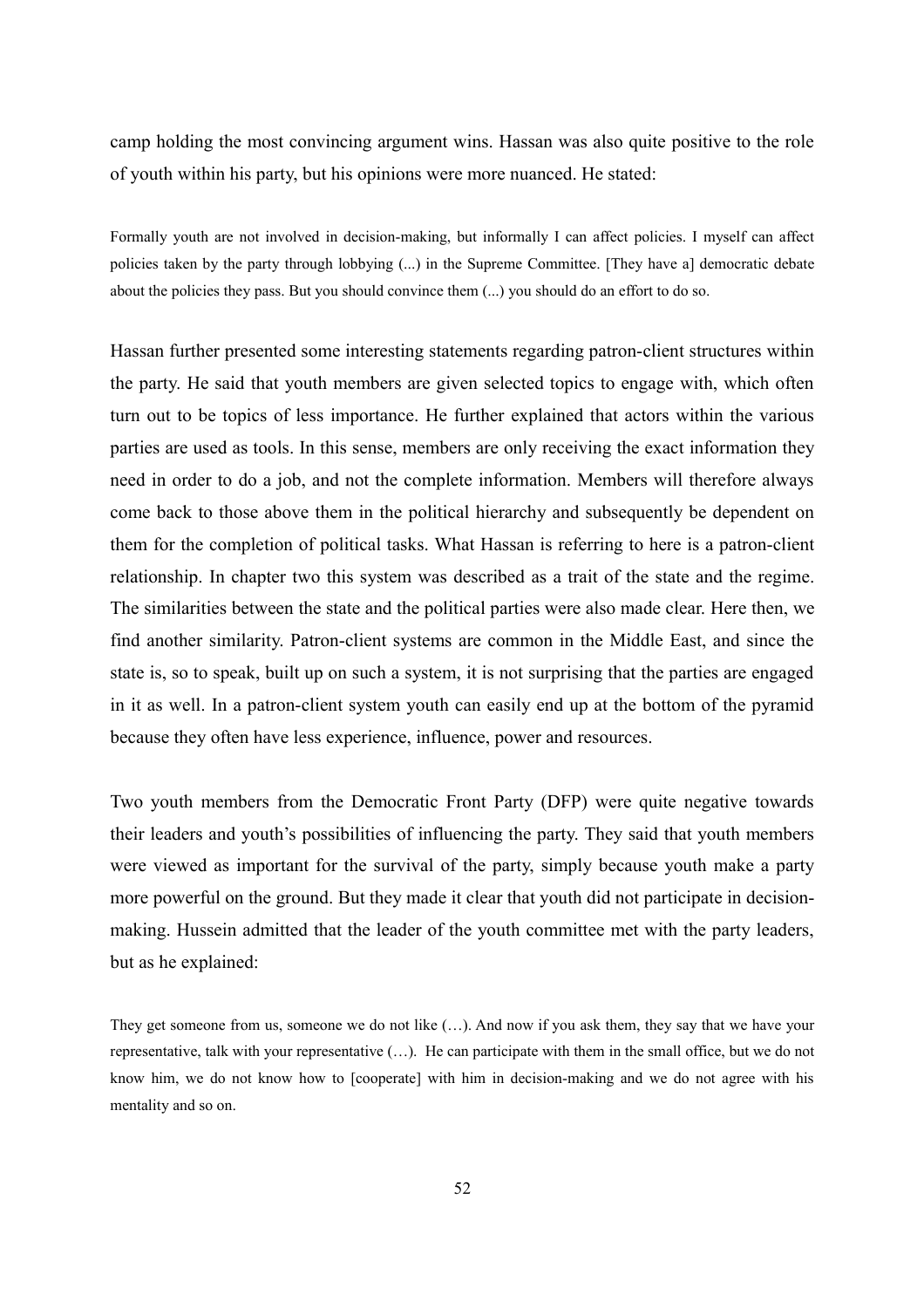camp holding the most convincing argument wins. Hassan was also quite positive to the role of youth within his party, but his opinions were more nuanced. He stated:

> Formally youth are not involved in decision-making, but informally I can affect policies. I myself can affect policies taken by the party through lobbying (...) in the Supreme Committee. [They have a] democratic debate about the policies they pass. But you should convince them (...) you should do an effort to do so.

Hassan further presented some interesting statements regarding patron-client structures within the party. He said that youth members are given selected topics to engage with, which often turn out to be topics of less importance. He further explained that actors within the various parties are used as tools. In this sense, members are only receiving the exact information they need in order to do a job, and not the complete information. Members will therefore always come back to those above them in the political hierarchy and subsequently be dependent on them for the completion of political tasks. What Hassan is referring to here is a patron-client relationship. In chapter two this system was described as a trait of the state and the regime. The similarities between the state and the political parties were also made clear. Here then, we find another similarity. Patron-client systems are common in the Middle East, and since the state is, so to speak, built up on such a system, it is not surprising that the parties are engaged in it as well. In a patron-client system youth can easily end up at the bottom of the pyramid because they often have less experience, influence, power and resources.

Two youth members from the Democratic Front Party (DFP) were quite negative towards their leaders and youth's possibilities of influencing the party. They said that youth members were viewed as important for the survival of the party, simply because youth make a party more powerful on the ground. But they made it clear that youth did not participate in decision-making. Hussein admitted that the leader of the youth committee met with the party leaders, but as he explained:

> They get someone from us, someone we do not like (…). And now if you ask them, they say that we have your representative, talk with your representative (…). He can participate with them in the small office, but we do not know him, we do not know how to [cooperate] with him in decision-making and we do not agree with his mentality and so on.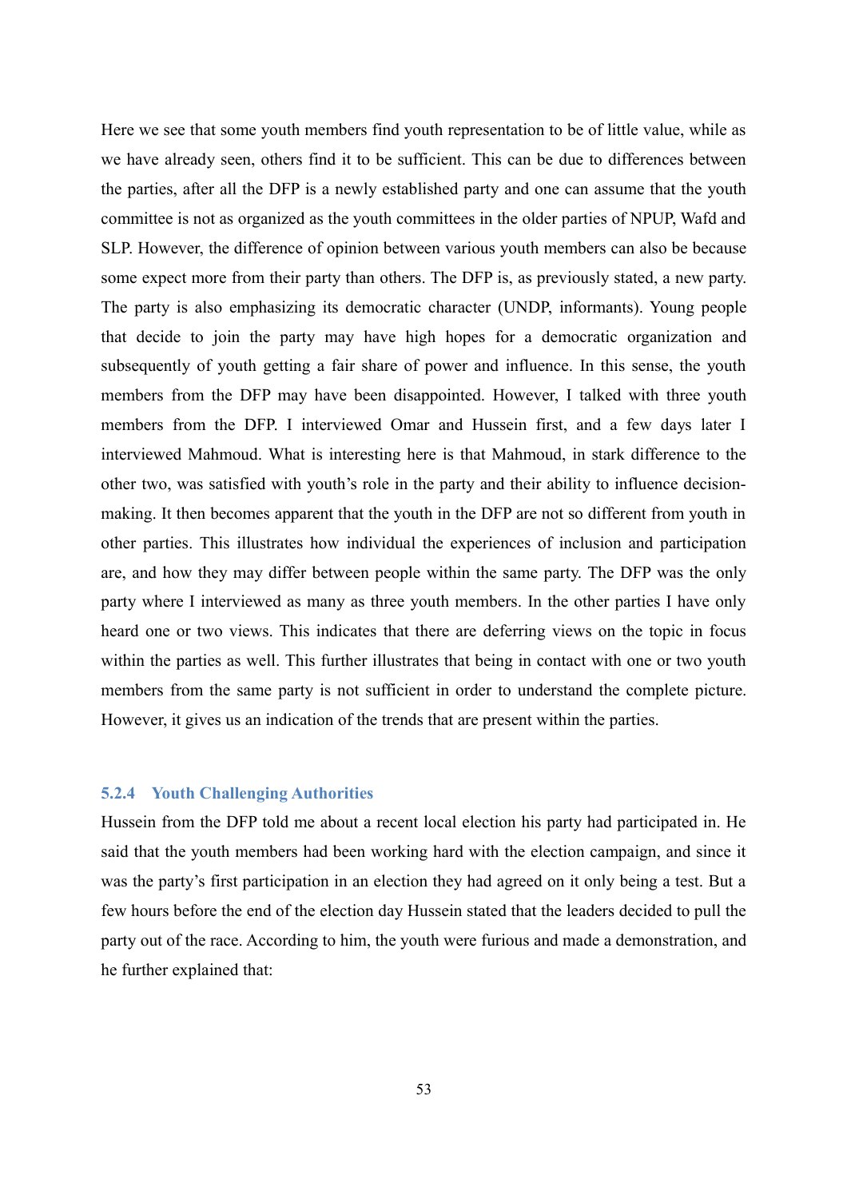Here we see that some youth members find youth representation to be of little value, while as we have already seen, others find it to be sufficient. This can be due to differences between the parties, after all the DFP is a newly established party and one can assume that the youth committee is not as organized as the youth committees in the older parties of NPUP, Wafd and SLP. However, the difference of opinion between various youth members can also be because some expect more from their party than others. The DFP is, as previously stated, a new party. The party is also emphasizing its democratic character (UNDP, informants). Young people that decide to join the party may have high hopes for a democratic organization and subsequently of youth getting a fair share of power and influence. In this sense, the youth members from the DFP may have been disappointed. However, I talked with three youth members from the DFP. I interviewed Omar and Hussein first, and a few days later I interviewed Mahmoud. What is interesting here is that Mahmoud, in stark difference to the other two, was satisfied with youth's role in the party and their ability to influence decision-making. It then becomes apparent that the youth in the DFP are not so different from youth in other parties. This illustrates how individual the experiences of inclusion and participation are, and how they may differ between people within the same party. The DFP was the only party where I interviewed as many as three youth members. In the other parties I have only heard one or two views. This indicates that there are deferring views on the topic in focus within the parties as well. This further illustrates that being in contact with one or two youth members from the same party is not sufficient in order to understand the complete picture. However, it gives us an indication of the trends that are present within the parties.

### 5.2.4 Youth Challenging Authorities

Hussein from the DFP told me about a recent local election his party had participated in. He said that the youth members had been working hard with the election campaign, and since it was the party's first participation in an election they had agreed on it only being a test. But a few hours before the end of the election day Hussein stated that the leaders decided to pull the party out of the race. According to him, the youth were furious and made a demonstration, and he further explained that: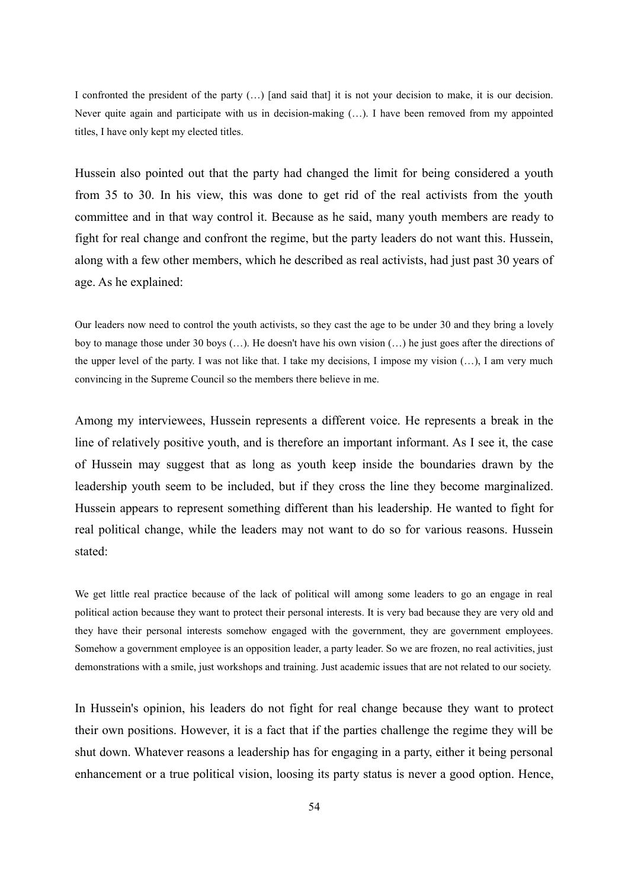> I confronted the president of the party (…) [and said that] it is not your decision to make, it is our decision. Never quite again and participate with us in decision-making (…). I have been removed from my appointed titles, I have only kept my elected titles.

Hussein also pointed out that the party had changed the limit for being considered a youth from 35 to 30. In his view, this was done to get rid of the real activists from the youth committee and in that way control it. Because as he said, many youth members are ready to fight for real change and confront the regime, but the party leaders do not want this. Hussein, along with a few other members, which he described as real activists, had just past 30 years of age. As he explained:

> Our leaders now need to control the youth activists, so they cast the age to be under 30 and they bring a lovely boy to manage those under 30 boys (…). He doesn't have his own vision (…) he just goes after the directions of the upper level of the party. I was not like that. I take my decisions, I impose my vision (…), I am very much convincing in the Supreme Council so the members there believe in me.

Among my interviewees, Hussein represents a different voice. He represents a break in the line of relatively positive youth, and is therefore an important informant. As I see it, the case of Hussein may suggest that as long as youth keep inside the boundaries drawn by the leadership youth seem to be included, but if they cross the line they become marginalized. Hussein appears to represent something different than his leadership. He wanted to fight for real political change, while the leaders may not want to do so for various reasons. Hussein stated:

> We get little real practice because of the lack of political will among some leaders to go an engage in real political action because they want to protect their personal interests. It is very bad because they are very old and they have their personal interests somehow engaged with the government, they are government employees. Somehow a government employee is an opposition leader, a party leader. So we are frozen, no real activities, just demonstrations with a smile, just workshops and training. Just academic issues that are not related to our society.

In Hussein's opinion, his leaders do not fight for real change because they want to protect their own positions. However, it is a fact that if the parties challenge the regime they will be shut down. Whatever reasons a leadership has for engaging in a party, either it being personal enhancement or a true political vision, loosing its party status is never a good option. Hence,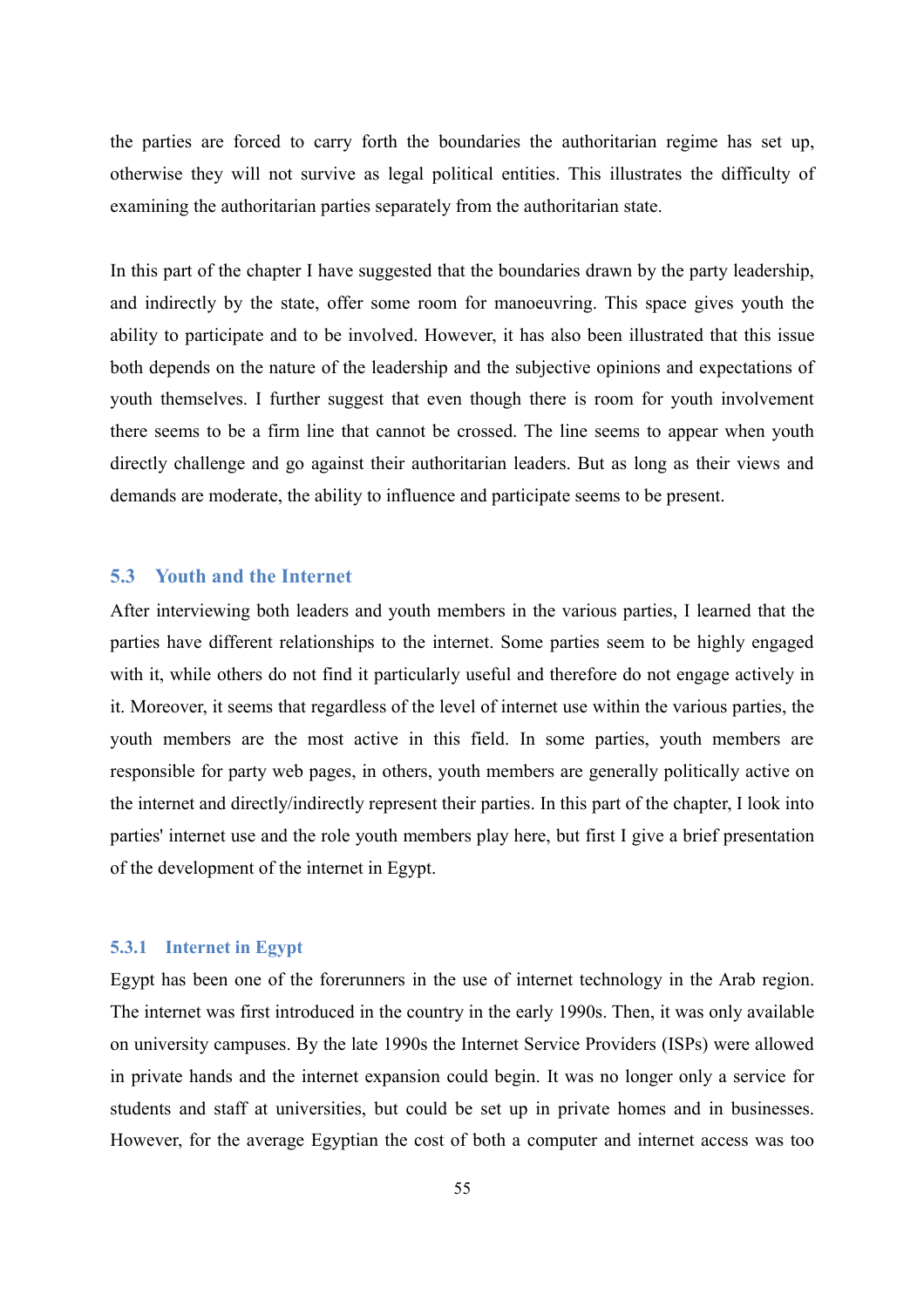the parties are forced to carry forth the boundaries the authoritarian regime has set up, otherwise they will not survive as legal political entities. This illustrates the difficulty of examining the authoritarian parties separately from the authoritarian state.

In this part of the chapter I have suggested that the boundaries drawn by the party leadership, and indirectly by the state, offer some room for manoeuvring. This space gives youth the ability to participate and to be involved. However, it has also been illustrated that this issue both depends on the nature of the leadership and the subjective opinions and expectations of youth themselves. I further suggest that even though there is room for youth involvement there seems to be a firm line that cannot be crossed. The line seems to appear when youth directly challenge and go against their authoritarian leaders. But as long as their views and demands are moderate, the ability to influence and participate seems to be present.

## 5.3 Youth and the Internet

After interviewing both leaders and youth members in the various parties, I learned that the parties have different relationships to the internet. Some parties seem to be highly engaged with it, while others do not find it particularly useful and therefore do not engage actively in it. Moreover, it seems that regardless of the level of internet use within the various parties, the youth members are the most active in this field. In some parties, youth members are responsible for party web pages, in others, youth members are generally politically active on the internet and directly/indirectly represent their parties. In this part of the chapter, I look into parties' internet use and the role youth members play here, but first I give a brief presentation of the development of the internet in Egypt.

### 5.3.1 Internet in Egypt

Egypt has been one of the forerunners in the use of internet technology in the Arab region. The internet was first introduced in the country in the early 1990s. Then, it was only available on university campuses. By the late 1990s the Internet Service Providers (ISPs) were allowed in private hands and the internet expansion could begin. It was no longer only a service for students and staff at universities, but could be set up in private homes and in businesses. However, for the average Egyptian the cost of both a computer and internet access was too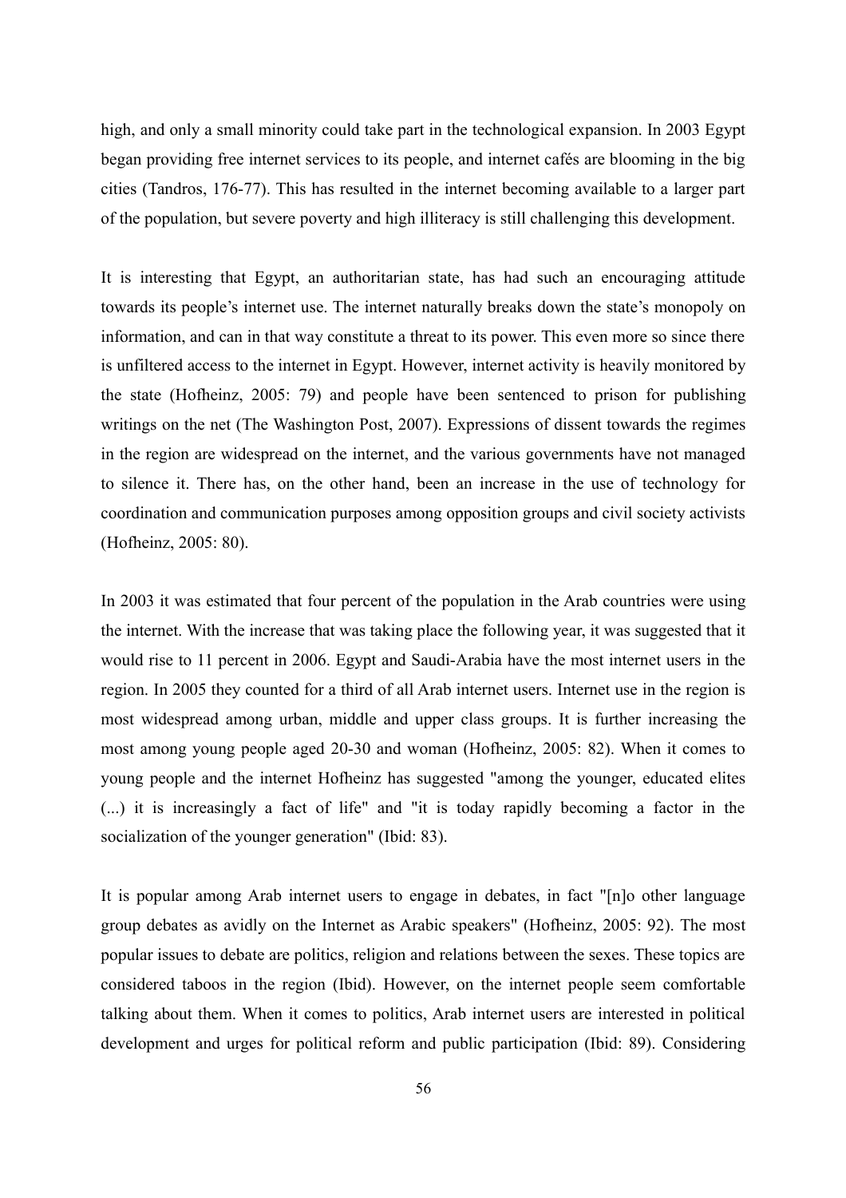high, and only a small minority could take part in the technological expansion. In 2003 Egypt began providing free internet services to its people, and internet cafés are blooming in the big cities (Tandros, 176-77). This has resulted in the internet becoming available to a larger part of the population, but severe poverty and high illiteracy is still challenging this development.

It is interesting that Egypt, an authoritarian state, has had such an encouraging attitude towards its people's internet use. The internet naturally breaks down the state's monopoly on information, and can in that way constitute a threat to its power. This even more so since there is unfiltered access to the internet in Egypt. However, internet activity is heavily monitored by the state (Hofheinz, 2005: 79) and people have been sentenced to prison for publishing writings on the net (The Washington Post, 2007). Expressions of dissent towards the regimes in the region are widespread on the internet, and the various governments have not managed to silence it. There has, on the other hand, been an increase in the use of technology for coordination and communication purposes among opposition groups and civil society activists (Hofheinz, 2005: 80).

In 2003 it was estimated that four percent of the population in the Arab countries were using the internet. With the increase that was taking place the following year, it was suggested that it would rise to 11 percent in 2006. Egypt and Saudi-Arabia have the most internet users in the region. In 2005 they counted for a third of all Arab internet users. Internet use in the region is most widespread among urban, middle and upper class groups. It is further increasing the most among young people aged 20-30 and woman (Hofheinz, 2005: 82). When it comes to young people and the internet Hofheinz has suggested "among the younger, educated elites (...) it is increasingly a fact of life" and "it is today rapidly becoming a factor in the socialization of the younger generation" (Ibid: 83).

It is popular among Arab internet users to engage in debates, in fact "[n]o other language group debates as avidly on the Internet as Arabic speakers" (Hofheinz, 2005: 92). The most popular issues to debate are politics, religion and relations between the sexes. These topics are considered taboos in the region (Ibid). However, on the internet people seem comfortable talking about them. When it comes to politics, Arab internet users are interested in political development and urges for political reform and public participation (Ibid: 89). Considering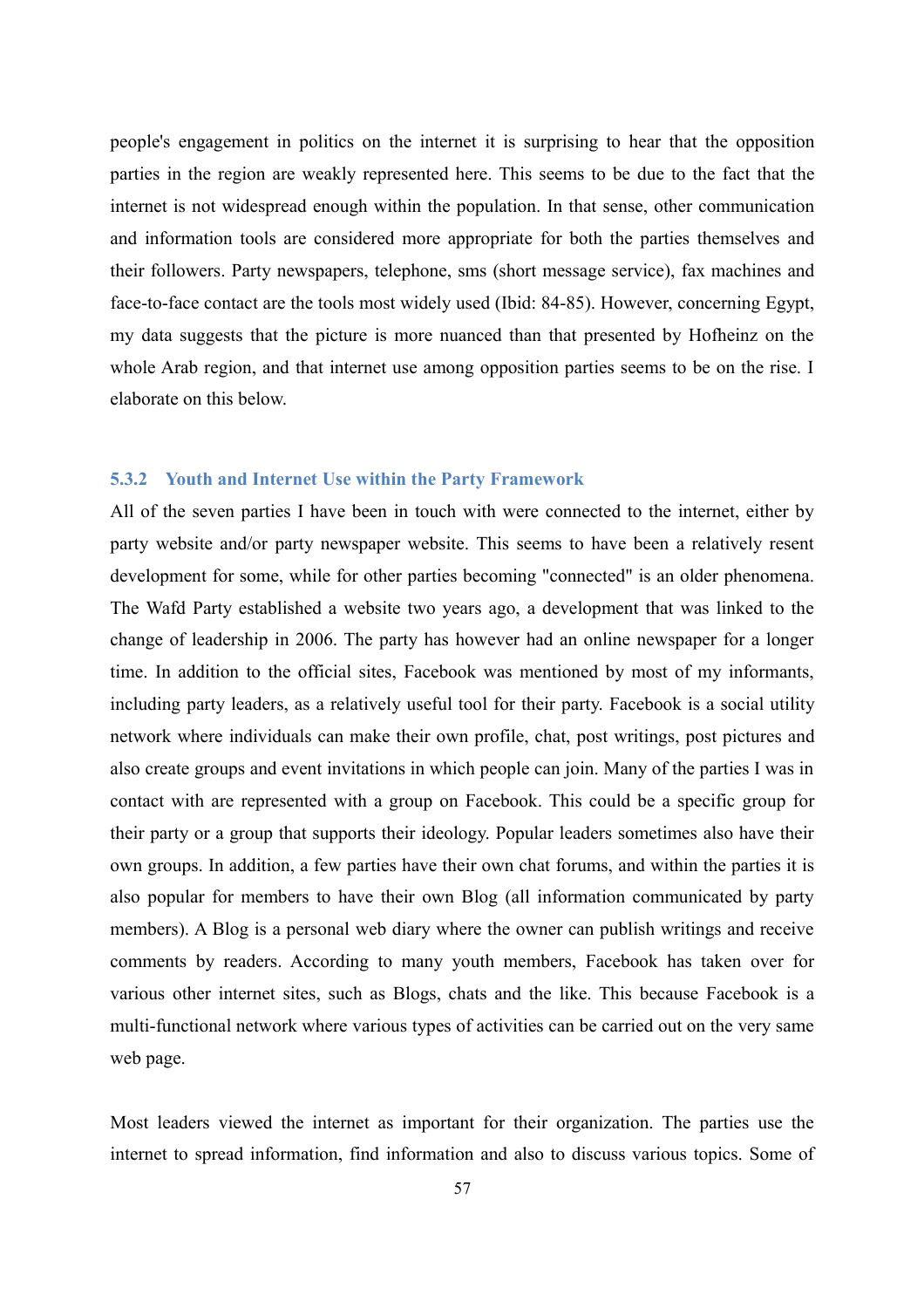people's engagement in politics on the internet it is surprising to hear that the opposition parties in the region are weakly represented here. This seems to be due to the fact that the internet is not widespread enough within the population. In that sense, other communication and information tools are considered more appropriate for both the parties themselves and their followers. Party newspapers, telephone, sms (short message service), fax machines and face-to-face contact are the tools most widely used (Ibid: 84-85). However, concerning Egypt, my data suggests that the picture is more nuanced than that presented by Hofheinz on the whole Arab region, and that internet use among opposition parties seems to be on the rise. I elaborate on this below.

### 5.3.2 Youth and Internet Use within the Party Framework

All of the seven parties I have been in touch with were connected to the internet, either by party website and/or party newspaper website. This seems to have been a relatively resent development for some, while for other parties becoming "connected" is an older phenomena. The Wafd Party established a website two years ago, a development that was linked to the change of leadership in 2006. The party has however had an online newspaper for a longer time. In addition to the official sites, Facebook was mentioned by most of my informants, including party leaders, as a relatively useful tool for their party. Facebook is a social utility network where individuals can make their own profile, chat, post writings, post pictures and also create groups and event invitations in which people can join. Many of the parties I was in contact with are represented with a group on Facebook. This could be a specific group for their party or a group that supports their ideology. Popular leaders sometimes also have their own groups. In addition, a few parties have their own chat forums, and within the parties it is also popular for members to have their own Blog (all information communicated by party members). A Blog is a personal web diary where the owner can publish writings and receive comments by readers. According to many youth members, Facebook has taken over for various other internet sites, such as Blogs, chats and the like. This because Facebook is a multi-functional network where various types of activities can be carried out on the very same web page.

Most leaders viewed the internet as important for their organization. The parties use the internet to spread information, find information and also to discuss various topics. Some of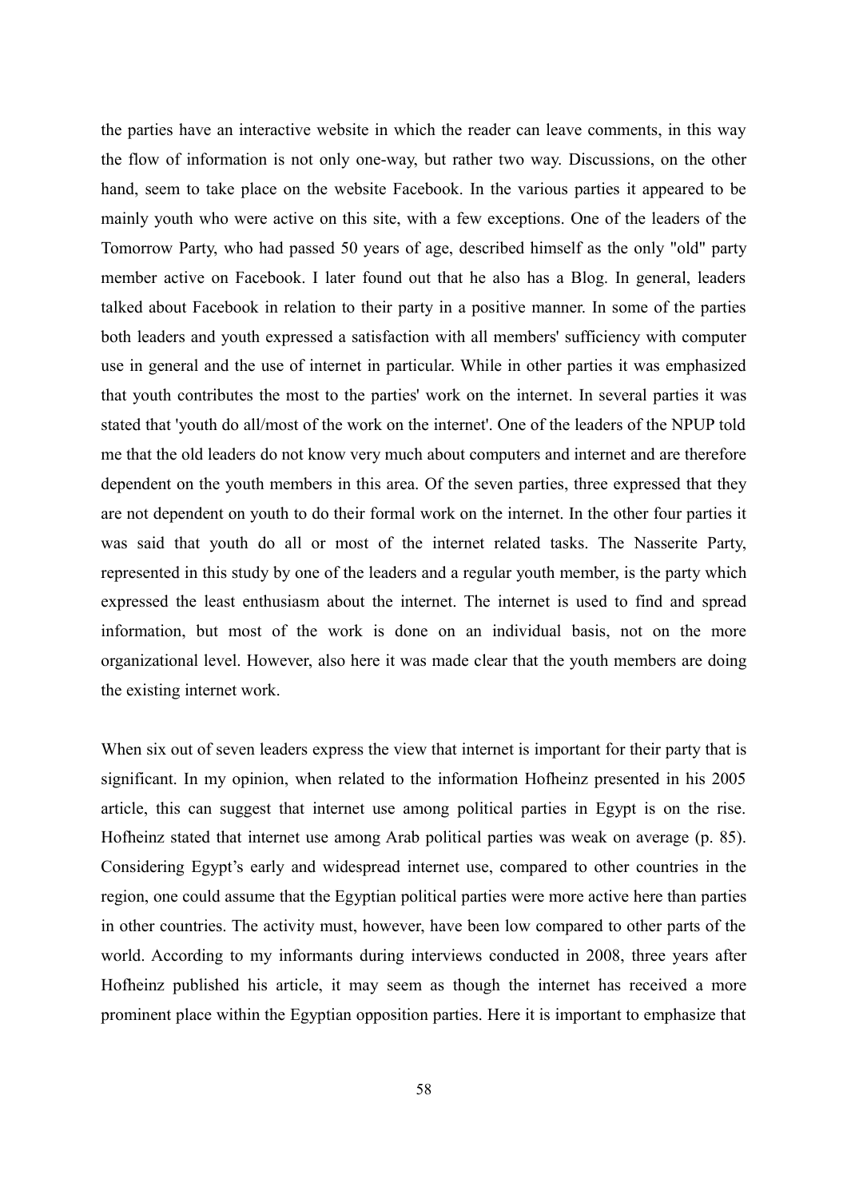the parties have an interactive website in which the reader can leave comments, in this way the flow of information is not only one-way, but rather two way. Discussions, on the other hand, seem to take place on the website Facebook. In the various parties it appeared to be mainly youth who were active on this site, with a few exceptions. One of the leaders of the Tomorrow Party, who had passed 50 years of age, described himself as the only "old" party member active on Facebook. I later found out that he also has a Blog. In general, leaders talked about Facebook in relation to their party in a positive manner. In some of the parties both leaders and youth expressed a satisfaction with all members' sufficiency with computer use in general and the use of internet in particular. While in other parties it was emphasized that youth contributes the most to the parties' work on the internet. In several parties it was stated that 'youth do all/most of the work on the internet'. One of the leaders of the NPUP told me that the old leaders do not know very much about computers and internet and are therefore dependent on the youth members in this area. Of the seven parties, three expressed that they are not dependent on youth to do their formal work on the internet. In the other four parties it was said that youth do all or most of the internet related tasks. The Nasserite Party, represented in this study by one of the leaders and a regular youth member, is the party which expressed the least enthusiasm about the internet. The internet is used to find and spread information, but most of the work is done on an individual basis, not on the more organizational level. However, also here it was made clear that the youth members are doing the existing internet work.

When six out of seven leaders express the view that internet is important for their party that is significant. In my opinion, when related to the information Hofheinz presented in his 2005 article, this can suggest that internet use among political parties in Egypt is on the rise. Hofheinz stated that internet use among Arab political parties was weak on average (p. 85). Considering Egypt's early and widespread internet use, compared to other countries in the region, one could assume that the Egyptian political parties were more active here than parties in other countries. The activity must, however, have been low compared to other parts of the world. According to my informants during interviews conducted in 2008, three years after Hofheinz published his article, it may seem as though the internet has received a more prominent place within the Egyptian opposition parties. Here it is important to emphasize that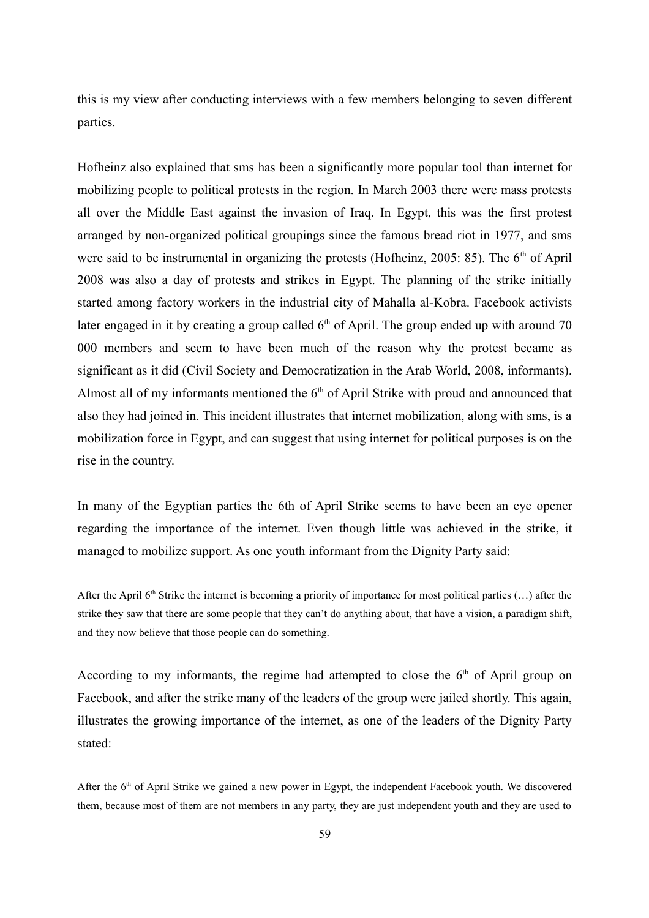this is my view after conducting interviews with a few members belonging to seven different parties.

Hofheinz also explained that sms has been a significantly more popular tool than internet for mobilizing people to political protests in the region. In March 2003 there were mass protests all over the Middle East against the invasion of Iraq. In Egypt, this was the first protest arranged by non-organized political groupings since the famous bread riot in 1977, and sms were said to be instrumental in organizing the protests (Hofheinz, 2005: 85). The 6th of April 2008 was also a day of protests and strikes in Egypt. The planning of the strike initially started among factory workers in the industrial city of Mahalla al-Kobra. Facebook activists later engaged in it by creating a group called 6th of April. The group ended up with around 70 000 members and seem to have been much of the reason why the protest became as significant as it did (Civil Society and Democratization in the Arab World, 2008, informants). Almost all of my informants mentioned the 6th of April Strike with proud and announced that also they had joined in. This incident illustrates that internet mobilization, along with sms, is a mobilization force in Egypt, and can suggest that using internet for political purposes is on the rise in the country.

In many of the Egyptian parties the 6th of April Strike seems to have been an eye opener regarding the importance of the internet. Even though little was achieved in the strike, it managed to mobilize support. As one youth informant from the Dignity Party said:

> After the April 6th Strike the internet is becoming a priority of importance for most political parties (…) after the strike they saw that there are some people that they can't do anything about, that have a vision, a paradigm shift, and they now believe that those people can do something.

According to my informants, the regime had attempted to close the 6th of April group on Facebook, and after the strike many of the leaders of the group were jailed shortly. This again, illustrates the growing importance of the internet, as one of the leaders of the Dignity Party stated:

> After the 6th of April Strike we gained a new power in Egypt, the independent Facebook youth. We discovered them, because most of them are not members in any party, they are just independent youth and they are used to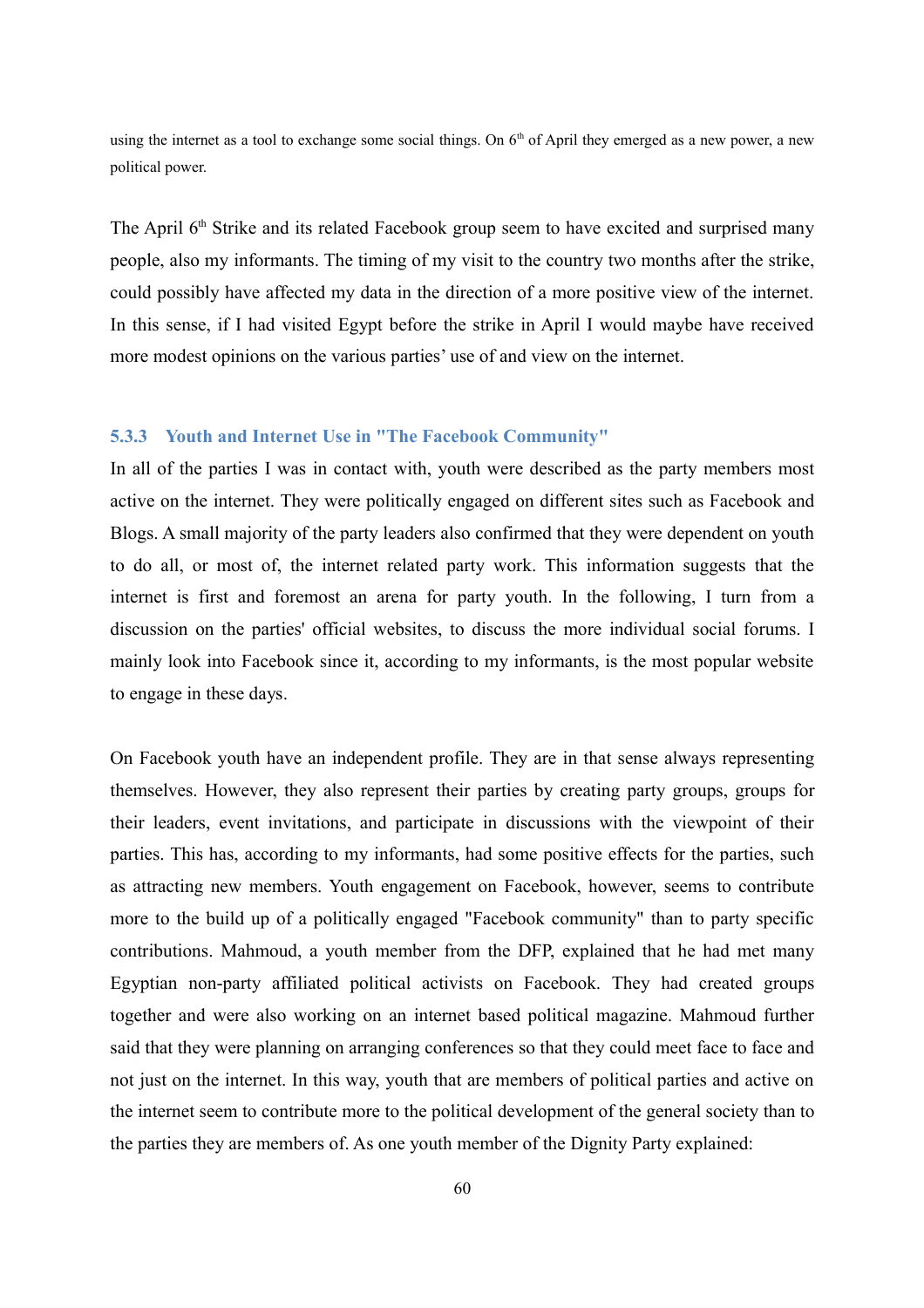using the internet as a tool to exchange some social things. On 6th of April they emerged as a new power, a new political power.

The April 6th Strike and its related Facebook group seem to have excited and surprised many people, also my informants. The timing of my visit to the country two months after the strike, could possibly have affected my data in the direction of a more positive view of the internet. In this sense, if I had visited Egypt before the strike in April I would maybe have received more modest opinions on the various parties' use of and view on the internet.

### 5.3.3 Youth and Internet Use in "The Facebook Community"

In all of the parties I was in contact with, youth were described as the party members most active on the internet. They were politically engaged on different sites such as Facebook and Blogs. A small majority of the party leaders also confirmed that they were dependent on youth to do all, or most of, the internet related party work. This information suggests that the internet is first and foremost an arena for party youth. In the following, I turn from a discussion on the parties' official websites, to discuss the more individual social forums. I mainly look into Facebook since it, according to my informants, is the most popular website to engage in these days.

On Facebook youth have an independent profile. They are in that sense always representing themselves. However, they also represent their parties by creating party groups, groups for their leaders, event invitations, and participate in discussions with the viewpoint of their parties. This has, according to my informants, had some positive effects for the parties, such as attracting new members. Youth engagement on Facebook, however, seems to contribute more to the build up of a politically engaged "Facebook community" than to party specific contributions. Mahmoud, a youth member from the DFP, explained that he had met many Egyptian non-party affiliated political activists on Facebook. They had created groups together and were also working on an internet based political magazine. Mahmoud further said that they were planning on arranging conferences so that they could meet face to face and not just on the internet. In this way, youth that are members of political parties and active on the internet seem to contribute more to the political development of the general society than to the parties they are members of. As one youth member of the Dignity Party explained: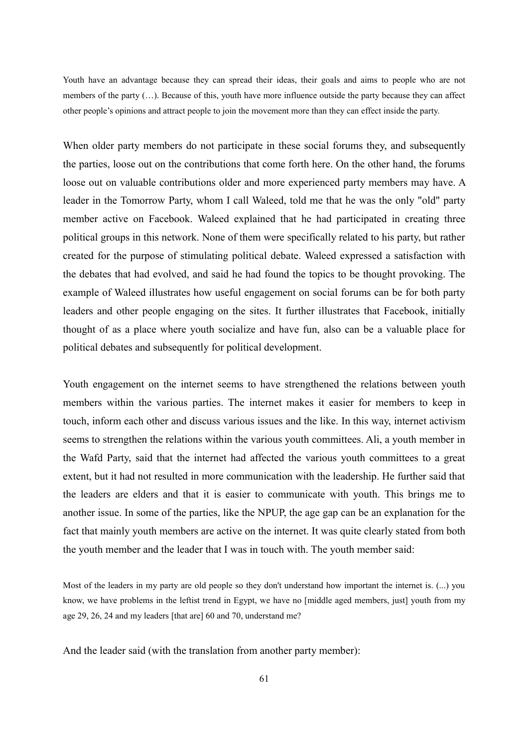> Youth have an advantage because they can spread their ideas, their goals and aims to people who are not members of the party (…). Because of this, youth have more influence outside the party because they can affect other people's opinions and attract people to join the movement more than they can effect inside the party.

When older party members do not participate in these social forums they, and subsequently the parties, loose out on the contributions that come forth here. On the other hand, the forums loose out on valuable contributions older and more experienced party members may have. A leader in the Tomorrow Party, whom I call Waleed, told me that he was the only "old" party member active on Facebook. Waleed explained that he had participated in creating three political groups in this network. None of them were specifically related to his party, but rather created for the purpose of stimulating political debate. Waleed expressed a satisfaction with the debates that had evolved, and said he had found the topics to be thought provoking. The example of Waleed illustrates how useful engagement on social forums can be for both party leaders and other people engaging on the sites. It further illustrates that Facebook, initially thought of as a place where youth socialize and have fun, also can be a valuable place for political debates and subsequently for political development.

Youth engagement on the internet seems to have strengthened the relations between youth members within the various parties. The internet makes it easier for members to keep in touch, inform each other and discuss various issues and the like. In this way, internet activism seems to strengthen the relations within the various youth committees. Ali, a youth member in the Wafd Party, said that the internet had affected the various youth committees to a great extent, but it had not resulted in more communication with the leadership. He further said that the leaders are elders and that it is easier to communicate with youth. This brings me to another issue. In some of the parties, like the NPUP, the age gap can be an explanation for the fact that mainly youth members are active on the internet. It was quite clearly stated from both the youth member and the leader that I was in touch with. The youth member said:

> Most of the leaders in my party are old people so they don't understand how important the internet is. (...) you know, we have problems in the leftist trend in Egypt, we have no [middle aged members, just] youth from my age 29, 26, 24 and my leaders [that are] 60 and 70, understand me?

And the leader said (with the translation from another party member):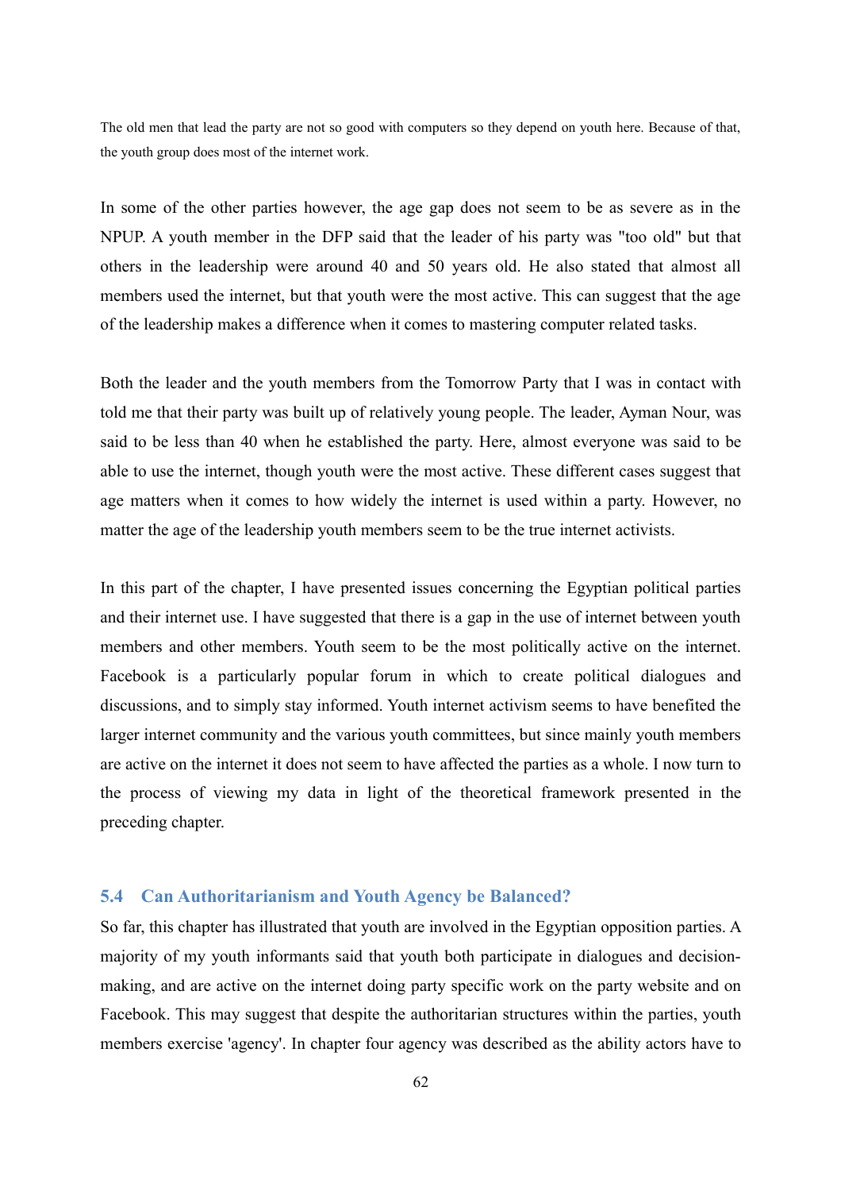The old men that lead the party are not so good with computers so they depend on youth here. Because of that, the youth group does most of the internet work.

In some of the other parties however, the age gap does not seem to be as severe as in the NPUP. A youth member in the DFP said that the leader of his party was "too old" but that others in the leadership were around 40 and 50 years old. He also stated that almost all members used the internet, but that youth were the most active. This can suggest that the age of the leadership makes a difference when it comes to mastering computer related tasks.

Both the leader and the youth members from the Tomorrow Party that I was in contact with told me that their party was built up of relatively young people. The leader, Ayman Nour, was said to be less than 40 when he established the party. Here, almost everyone was said to be able to use the internet, though youth were the most active. These different cases suggest that age matters when it comes to how widely the internet is used within a party. However, no matter the age of the leadership youth members seem to be the true internet activists.

In this part of the chapter, I have presented issues concerning the Egyptian political parties and their internet use. I have suggested that there is a gap in the use of internet between youth members and other members. Youth seem to be the most politically active on the internet. Facebook is a particularly popular forum in which to create political dialogues and discussions, and to simply stay informed. Youth internet activism seems to have benefited the larger internet community and the various youth committees, but since mainly youth members are active on the internet it does not seem to have affected the parties as a whole. I now turn to the process of viewing my data in light of the theoretical framework presented in the preceding chapter.

## 5.4 Can Authoritarianism and Youth Agency be Balanced?

So far, this chapter has illustrated that youth are involved in the Egyptian opposition parties. A majority of my youth informants said that youth both participate in dialogues and decision-making, and are active on the internet doing party specific work on the party website and on Facebook. This may suggest that despite the authoritarian structures within the parties, youth members exercise 'agency'. In chapter four agency was described as the ability actors have to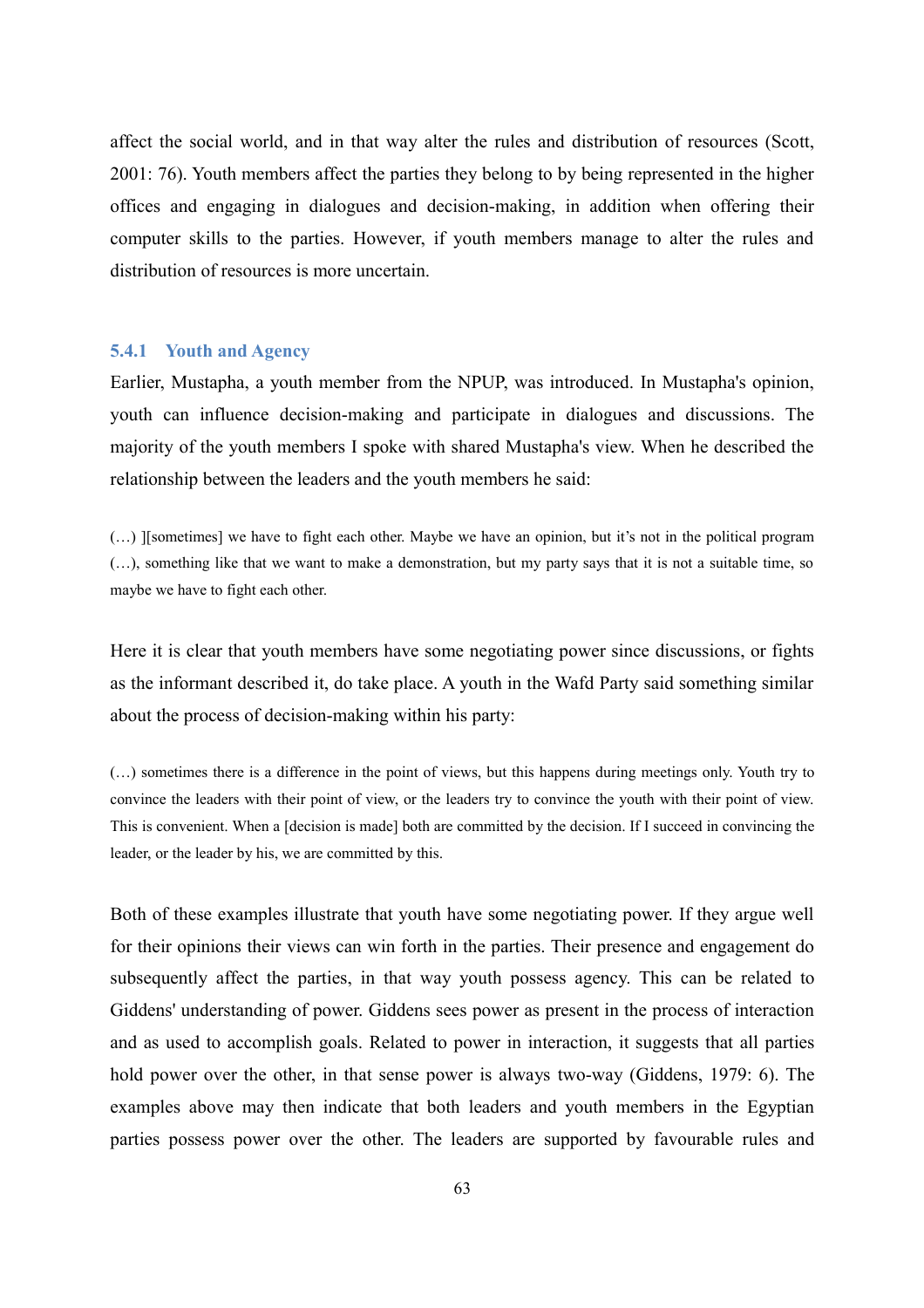affect the social world, and in that way alter the rules and distribution of resources (Scott, 2001: 76). Youth members affect the parties they belong to by being represented in the higher offices and engaging in dialogues and decision-making, in addition when offering their computer skills to the parties. However, if youth members manage to alter the rules and distribution of resources is more uncertain.

### 5.4.1 Youth and Agency

Earlier, Mustapha, a youth member from the NPUP, was introduced. In Mustapha's opinion, youth can influence decision-making and participate in dialogues and discussions. The majority of the youth members I spoke with shared Mustapha's view. When he described the relationship between the leaders and the youth members he said:

> (…) ][sometimes] we have to fight each other. Maybe we have an opinion, but it's not in the political program (…), something like that we want to make a demonstration, but my party says that it is not a suitable time, so maybe we have to fight each other.

Here it is clear that youth members have some negotiating power since discussions, or fights as the informant described it, do take place. A youth in the Wafd Party said something similar about the process of decision-making within his party:

> (…) sometimes there is a difference in the point of views, but this happens during meetings only. Youth try to convince the leaders with their point of view, or the leaders try to convince the youth with their point of view. This is convenient. When a [decision is made] both are committed by the decision. If I succeed in convincing the leader, or the leader by his, we are committed by this.

Both of these examples illustrate that youth have some negotiating power. If they argue well for their opinions their views can win forth in the parties. Their presence and engagement do subsequently affect the parties, in that way youth possess agency. This can be related to Giddens' understanding of power. Giddens sees power as present in the process of interaction and as used to accomplish goals. Related to power in interaction, it suggests that all parties hold power over the other, in that sense power is always two-way (Giddens, 1979: 6). The examples above may then indicate that both leaders and youth members in the Egyptian parties possess power over the other. The leaders are supported by favourable rules and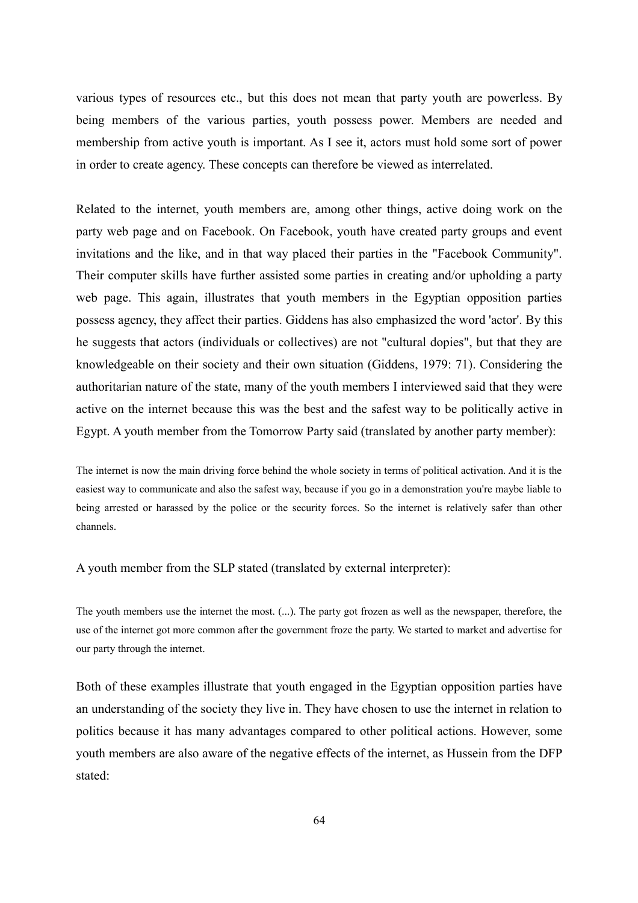various types of resources etc., but this does not mean that party youth are powerless. By being members of the various parties, youth possess power. Members are needed and membership from active youth is important. As I see it, actors must hold some sort of power in order to create agency. These concepts can therefore be viewed as interrelated.

Related to the internet, youth members are, among other things, active doing work on the party web page and on Facebook. On Facebook, youth have created party groups and event invitations and the like, and in that way placed their parties in the "Facebook Community". Their computer skills have further assisted some parties in creating and/or upholding a party web page. This again, illustrates that youth members in the Egyptian opposition parties possess agency, they affect their parties. Giddens has also emphasized the word 'actor'. By this he suggests that actors (individuals or collectives) are not "cultural dopies", but that they are knowledgeable on their society and their own situation (Giddens, 1979: 71). Considering the authoritarian nature of the state, many of the youth members I interviewed said that they were active on the internet because this was the best and the safest way to be politically active in Egypt. A youth member from the Tomorrow Party said (translated by another party member):

> The internet is now the main driving force behind the whole society in terms of political activation. And it is the easiest way to communicate and also the safest way, because if you go in a demonstration you're maybe liable to being arrested or harassed by the police or the security forces. So the internet is relatively safer than other channels.

A youth member from the SLP stated (translated by external interpreter):

> The youth members use the internet the most. (...). The party got frozen as well as the newspaper, therefore, the use of the internet got more common after the government froze the party. We started to market and advertise for our party through the internet.

Both of these examples illustrate that youth engaged in the Egyptian opposition parties have an understanding of the society they live in. They have chosen to use the internet in relation to politics because it has many advantages compared to other political actions. However, some youth members are also aware of the negative effects of the internet, as Hussein from the DFP stated: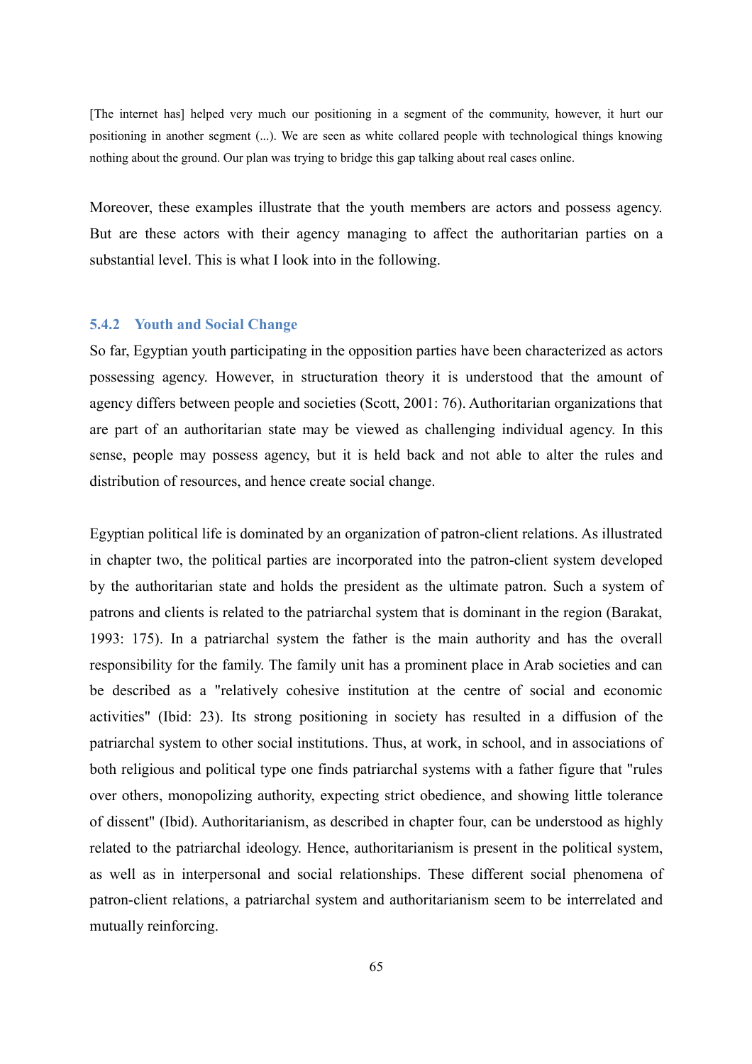> [The internet has] helped very much our positioning in a segment of the community, however, it hurt our positioning in another segment (...). We are seen as white collared people with technological things knowing nothing about the ground. Our plan was trying to bridge this gap talking about real cases online.

Moreover, these examples illustrate that the youth members are actors and possess agency. But are these actors with their agency managing to affect the authoritarian parties on a substantial level. This is what I look into in the following.

### 5.4.2 Youth and Social Change

So far, Egyptian youth participating in the opposition parties have been characterized as actors possessing agency. However, in structuration theory it is understood that the amount of agency differs between people and societies (Scott, 2001: 76). Authoritarian organizations that are part of an authoritarian state may be viewed as challenging individual agency. In this sense, people may possess agency, but it is held back and not able to alter the rules and distribution of resources, and hence create social change.

Egyptian political life is dominated by an organization of patron-client relations. As illustrated in chapter two, the political parties are incorporated into the patron-client system developed by the authoritarian state and holds the president as the ultimate patron. Such a system of patrons and clients is related to the patriarchal system that is dominant in the region (Barakat, 1993: 175). In a patriarchal system the father is the main authority and has the overall responsibility for the family. The family unit has a prominent place in Arab societies and can be described as a "relatively cohesive institution at the centre of social and economic activities" (Ibid: 23). Its strong positioning in society has resulted in a diffusion of the patriarchal system to other social institutions. Thus, at work, in school, and in associations of both religious and political type one finds patriarchal systems with a father figure that "rules over others, monopolizing authority, expecting strict obedience, and showing little tolerance of dissent" (Ibid). Authoritarianism, as described in chapter four, can be understood as highly related to the patriarchal ideology. Hence, authoritarianism is present in the political system, as well as in interpersonal and social relationships. These different social phenomena of patron-client relations, a patriarchal system and authoritarianism seem to be interrelated and mutually reinforcing.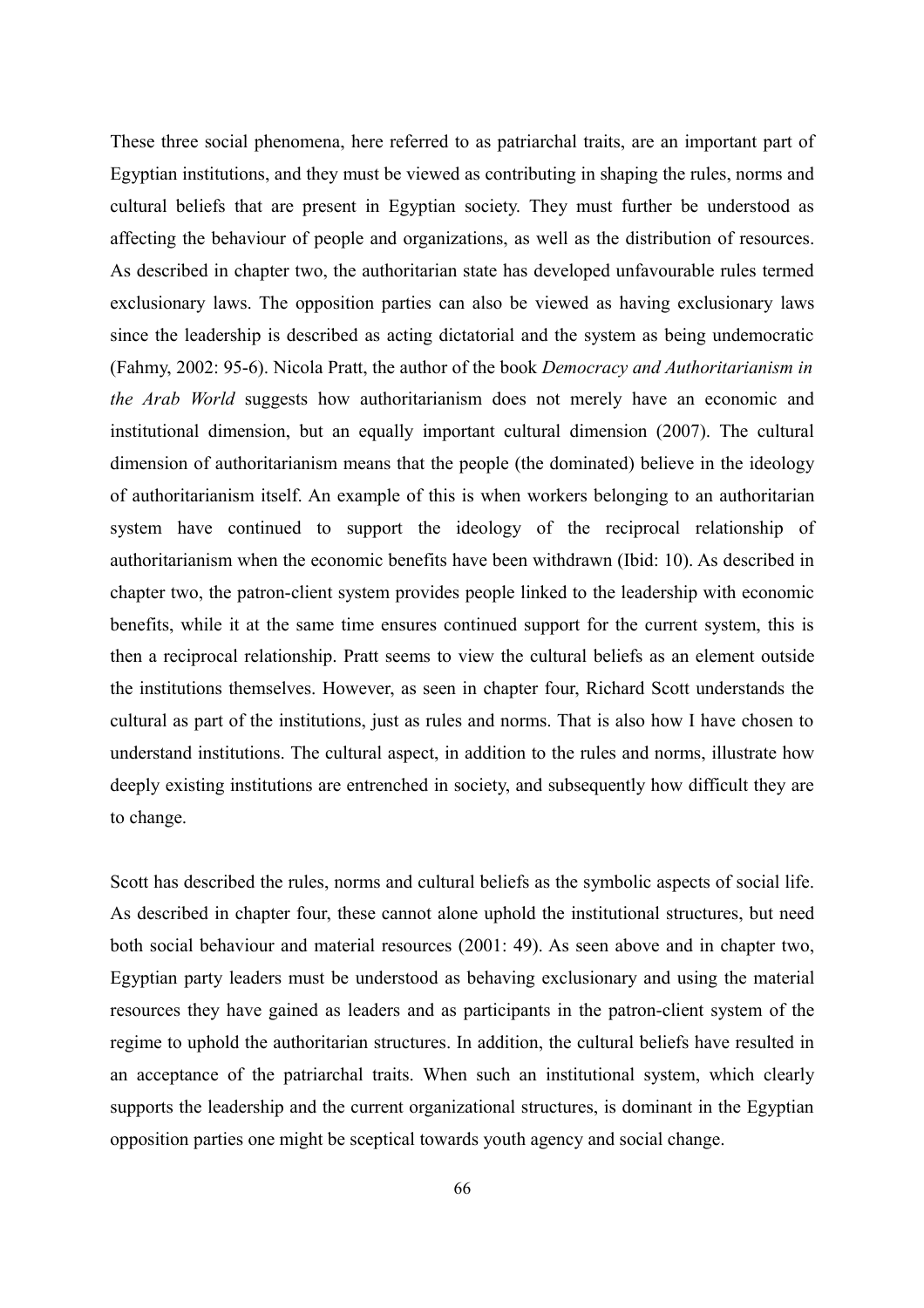These three social phenomena, here referred to as patriarchal traits, are an important part of Egyptian institutions, and they must be viewed as contributing in shaping the rules, norms and cultural beliefs that are present in Egyptian society. They must further be understood as affecting the behaviour of people and organizations, as well as the distribution of resources. As described in chapter two, the authoritarian state has developed unfavourable rules termed exclusionary laws. The opposition parties can also be viewed as having exclusionary laws since the leadership is described as acting dictatorial and the system as being undemocratic (Fahmy, 2002: 95-6). Nicola Pratt, the author of the book *Democracy and Authoritarianism in the Arab World* suggests how authoritarianism does not merely have an economic and institutional dimension, but an equally important cultural dimension (2007). The cultural dimension of authoritarianism means that the people (the dominated) believe in the ideology of authoritarianism itself. An example of this is when workers belonging to an authoritarian system have continued to support the ideology of the reciprocal relationship of authoritarianism when the economic benefits have been withdrawn (Ibid: 10). As described in chapter two, the patron-client system provides people linked to the leadership with economic benefits, while it at the same time ensures continued support for the current system, this is then a reciprocal relationship. Pratt seems to view the cultural beliefs as an element outside the institutions themselves. However, as seen in chapter four, Richard Scott understands the cultural as part of the institutions, just as rules and norms. That is also how I have chosen to understand institutions. The cultural aspect, in addition to the rules and norms, illustrate how deeply existing institutions are entrenched in society, and subsequently how difficult they are to change.

Scott has described the rules, norms and cultural beliefs as the symbolic aspects of social life. As described in chapter four, these cannot alone uphold the institutional structures, but need both social behaviour and material resources (2001: 49). As seen above and in chapter two, Egyptian party leaders must be understood as behaving exclusionary and using the material resources they have gained as leaders and as participants in the patron-client system of the regime to uphold the authoritarian structures. In addition, the cultural beliefs have resulted in an acceptance of the patriarchal traits. When such an institutional system, which clearly supports the leadership and the current organizational structures, is dominant in the Egyptian opposition parties one might be sceptical towards youth agency and social change.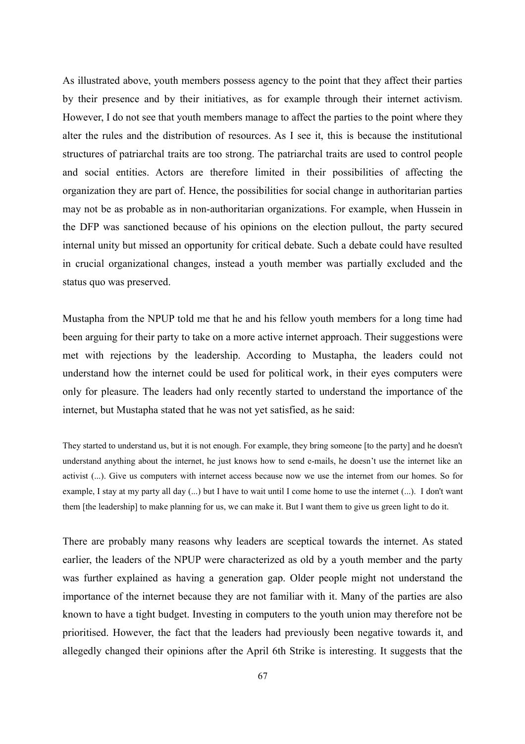As illustrated above, youth members possess agency to the point that they affect their parties by their presence and by their initiatives, as for example through their internet activism. However, I do not see that youth members manage to affect the parties to the point where they alter the rules and the distribution of resources. As I see it, this is because the institutional structures of patriarchal traits are too strong. The patriarchal traits are used to control people and social entities. Actors are therefore limited in their possibilities of affecting the organization they are part of. Hence, the possibilities for social change in authoritarian parties may not be as probable as in non-authoritarian organizations. For example, when Hussein in the DFP was sanctioned because of his opinions on the election pullout, the party secured internal unity but missed an opportunity for critical debate. Such a debate could have resulted in crucial organizational changes, instead a youth member was partially excluded and the status quo was preserved.

Mustapha from the NPUP told me that he and his fellow youth members for a long time had been arguing for their party to take on a more active internet approach. Their suggestions were met with rejections by the leadership. According to Mustapha, the leaders could not understand how the internet could be used for political work, in their eyes computers were only for pleasure. The leaders had only recently started to understand the importance of the internet, but Mustapha stated that he was not yet satisfied, as he said:

> They started to understand us, but it is not enough. For example, they bring someone [to the party] and he doesn't understand anything about the internet, he just knows how to send e-mails, he doesn't use the internet like an activist (...). Give us computers with internet access because now we use the internet from our homes. So for example, I stay at my party all day (...) but I have to wait until I come home to use the internet (...). I don't want them [the leadership] to make planning for us, we can make it. But I want them to give us green light to do it.

There are probably many reasons why leaders are sceptical towards the internet. As stated earlier, the leaders of the NPUP were characterized as old by a youth member and the party was further explained as having a generation gap. Older people might not understand the importance of the internet because they are not familiar with it. Many of the parties are also known to have a tight budget. Investing in computers to the youth union may therefore not be prioritised. However, the fact that the leaders had previously been negative towards it, and allegedly changed their opinions after the April 6th Strike is interesting. It suggests that the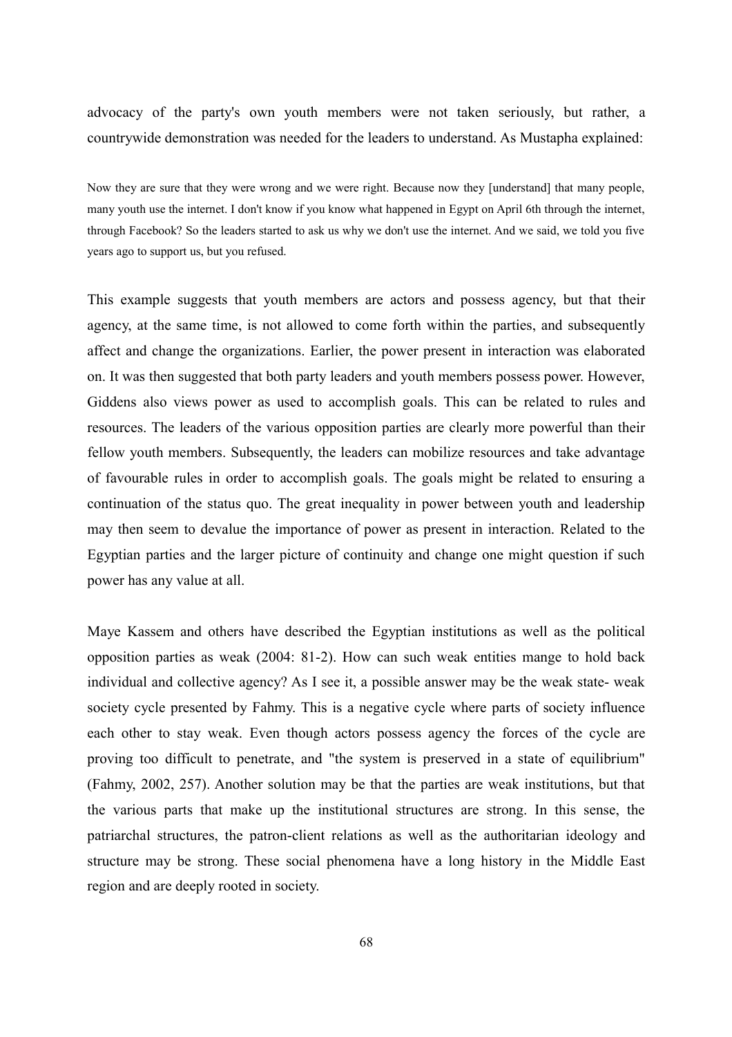advocacy of the party's own youth members were not taken seriously, but rather, a countrywide demonstration was needed for the leaders to understand. As Mustapha explained:

> Now they are sure that they were wrong and we were right. Because now they [understand] that many people, many youth use the internet. I don't know if you know what happened in Egypt on April 6th through the internet, through Facebook? So the leaders started to ask us why we don't use the internet. And we said, we told you five years ago to support us, but you refused.

This example suggests that youth members are actors and possess agency, but that their agency, at the same time, is not allowed to come forth within the parties, and subsequently affect and change the organizations. Earlier, the power present in interaction was elaborated on. It was then suggested that both party leaders and youth members possess power. However, Giddens also views power as used to accomplish goals. This can be related to rules and resources. The leaders of the various opposition parties are clearly more powerful than their fellow youth members. Subsequently, the leaders can mobilize resources and take advantage of favourable rules in order to accomplish goals. The goals might be related to ensuring a continuation of the status quo. The great inequality in power between youth and leadership may then seem to devalue the importance of power as present in interaction. Related to the Egyptian parties and the larger picture of continuity and change one might question if such power has any value at all.

Maye Kassem and others have described the Egyptian institutions as well as the political opposition parties as weak (2004: 81-2). How can such weak entities mange to hold back individual and collective agency? As I see it, a possible answer may be the weak state- weak society cycle presented by Fahmy. This is a negative cycle where parts of society influence each other to stay weak. Even though actors possess agency the forces of the cycle are proving too difficult to penetrate, and "the system is preserved in a state of equilibrium" (Fahmy, 2002, 257). Another solution may be that the parties are weak institutions, but that the various parts that make up the institutional structures are strong. In this sense, the patriarchal structures, the patron-client relations as well as the authoritarian ideology and structure may be strong. These social phenomena have a long history in the Middle East region and are deeply rooted in society.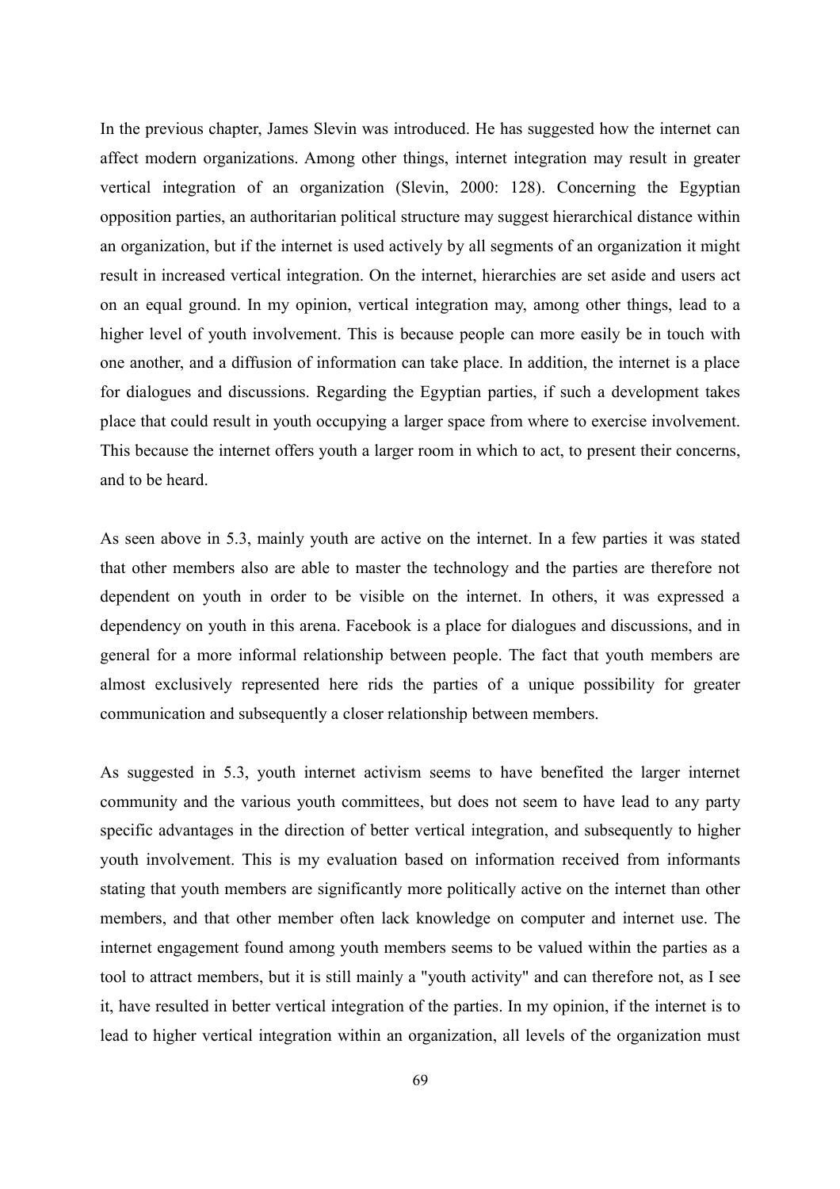In the previous chapter, James Slevin was introduced. He has suggested how the internet can affect modern organizations. Among other things, internet integration may result in greater vertical integration of an organization (Slevin, 2000: 128). Concerning the Egyptian opposition parties, an authoritarian political structure may suggest hierarchical distance within an organization, but if the internet is used actively by all segments of an organization it might result in increased vertical integration. On the internet, hierarchies are set aside and users act on an equal ground. In my opinion, vertical integration may, among other things, lead to a higher level of youth involvement. This is because people can more easily be in touch with one another, and a diffusion of information can take place. In addition, the internet is a place for dialogues and discussions. Regarding the Egyptian parties, if such a development takes place that could result in youth occupying a larger space from where to exercise involvement. This because the internet offers youth a larger room in which to act, to present their concerns, and to be heard.

As seen above in 5.3, mainly youth are active on the internet. In a few parties it was stated that other members also are able to master the technology and the parties are therefore not dependent on youth in order to be visible on the internet. In others, it was expressed a dependency on youth in this arena. Facebook is a place for dialogues and discussions, and in general for a more informal relationship between people. The fact that youth members are almost exclusively represented here rids the parties of a unique possibility for greater communication and subsequently a closer relationship between members.

As suggested in 5.3, youth internet activism seems to have benefited the larger internet community and the various youth committees, but does not seem to have lead to any party specific advantages in the direction of better vertical integration, and subsequently to higher youth involvement. This is my evaluation based on information received from informants stating that youth members are significantly more politically active on the internet than other members, and that other member often lack knowledge on computer and internet use. The internet engagement found among youth members seems to be valued within the parties as a tool to attract members, but it is still mainly a "youth activity" and can therefore not, as I see it, have resulted in better vertical integration of the parties. In my opinion, if the internet is to lead to higher vertical integration within an organization, all levels of the organization must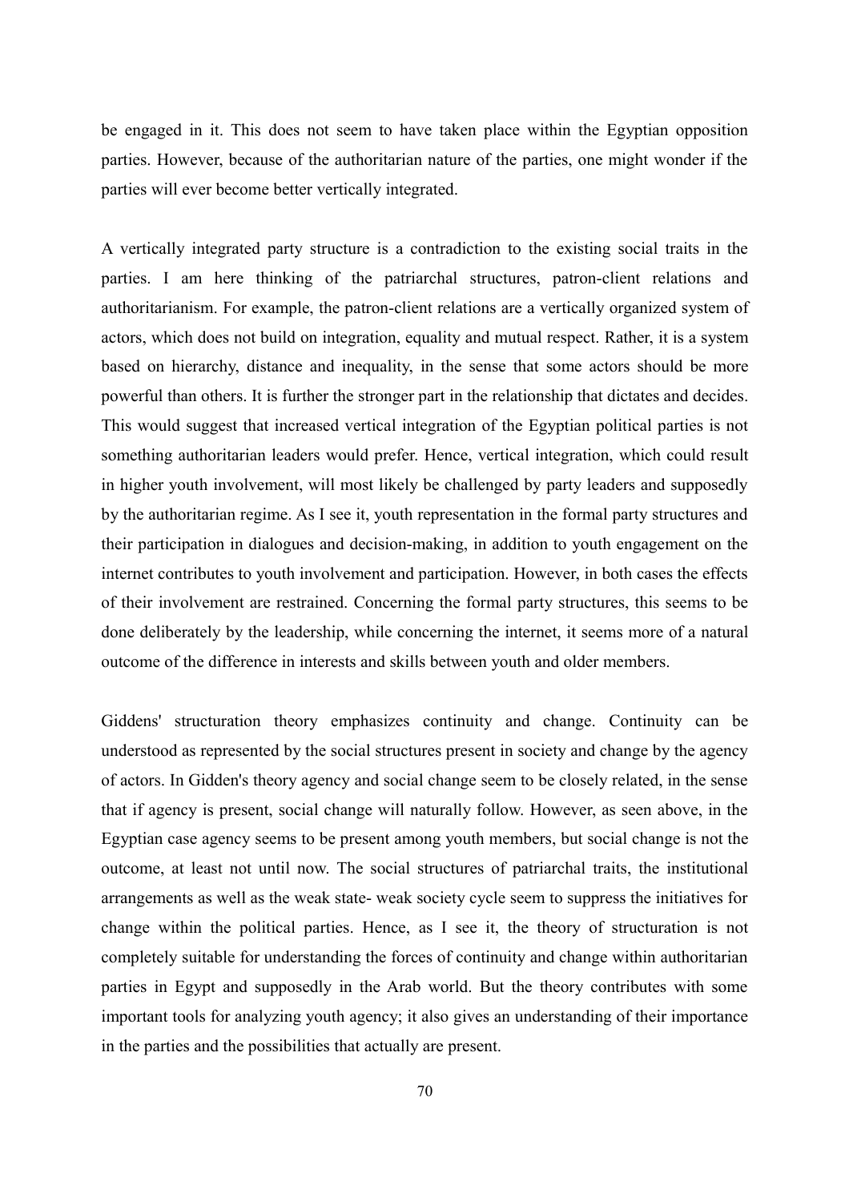be engaged in it. This does not seem to have taken place within the Egyptian opposition parties. However, because of the authoritarian nature of the parties, one might wonder if the parties will ever become better vertically integrated.

A vertically integrated party structure is a contradiction to the existing social traits in the parties. I am here thinking of the patriarchal structures, patron-client relations and authoritarianism. For example, the patron-client relations are a vertically organized system of actors, which does not build on integration, equality and mutual respect. Rather, it is a system based on hierarchy, distance and inequality, in the sense that some actors should be more powerful than others. It is further the stronger part in the relationship that dictates and decides. This would suggest that increased vertical integration of the Egyptian political parties is not something authoritarian leaders would prefer. Hence, vertical integration, which could result in higher youth involvement, will most likely be challenged by party leaders and supposedly by the authoritarian regime. As I see it, youth representation in the formal party structures and their participation in dialogues and decision-making, in addition to youth engagement on the internet contributes to youth involvement and participation. However, in both cases the effects of their involvement are restrained. Concerning the formal party structures, this seems to be done deliberately by the leadership, while concerning the internet, it seems more of a natural outcome of the difference in interests and skills between youth and older members.

Giddens' structuration theory emphasizes continuity and change. Continuity can be understood as represented by the social structures present in society and change by the agency of actors. In Gidden's theory agency and social change seem to be closely related, in the sense that if agency is present, social change will naturally follow. However, as seen above, in the Egyptian case agency seems to be present among youth members, but social change is not the outcome, at least not until now. The social structures of patriarchal traits, the institutional arrangements as well as the weak state- weak society cycle seem to suppress the initiatives for change within the political parties. Hence, as I see it, the theory of structuration is not completely suitable for understanding the forces of continuity and change within authoritarian parties in Egypt and supposedly in the Arab world. But the theory contributes with some important tools for analyzing youth agency; it also gives an understanding of their importance in the parties and the possibilities that actually are present.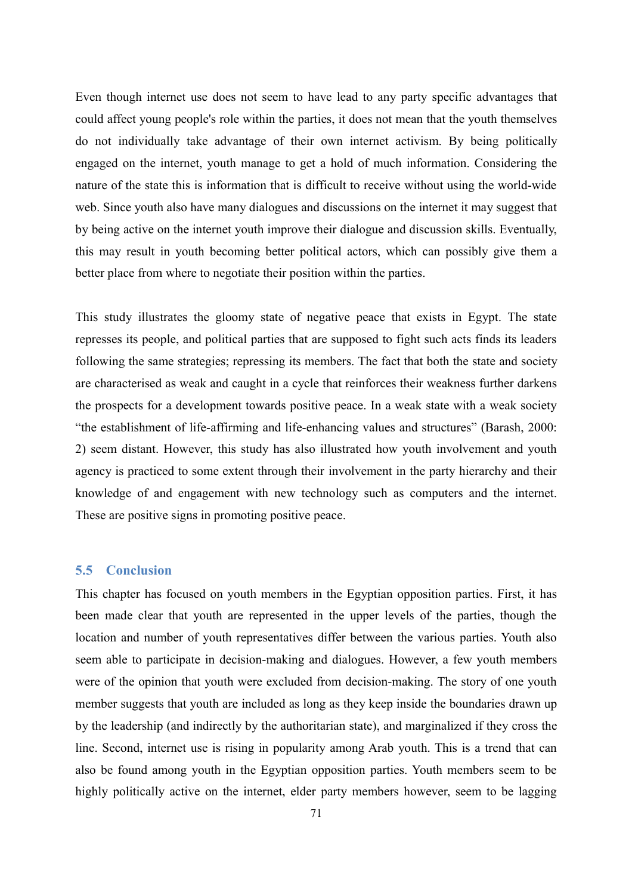Even though internet use does not seem to have lead to any party specific advantages that could affect young people's role within the parties, it does not mean that the youth themselves do not individually take advantage of their own internet activism. By being politically engaged on the internet, youth manage to get a hold of much information. Considering the nature of the state this is information that is difficult to receive without using the world-wide web. Since youth also have many dialogues and discussions on the internet it may suggest that by being active on the internet youth improve their dialogue and discussion skills. Eventually, this may result in youth becoming better political actors, which can possibly give them a better place from where to negotiate their position within the parties.

This study illustrates the gloomy state of negative peace that exists in Egypt. The state represses its people, and political parties that are supposed to fight such acts finds its leaders following the same strategies; repressing its members. The fact that both the state and society are characterised as weak and caught in a cycle that reinforces their weakness further darkens the prospects for a development towards positive peace. In a weak state with a weak society "the establishment of life-affirming and life-enhancing values and structures" (Barash, 2000: 2) seem distant. However, this study has also illustrated how youth involvement and youth agency is practiced to some extent through their involvement in the party hierarchy and their knowledge of and engagement with new technology such as computers and the internet. These are positive signs in promoting positive peace.

## 5.5 Conclusion

This chapter has focused on youth members in the Egyptian opposition parties. First, it has been made clear that youth are represented in the upper levels of the parties, though the location and number of youth representatives differ between the various parties. Youth also seem able to participate in decision-making and dialogues. However, a few youth members were of the opinion that youth were excluded from decision-making. The story of one youth member suggests that youth are included as long as they keep inside the boundaries drawn up by the leadership (and indirectly by the authoritarian state), and marginalized if they cross the line. Second, internet use is rising in popularity among Arab youth. This is a trend that can also be found among youth in the Egyptian opposition parties. Youth members seem to be highly politically active on the internet, elder party members however, seem to be lagging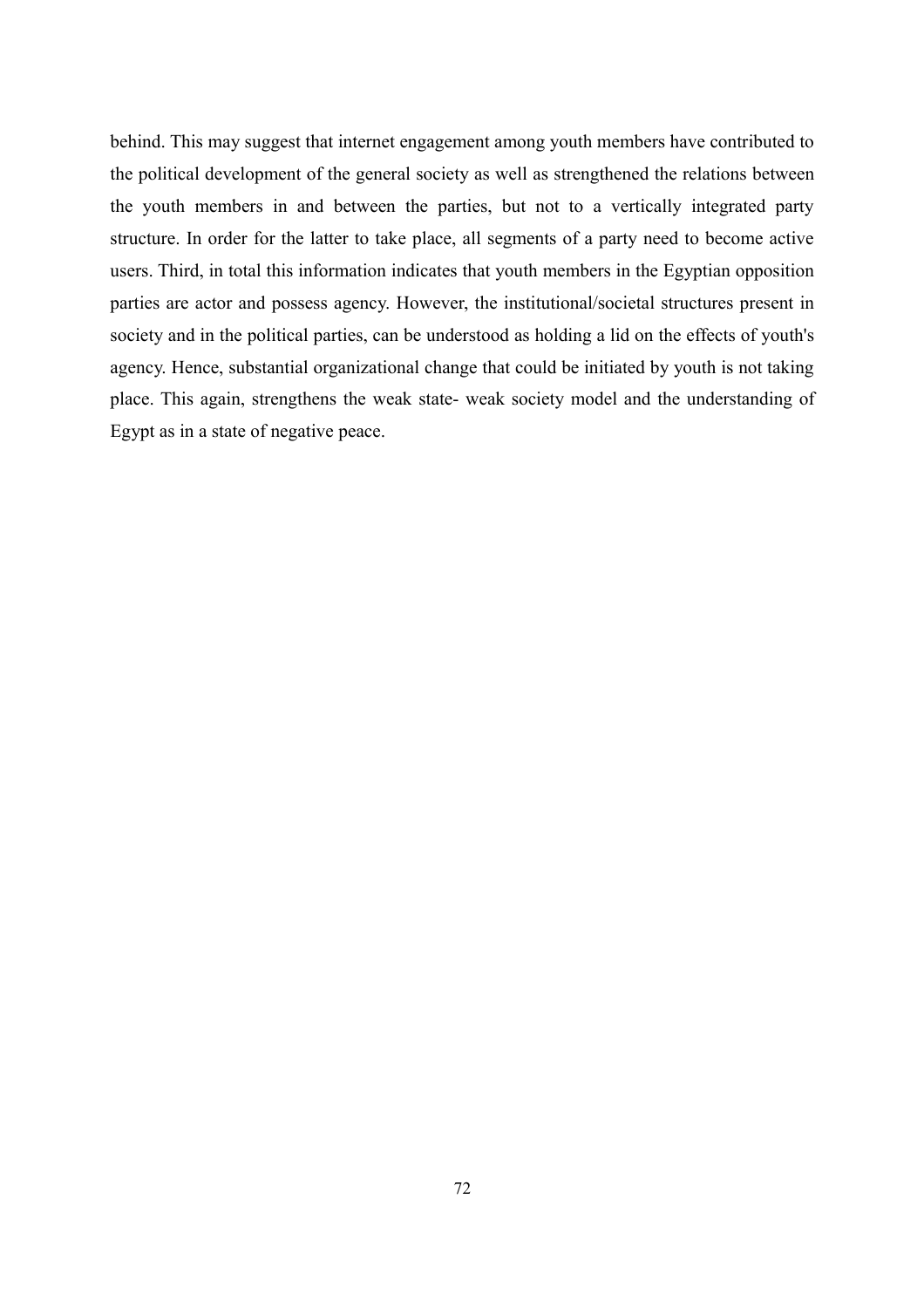behind. This may suggest that internet engagement among youth members have contributed to the political development of the general society as well as strengthened the relations between the youth members in and between the parties, but not to a vertically integrated party structure. In order for the latter to take place, all segments of a party need to become active users. Third, in total this information indicates that youth members in the Egyptian opposition parties are actor and possess agency. However, the institutional/societal structures present in society and in the political parties, can be understood as holding a lid on the effects of youth's agency. Hence, substantial organizational change that could be initiated by youth is not taking place. This again, strengthens the weak state- weak society model and the understanding of Egypt as in a state of negative peace.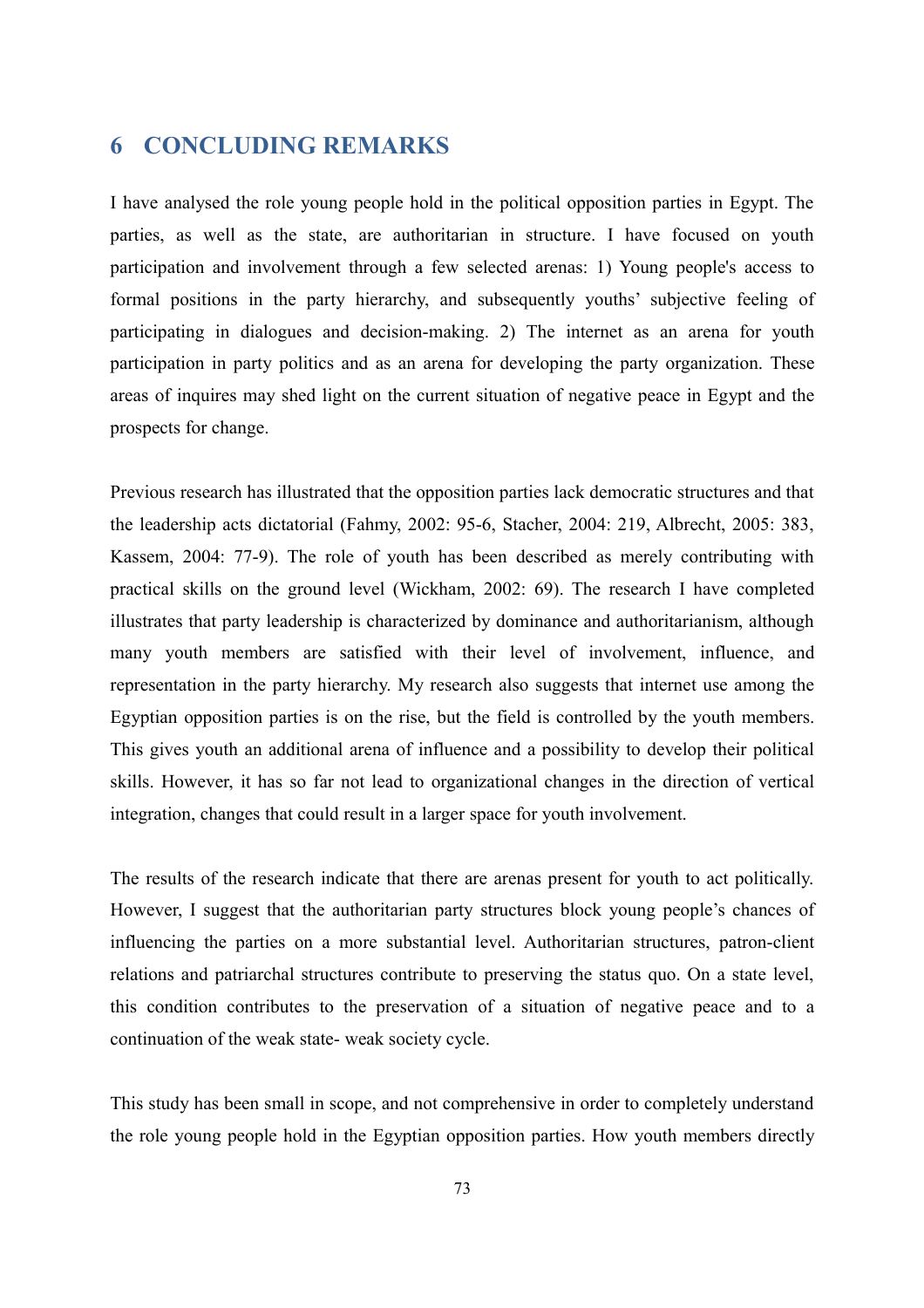# 6 CONCLUDING REMARKS

I have analysed the role young people hold in the political opposition parties in Egypt. The parties, as well as the state, are authoritarian in structure. I have focused on youth participation and involvement through a few selected arenas: 1) Young people's access to formal positions in the party hierarchy, and subsequently youths' subjective feeling of participating in dialogues and decision-making. 2) The internet as an arena for youth participation in party politics and as an arena for developing the party organization. These areas of inquires may shed light on the current situation of negative peace in Egypt and the prospects for change.

Previous research has illustrated that the opposition parties lack democratic structures and that the leadership acts dictatorial (Fahmy, 2002: 95-6, Stacher, 2004: 219, Albrecht, 2005: 383, Kassem, 2004: 77-9). The role of youth has been described as merely contributing with practical skills on the ground level (Wickham, 2002: 69). The research I have completed illustrates that party leadership is characterized by dominance and authoritarianism, although many youth members are satisfied with their level of involvement, influence, and representation in the party hierarchy. My research also suggests that internet use among the Egyptian opposition parties is on the rise, but the field is controlled by the youth members. This gives youth an additional arena of influence and a possibility to develop their political skills. However, it has so far not lead to organizational changes in the direction of vertical integration, changes that could result in a larger space for youth involvement.

The results of the research indicate that there are arenas present for youth to act politically. However, I suggest that the authoritarian party structures block young people's chances of influencing the parties on a more substantial level. Authoritarian structures, patron-client relations and patriarchal structures contribute to preserving the status quo. On a state level, this condition contributes to the preservation of a situation of negative peace and to a continuation of the weak state- weak society cycle.

This study has been small in scope, and not comprehensive in order to completely understand the role young people hold in the Egyptian opposition parties. How youth members directly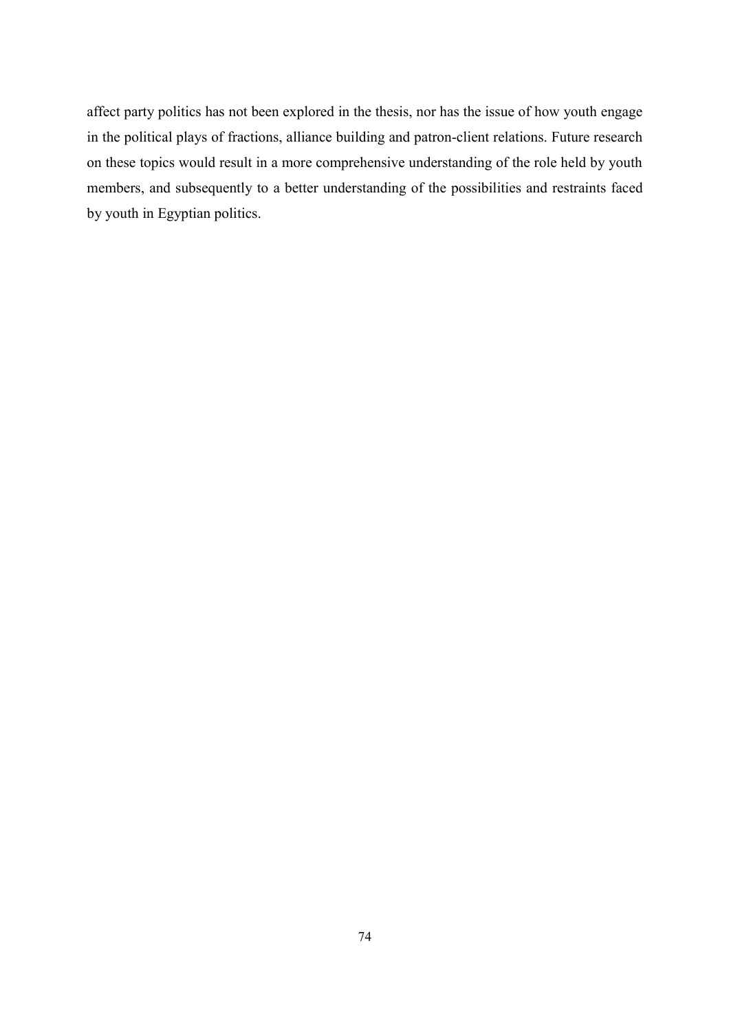affect party politics has not been explored in the thesis, nor has the issue of how youth engage in the political plays of fractions, alliance building and patron-client relations. Future research on these topics would result in a more comprehensive understanding of the role held by youth members, and subsequently to a better understanding of the possibilities and restraints faced by youth in Egyptian politics.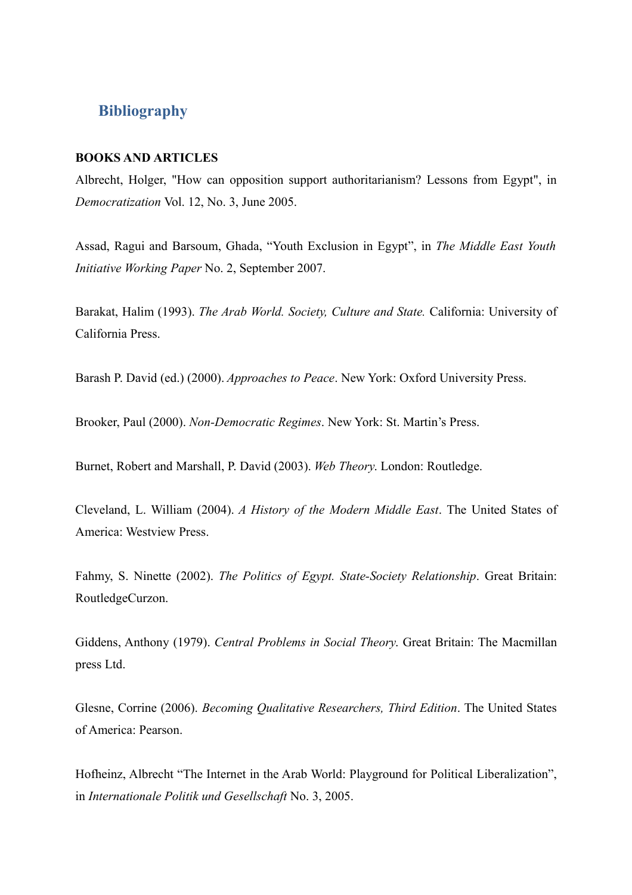## Bibliography

**BOOKS AND ARTICLES**

Albrecht, Holger, "How can opposition support authoritarianism? Lessons from Egypt", in *Democratization* Vol. 12, No. 3, June 2005.

Assad, Ragui and Barsoum, Ghada, "Youth Exclusion in Egypt", in *The Middle East Youth Initiative Working Paper* No. 2, September 2007.

Barakat, Halim (1993). *The Arab World. Society, Culture and State.* California: University of California Press.

Barash P. David (ed.) (2000). *Approaches to Peace*. New York: Oxford University Press.

Brooker, Paul (2000). *Non-Democratic Regimes*. New York: St. Martin's Press.

Burnet, Robert and Marshall, P. David (2003). *Web Theory*. London: Routledge.

Cleveland, L. William (2004). *A History of the Modern Middle East*. The United States of America: Westview Press.

Fahmy, S. Ninette (2002). *The Politics of Egypt. State-Society Relationship*. Great Britain: RoutledgeCurzon.

Giddens, Anthony (1979). *Central Problems in Social Theory*. Great Britain: The Macmillan press Ltd.

Glesne, Corrine (2006). *Becoming Qualitative Researchers, Third Edition*. The United States of America: Pearson.

Hofheinz, Albrecht "The Internet in the Arab World: Playground for Political Liberalization", in *Internationale Politik und Gesellschaft* No. 3, 2005.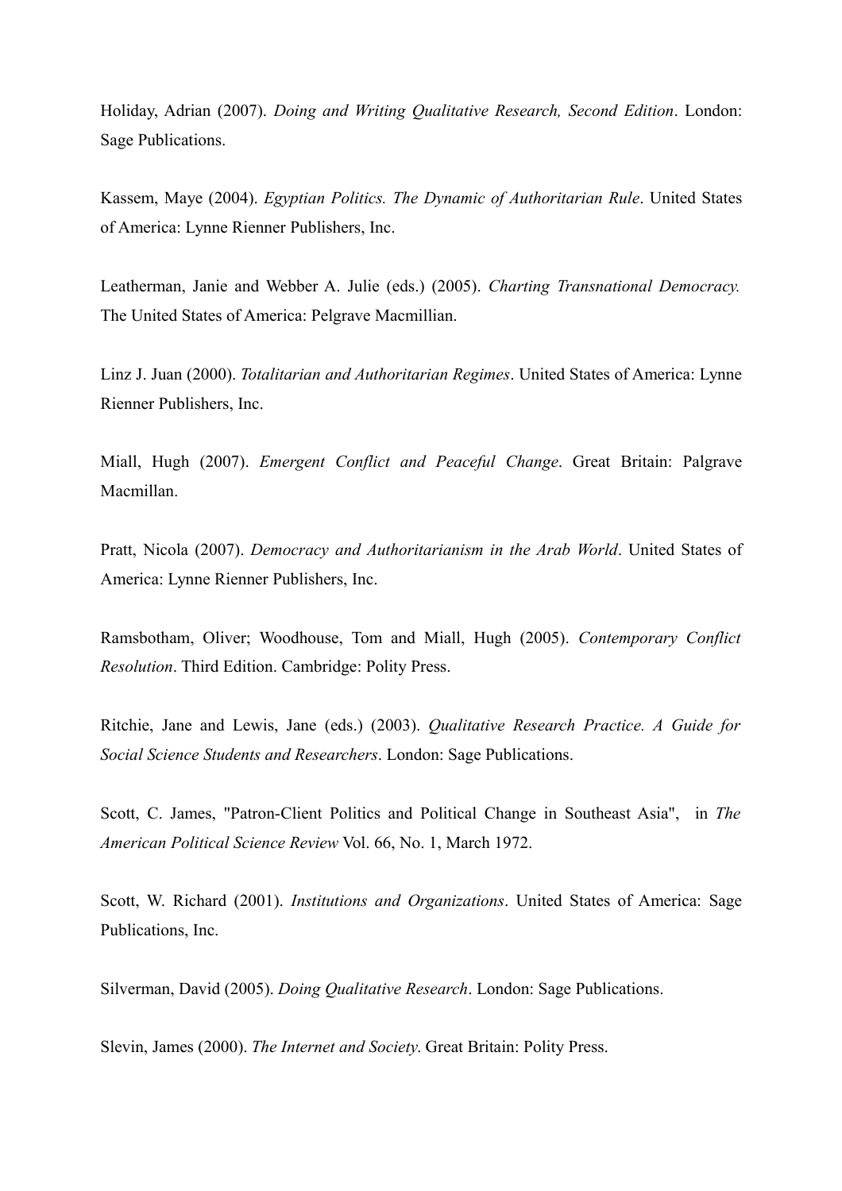Holiday, Adrian (2007). *Doing and Writing Qualitative Research, Second Edition*. London: Sage Publications.

Kassem, Maye (2004). *Egyptian Politics. The Dynamic of Authoritarian Rule*. United States of America: Lynne Rienner Publishers, Inc.

Leatherman, Janie and Webber A. Julie (eds.) (2005). *Charting Transnational Democracy.* The United States of America: Pelgrave Macmillian.

Linz J. Juan (2000). *Totalitarian and Authoritarian Regimes*. United States of America: Lynne Rienner Publishers, Inc.

Miall, Hugh (2007). *Emergent Conflict and Peaceful Change*. Great Britain: Palgrave Macmillan.

Pratt, Nicola (2007). *Democracy and Authoritarianism in the Arab World*. United States of America: Lynne Rienner Publishers, Inc.

Ramsbotham, Oliver; Woodhouse, Tom and Miall, Hugh (2005). *Contemporary Conflict Resolution*. Third Edition. Cambridge: Polity Press.

Ritchie, Jane and Lewis, Jane (eds.) (2003). *Qualitative Research Practice. A Guide for Social Science Students and Researchers*. London: Sage Publications.

Scott, C. James, "Patron-Client Politics and Political Change in Southeast Asia", in *The American Political Science Review* Vol. 66, No. 1, March 1972.

Scott, W. Richard (2001). *Institutions and Organizations*. United States of America: Sage Publications, Inc.

Silverman, David (2005). *Doing Qualitative Research*. London: Sage Publications.

Slevin, James (2000). *The Internet and Society.* Great Britain: Polity Press.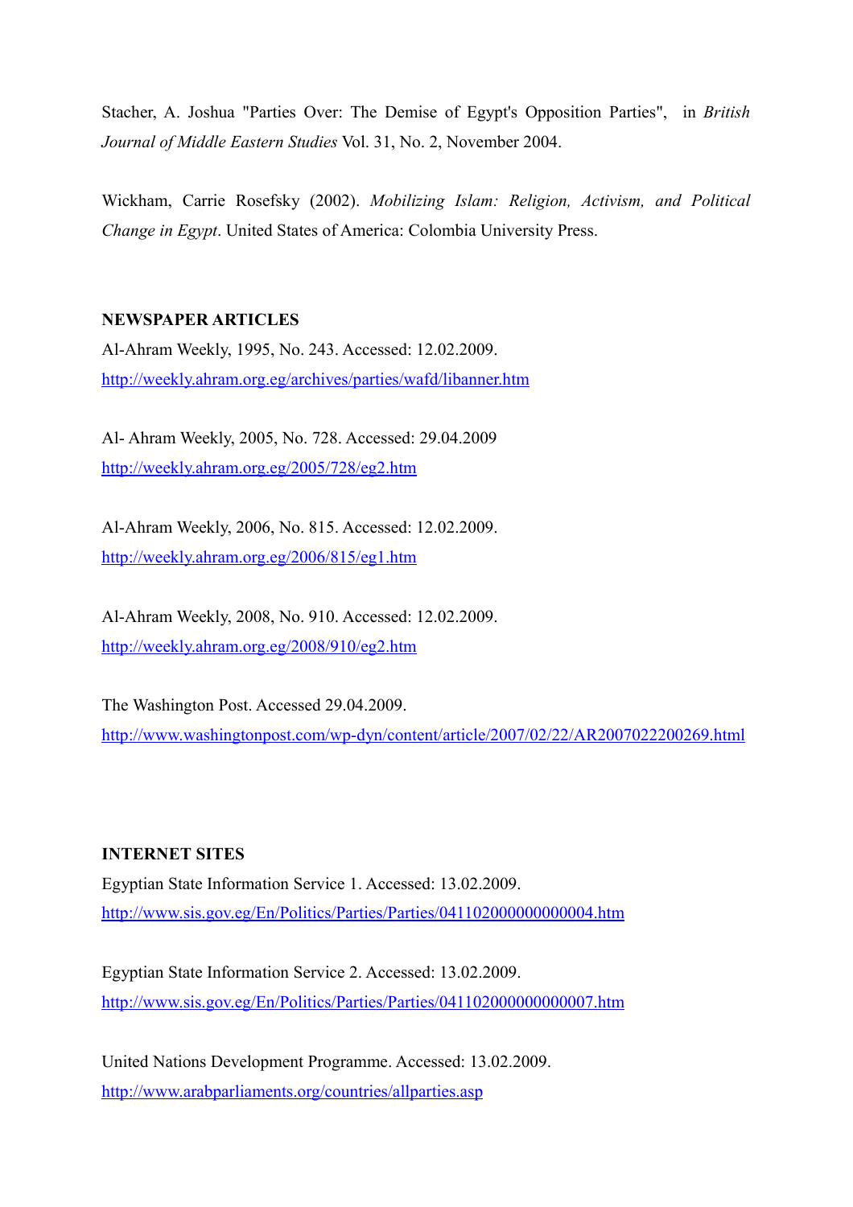Stacher, A. Joshua "Parties Over: The Demise of Egypt's Opposition Parties", in *British Journal of Middle Eastern Studies* Vol. 31, No. 2, November 2004.

Wickham, Carrie Rosefsky (2002). *Mobilizing Islam: Religion, Activism, and Political Change in Egypt*. United States of America: Colombia University Press.

**NEWSPAPER ARTICLES**

Al-Ahram Weekly, 1995, No. 243. Accessed: 12.02.2009.
http://weekly.ahram.org.eg/archives/parties/wafd/libanner.htm

Al- Ahram Weekly, 2005, No. 728. Accessed: 29.04.2009
http://weekly.ahram.org.eg/2005/728/eg2.htm

Al-Ahram Weekly, 2006, No. 815. Accessed: 12.02.2009.
http://weekly.ahram.org.eg/2006/815/eg1.htm

Al-Ahram Weekly, 2008, No. 910. Accessed: 12.02.2009.
http://weekly.ahram.org.eg/2008/910/eg2.htm

The Washington Post. Accessed 29.04.2009.
http://www.washingtonpost.com/wp-dyn/content/article/2007/02/22/AR2007022200269.html

**INTERNET SITES**

Egyptian State Information Service 1. Accessed: 13.02.2009.
http://www.sis.gov.eg/En/Politics/Parties/Parties/041102000000000004.htm

Egyptian State Information Service 2. Accessed: 13.02.2009.
http://www.sis.gov.eg/En/Politics/Parties/Parties/041102000000000007.htm

United Nations Development Programme. Accessed: 13.02.2009.
http://www.arabparliaments.org/countries/allparties.asp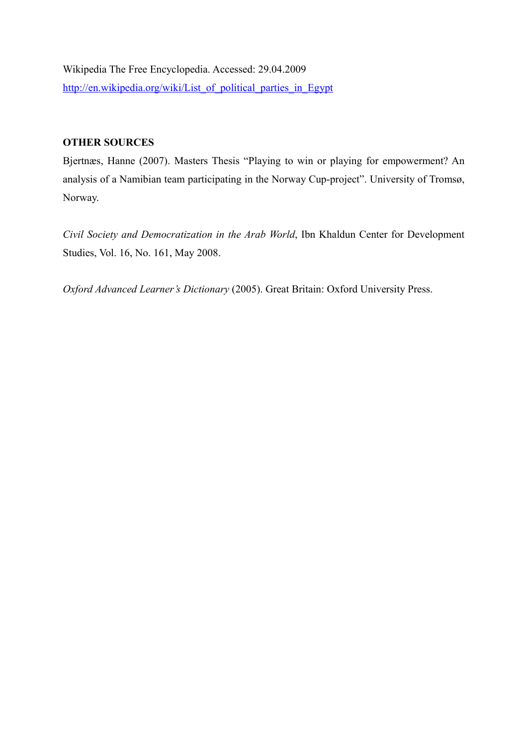Wikipedia The Free Encyclopedia. Accessed: 29.04.2009
http://en.wikipedia.org/wiki/List_of_political_parties_in_Egypt

**OTHER SOURCES**

Bjertnæs, Hanne (2007). Masters Thesis "Playing to win or playing for empowerment? An analysis of a Namibian team participating in the Norway Cup-project". University of Tromsø, Norway.

*Civil Society and Democratization in the Arab World*, Ibn Khaldun Center for Development Studies, Vol. 16, No. 161, May 2008.

*Oxford Advanced Learner's Dictionary* (2005). Great Britain: Oxford University Press.